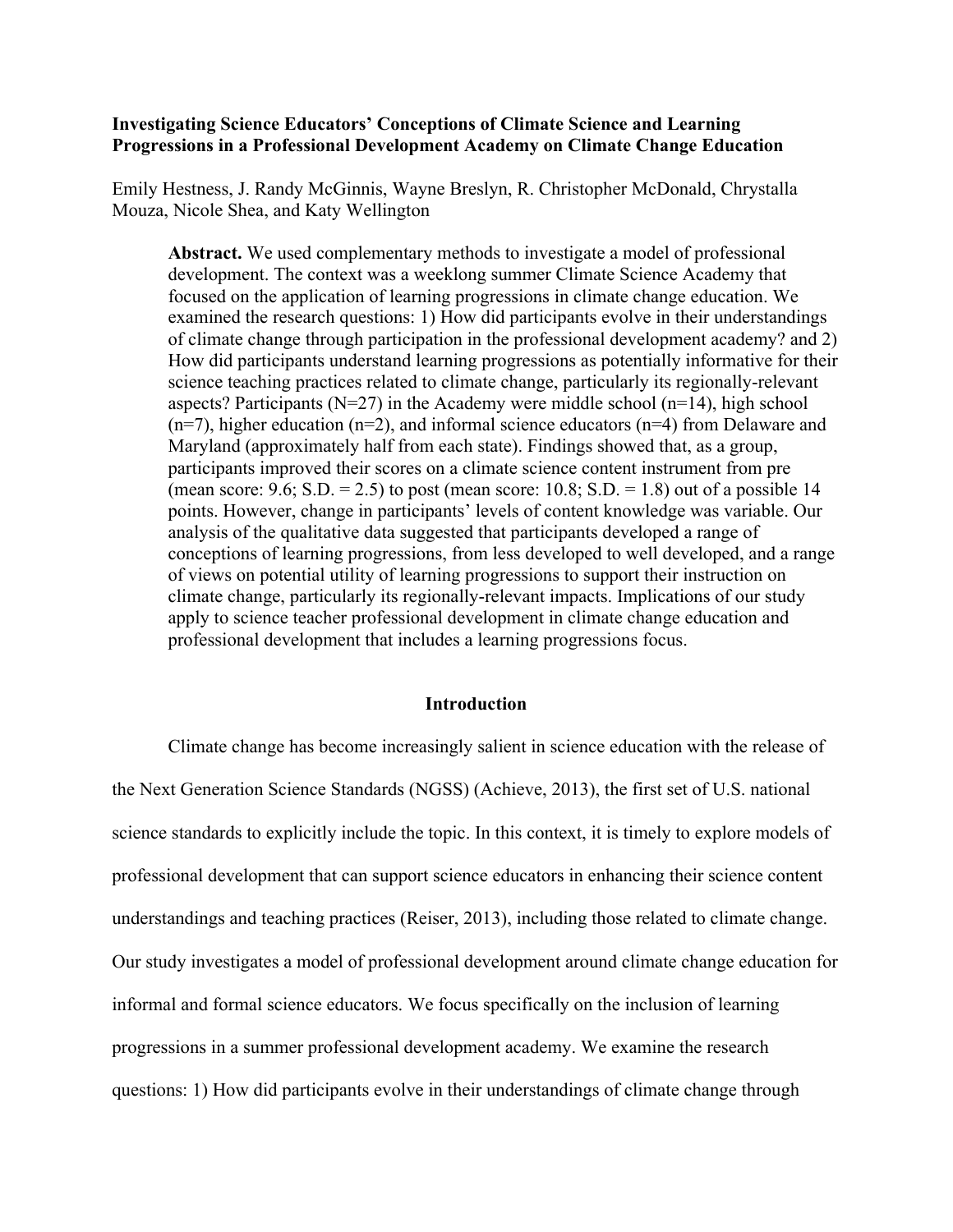**Investigating Science Educators' Conceptions of Climate Science and Learning Progressions in a Professional Development Academy on Climate Change Education**

Emily Hestness, J. Randy McGinnis, Wayne Breslyn, R. Christopher McDonald, Chrystalla Mouza, Nicole Shea, and Katy Wellington

> **Abstract.** We used complementary methods to investigate a model of professional development. The context was a weeklong summer Climate Science Academy that focused on the application of learning progressions in climate change education. We examined the research questions: 1) How did participants evolve in their understandings of climate change through participation in the professional development academy? and 2) How did participants understand learning progressions as potentially informative for their science teaching practices related to climate change, particularly its regionally-relevant aspects? Participants (N=27) in the Academy were middle school (n=14), high school (n=7), higher education (n=2), and informal science educators (n=4) from Delaware and Maryland (approximately half from each state). Findings showed that, as a group, participants improved their scores on a climate science content instrument from pre (mean score: 9.6; S.D. = 2.5) to post (mean score: 10.8; S.D. = 1.8) out of a possible 14 points. However, change in participants' levels of content knowledge was variable. Our analysis of the qualitative data suggested that participants developed a range of conceptions of learning progressions, from less developed to well developed, and a range of views on potential utility of learning progressions to support their instruction on climate change, particularly its regionally-relevant impacts. Implications of our study apply to science teacher professional development in climate change education and professional development that includes a learning progressions focus.

## Introduction

Climate change has become increasingly salient in science education with the release of the Next Generation Science Standards (NGSS) (Achieve, 2013), the first set of U.S. national science standards to explicitly include the topic. In this context, it is timely to explore models of professional development that can support science educators in enhancing their science content understandings and teaching practices (Reiser, 2013), including those related to climate change. Our study investigates a model of professional development around climate change education for informal and formal science educators. We focus specifically on the inclusion of learning progressions in a summer professional development academy. We examine the research questions: 1) How did participants evolve in their understandings of climate change through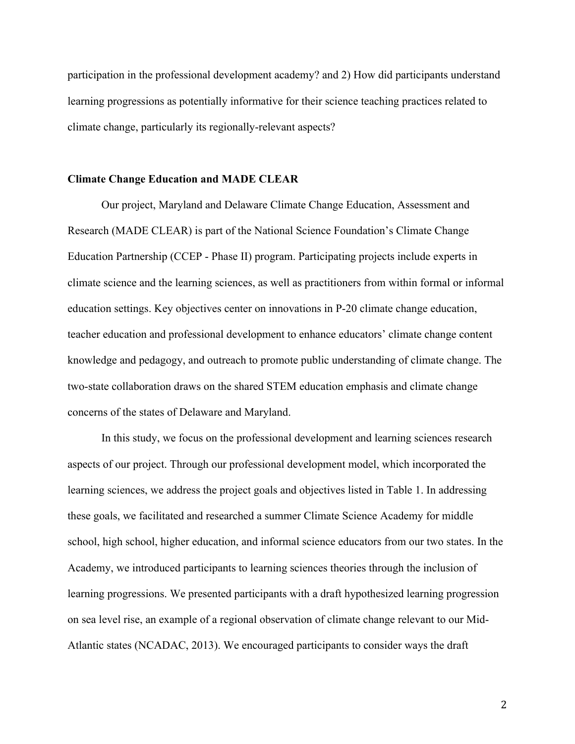participation in the professional development academy? and 2) How did participants understand learning progressions as potentially informative for their science teaching practices related to climate change, particularly its regionally-relevant aspects?

## Climate Change Education and MADE CLEAR

Our project, Maryland and Delaware Climate Change Education, Assessment and Research (MADE CLEAR) is part of the National Science Foundation's Climate Change Education Partnership (CCEP - Phase II) program. Participating projects include experts in climate science and the learning sciences, as well as practitioners from within formal or informal education settings. Key objectives center on innovations in P-20 climate change education, teacher education and professional development to enhance educators' climate change content knowledge and pedagogy, and outreach to promote public understanding of climate change. The two-state collaboration draws on the shared STEM education emphasis and climate change concerns of the states of Delaware and Maryland.

In this study, we focus on the professional development and learning sciences research aspects of our project. Through our professional development model, which incorporated the learning sciences, we address the project goals and objectives listed in Table 1. In addressing these goals, we facilitated and researched a summer Climate Science Academy for middle school, high school, higher education, and informal science educators from our two states. In the Academy, we introduced participants to learning sciences theories through the inclusion of learning progressions. We presented participants with a draft hypothesized learning progression on sea level rise, an example of a regional observation of climate change relevant to our Mid-Atlantic states (NCADAC, 2013). We encouraged participants to consider ways the draft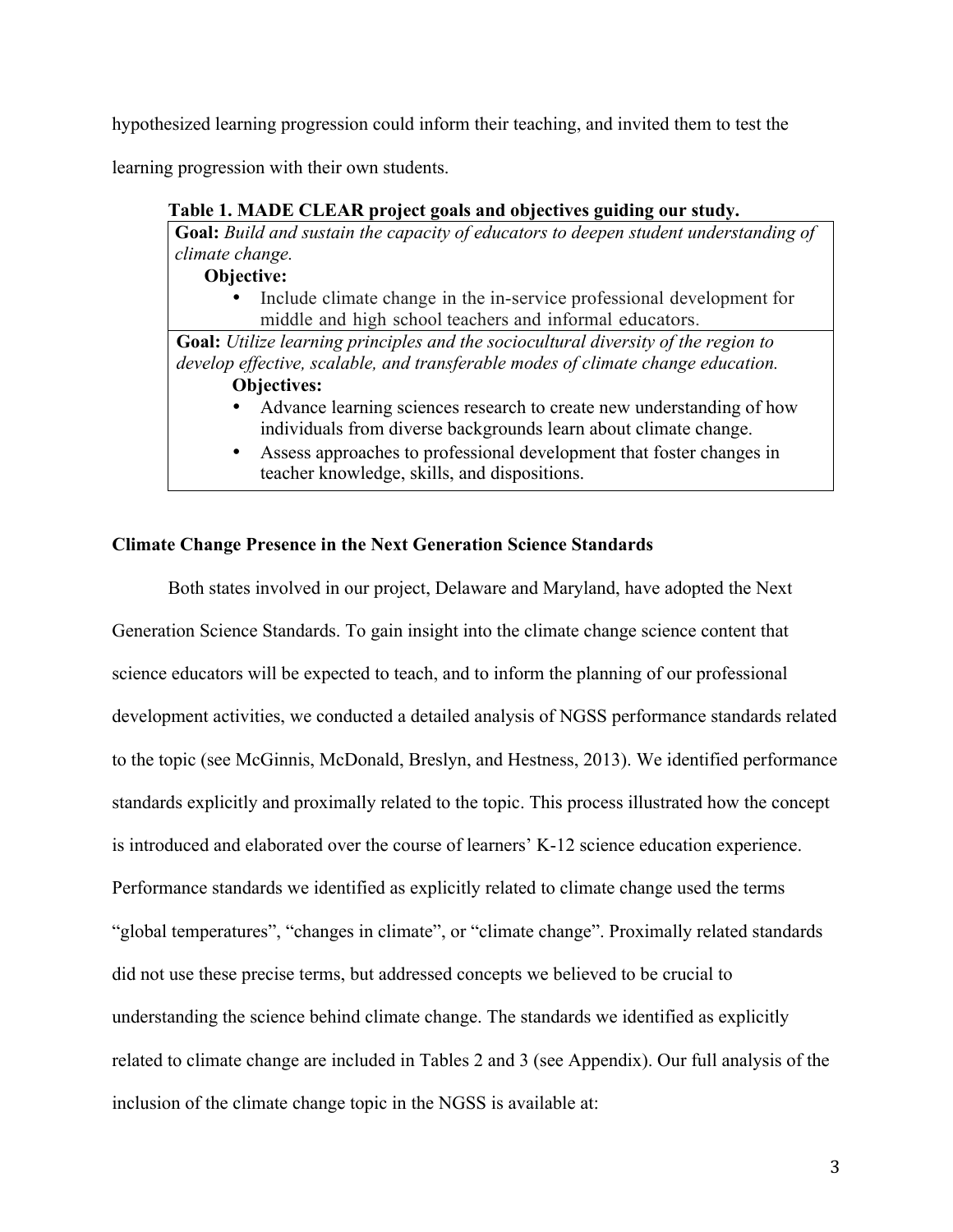hypothesized learning progression could inform their teaching, and invited them to test the learning progression with their own students.

**Table 1. MADE CLEAR project goals and objectives guiding our study.**

| |
|---|
| **Goal:** *Build and sustain the capacity of educators to deepen student understanding of climate change.*<br>**Objective:**<br>• Include climate change in the in-service professional development for middle and high school teachers and informal educators. |
| **Goal:** *Utilize learning principles and the sociocultural diversity of the region to develop effective, scalable, and transferable modes of climate change education.*<br>**Objectives:**<br>• Advance learning sciences research to create new understanding of how individuals from diverse backgrounds learn about climate change.<br>• Assess approaches to professional development that foster changes in teacher knowledge, skills, and dispositions. |

**Climate Change Presence in the Next Generation Science Standards**

Both states involved in our project, Delaware and Maryland, have adopted the Next Generation Science Standards. To gain insight into the climate change science content that science educators will be expected to teach, and to inform the planning of our professional development activities, we conducted a detailed analysis of NGSS performance standards related to the topic (see McGinnis, McDonald, Breslyn, and Hestness, 2013). We identified performance standards explicitly and proximally related to the topic. This process illustrated how the concept is introduced and elaborated over the course of learners' K-12 science education experience. Performance standards we identified as explicitly related to climate change used the terms "global temperatures", "changes in climate", or "climate change". Proximally related standards did not use these precise terms, but addressed concepts we believed to be crucial to understanding the science behind climate change. The standards we identified as explicitly related to climate change are included in Tables 2 and 3 (see Appendix). Our full analysis of the inclusion of the climate change topic in the NGSS is available at: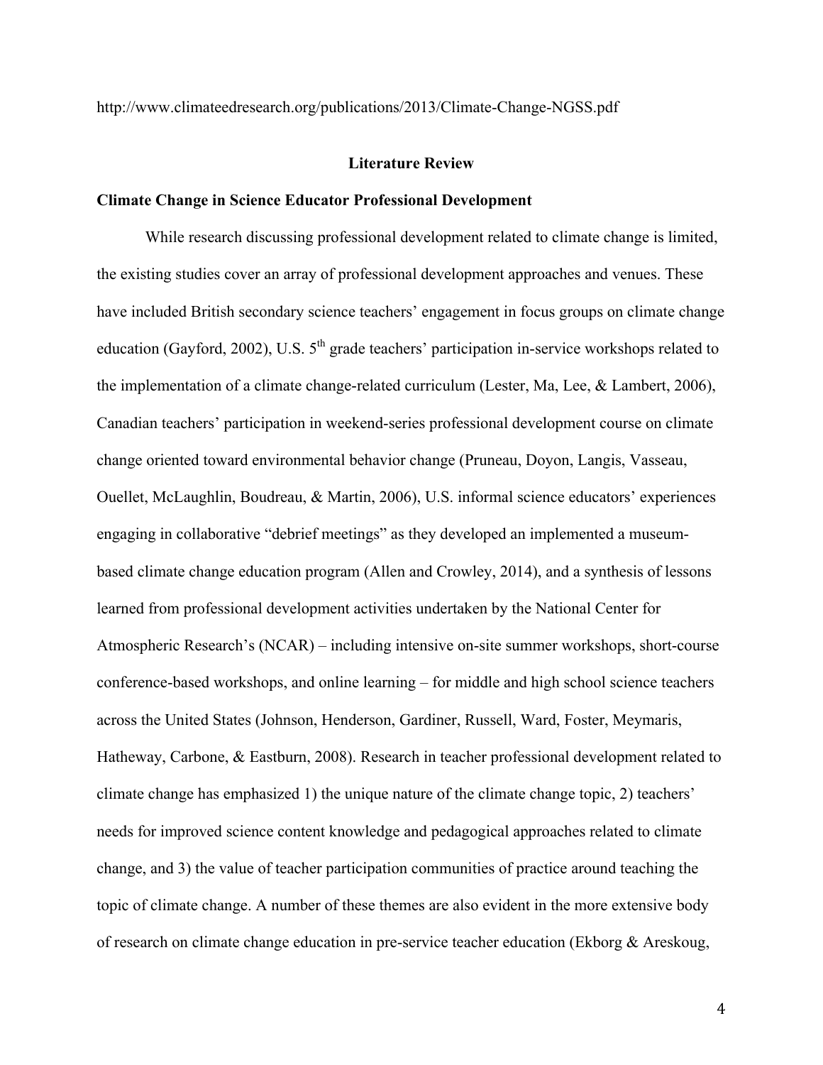http://www.climateedresearch.org/publications/2013/Climate-Change-NGSS.pdf

## Literature Review

### Climate Change in Science Educator Professional Development

While research discussing professional development related to climate change is limited, the existing studies cover an array of professional development approaches and venues. These have included British secondary science teachers' engagement in focus groups on climate change education (Gayford, 2002), U.S. 5th grade teachers' participation in-service workshops related to the implementation of a climate change-related curriculum (Lester, Ma, Lee, & Lambert, 2006), Canadian teachers' participation in weekend-series professional development course on climate change oriented toward environmental behavior change (Pruneau, Doyon, Langis, Vasseau, Ouellet, McLaughlin, Boudreau, & Martin, 2006), U.S. informal science educators' experiences engaging in collaborative "debrief meetings" as they developed an implemented a museum-based climate change education program (Allen and Crowley, 2014), and a synthesis of lessons learned from professional development activities undertaken by the National Center for Atmospheric Research's (NCAR) – including intensive on-site summer workshops, short-course conference-based workshops, and online learning – for middle and high school science teachers across the United States (Johnson, Henderson, Gardiner, Russell, Ward, Foster, Meymaris, Hatheway, Carbone, & Eastburn, 2008). Research in teacher professional development related to climate change has emphasized 1) the unique nature of the climate change topic, 2) teachers' needs for improved science content knowledge and pedagogical approaches related to climate change, and 3) the value of teacher participation communities of practice around teaching the topic of climate change. A number of these themes are also evident in the more extensive body of research on climate change education in pre-service teacher education (Ekborg & Areskoug,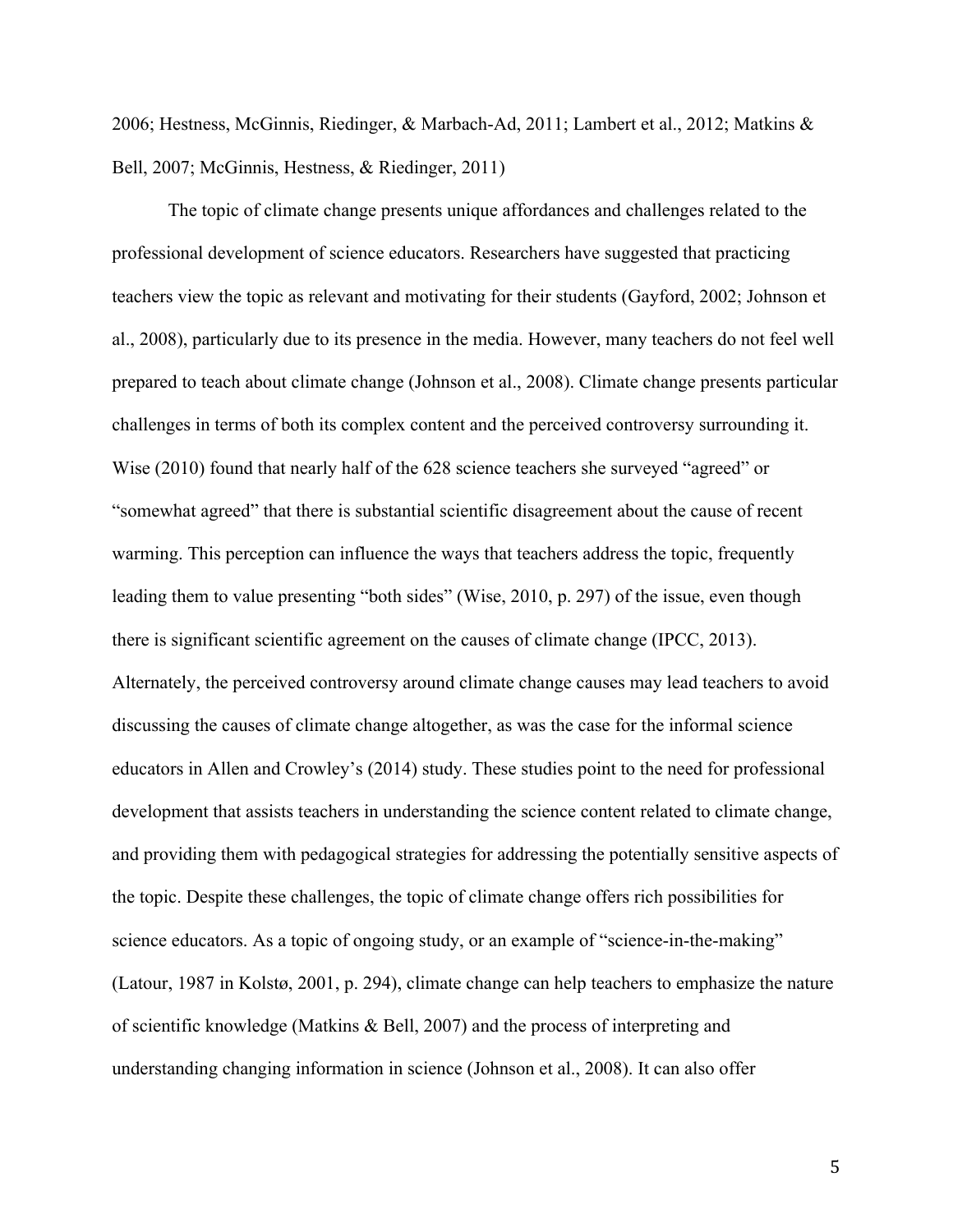2006; Hestness, McGinnis, Riedinger, & Marbach-Ad, 2011; Lambert et al., 2012; Matkins & Bell, 2007; McGinnis, Hestness, & Riedinger, 2011)

The topic of climate change presents unique affordances and challenges related to the professional development of science educators. Researchers have suggested that practicing teachers view the topic as relevant and motivating for their students (Gayford, 2002; Johnson et al., 2008), particularly due to its presence in the media. However, many teachers do not feel well prepared to teach about climate change (Johnson et al., 2008). Climate change presents particular challenges in terms of both its complex content and the perceived controversy surrounding it. Wise (2010) found that nearly half of the 628 science teachers she surveyed "agreed" or "somewhat agreed" that there is substantial scientific disagreement about the cause of recent warming. This perception can influence the ways that teachers address the topic, frequently leading them to value presenting "both sides" (Wise, 2010, p. 297) of the issue, even though there is significant scientific agreement on the causes of climate change (IPCC, 2013). Alternately, the perceived controversy around climate change causes may lead teachers to avoid discussing the causes of climate change altogether, as was the case for the informal science educators in Allen and Crowley's (2014) study. These studies point to the need for professional development that assists teachers in understanding the science content related to climate change, and providing them with pedagogical strategies for addressing the potentially sensitive aspects of the topic. Despite these challenges, the topic of climate change offers rich possibilities for science educators. As a topic of ongoing study, or an example of "science-in-the-making" (Latour, 1987 in Kolstø, 2001, p. 294), climate change can help teachers to emphasize the nature of scientific knowledge (Matkins & Bell, 2007) and the process of interpreting and understanding changing information in science (Johnson et al., 2008). It can also offer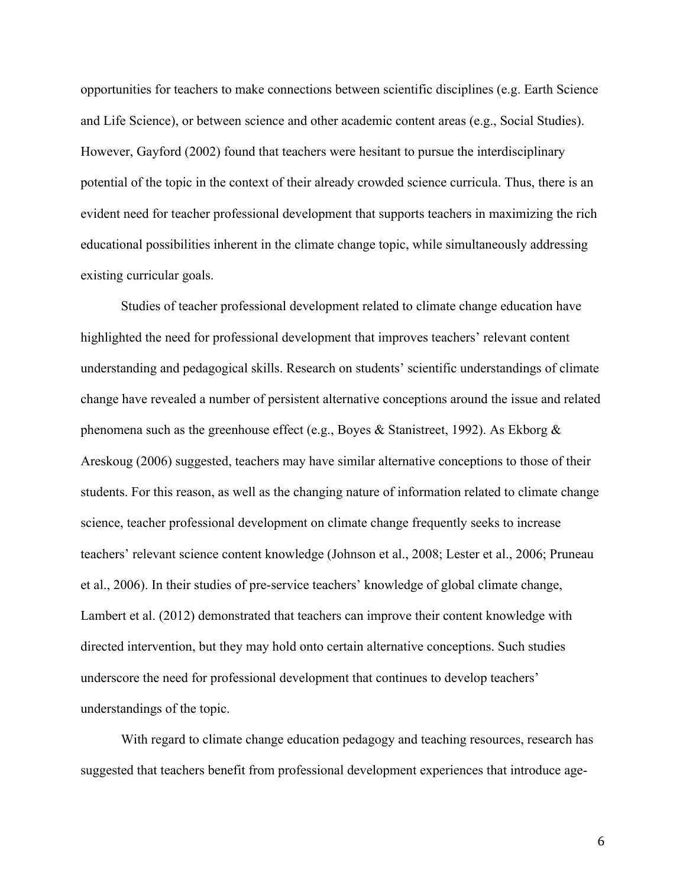opportunities for teachers to make connections between scientific disciplines (e.g. Earth Science and Life Science), or between science and other academic content areas (e.g., Social Studies). However, Gayford (2002) found that teachers were hesitant to pursue the interdisciplinary potential of the topic in the context of their already crowded science curricula. Thus, there is an evident need for teacher professional development that supports teachers in maximizing the rich educational possibilities inherent in the climate change topic, while simultaneously addressing existing curricular goals.

Studies of teacher professional development related to climate change education have highlighted the need for professional development that improves teachers' relevant content understanding and pedagogical skills. Research on students' scientific understandings of climate change have revealed a number of persistent alternative conceptions around the issue and related phenomena such as the greenhouse effect (e.g., Boyes & Stanistreet, 1992). As Ekborg & Areskoug (2006) suggested, teachers may have similar alternative conceptions to those of their students. For this reason, as well as the changing nature of information related to climate change science, teacher professional development on climate change frequently seeks to increase teachers' relevant science content knowledge (Johnson et al., 2008; Lester et al., 2006; Pruneau et al., 2006). In their studies of pre-service teachers' knowledge of global climate change, Lambert et al. (2012) demonstrated that teachers can improve their content knowledge with directed intervention, but they may hold onto certain alternative conceptions. Such studies underscore the need for professional development that continues to develop teachers' understandings of the topic.

With regard to climate change education pedagogy and teaching resources, research has suggested that teachers benefit from professional development experiences that introduce age-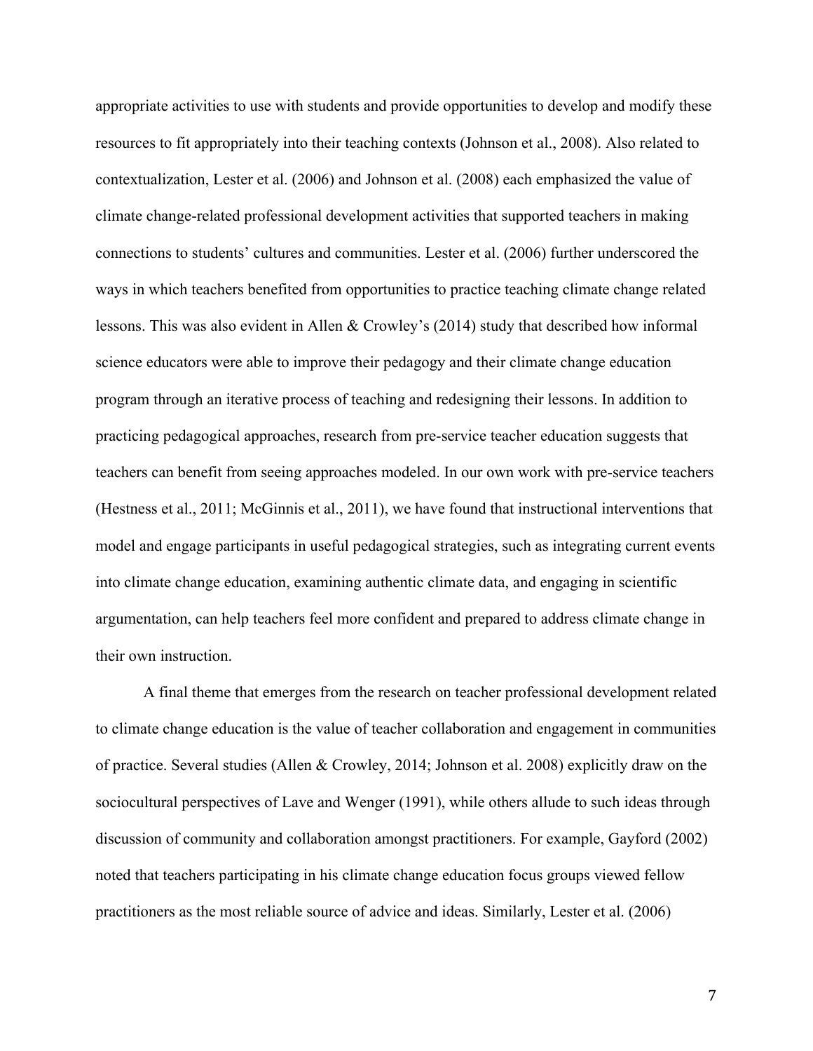appropriate activities to use with students and provide opportunities to develop and modify these resources to fit appropriately into their teaching contexts (Johnson et al., 2008). Also related to contextualization, Lester et al. (2006) and Johnson et al. (2008) each emphasized the value of climate change-related professional development activities that supported teachers in making connections to students' cultures and communities. Lester et al. (2006) further underscored the ways in which teachers benefited from opportunities to practice teaching climate change related lessons. This was also evident in Allen & Crowley's (2014) study that described how informal science educators were able to improve their pedagogy and their climate change education program through an iterative process of teaching and redesigning their lessons. In addition to practicing pedagogical approaches, research from pre-service teacher education suggests that teachers can benefit from seeing approaches modeled. In our own work with pre-service teachers (Hestness et al., 2011; McGinnis et al., 2011), we have found that instructional interventions that model and engage participants in useful pedagogical strategies, such as integrating current events into climate change education, examining authentic climate data, and engaging in scientific argumentation, can help teachers feel more confident and prepared to address climate change in their own instruction.

A final theme that emerges from the research on teacher professional development related to climate change education is the value of teacher collaboration and engagement in communities of practice. Several studies (Allen & Crowley, 2014; Johnson et al. 2008) explicitly draw on the sociocultural perspectives of Lave and Wenger (1991), while others allude to such ideas through discussion of community and collaboration amongst practitioners. For example, Gayford (2002) noted that teachers participating in his climate change education focus groups viewed fellow practitioners as the most reliable source of advice and ideas. Similarly, Lester et al. (2006)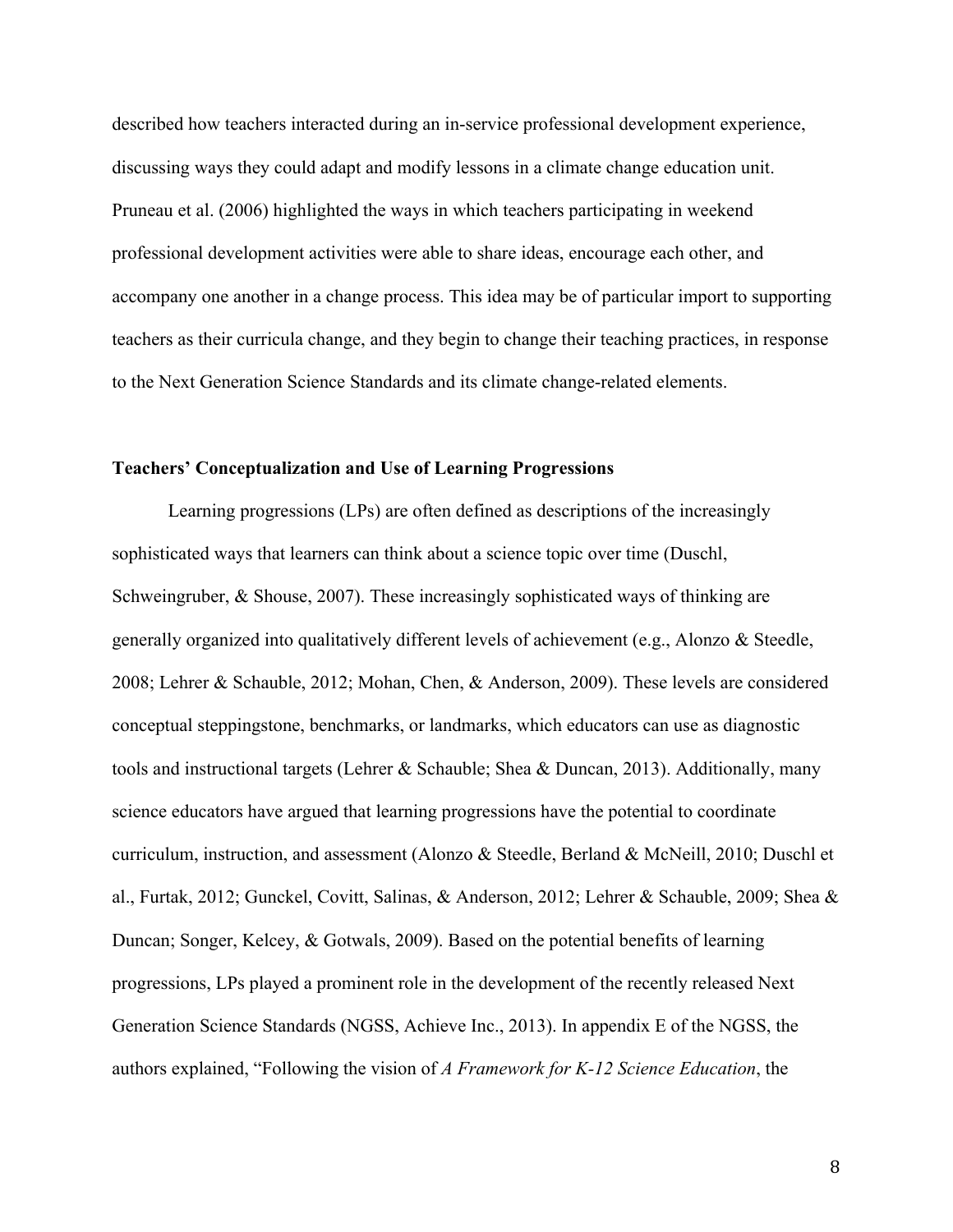described how teachers interacted during an in-service professional development experience, discussing ways they could adapt and modify lessons in a climate change education unit. Pruneau et al. (2006) highlighted the ways in which teachers participating in weekend professional development activities were able to share ideas, encourage each other, and accompany one another in a change process. This idea may be of particular import to supporting teachers as their curricula change, and they begin to change their teaching practices, in response to the Next Generation Science Standards and its climate change-related elements.

### Teachers' Conceptualization and Use of Learning Progressions

Learning progressions (LPs) are often defined as descriptions of the increasingly sophisticated ways that learners can think about a science topic over time (Duschl, Schweingruber, & Shouse, 2007). These increasingly sophisticated ways of thinking are generally organized into qualitatively different levels of achievement (e.g., Alonzo & Steedle, 2008; Lehrer & Schauble, 2012; Mohan, Chen, & Anderson, 2009). These levels are considered conceptual steppingstone, benchmarks, or landmarks, which educators can use as diagnostic tools and instructional targets (Lehrer & Schauble; Shea & Duncan, 2013). Additionally, many science educators have argued that learning progressions have the potential to coordinate curriculum, instruction, and assessment (Alonzo & Steedle, Berland & McNeill, 2010; Duschl et al., Furtak, 2012; Gunckel, Covitt, Salinas, & Anderson, 2012; Lehrer & Schauble, 2009; Shea & Duncan; Songer, Kelcey, & Gotwals, 2009). Based on the potential benefits of learning progressions, LPs played a prominent role in the development of the recently released Next Generation Science Standards (NGSS, Achieve Inc., 2013). In appendix E of the NGSS, the authors explained, "Following the vision of *A Framework for K-12 Science Education*, the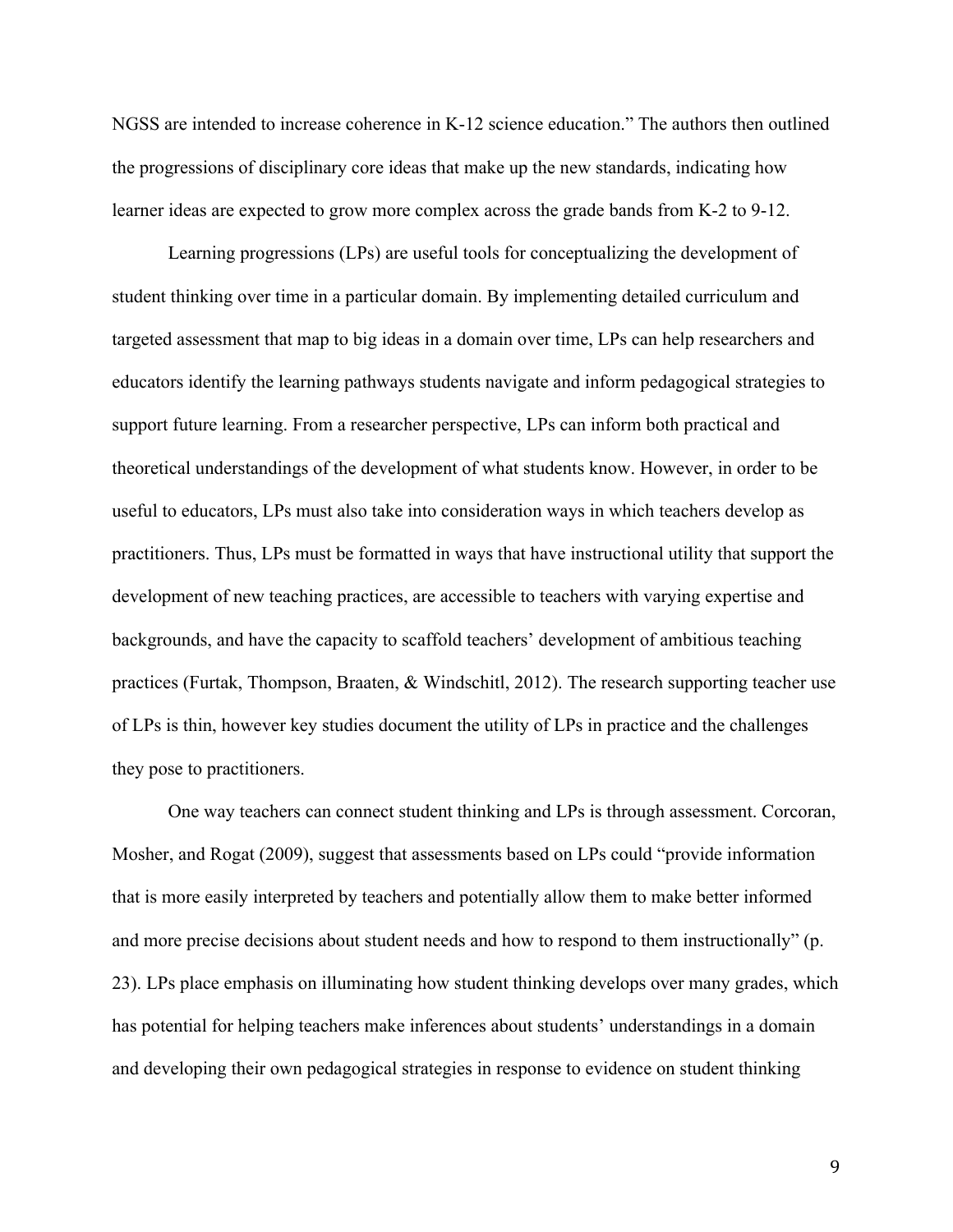NGSS are intended to increase coherence in K-12 science education." The authors then outlined the progressions of disciplinary core ideas that make up the new standards, indicating how learner ideas are expected to grow more complex across the grade bands from K-2 to 9-12.

Learning progressions (LPs) are useful tools for conceptualizing the development of student thinking over time in a particular domain. By implementing detailed curriculum and targeted assessment that map to big ideas in a domain over time, LPs can help researchers and educators identify the learning pathways students navigate and inform pedagogical strategies to support future learning. From a researcher perspective, LPs can inform both practical and theoretical understandings of the development of what students know. However, in order to be useful to educators, LPs must also take into consideration ways in which teachers develop as practitioners. Thus, LPs must be formatted in ways that have instructional utility that support the development of new teaching practices, are accessible to teachers with varying expertise and backgrounds, and have the capacity to scaffold teachers' development of ambitious teaching practices (Furtak, Thompson, Braaten, & Windschitl, 2012). The research supporting teacher use of LPs is thin, however key studies document the utility of LPs in practice and the challenges they pose to practitioners.

One way teachers can connect student thinking and LPs is through assessment. Corcoran, Mosher, and Rogat (2009), suggest that assessments based on LPs could "provide information that is more easily interpreted by teachers and potentially allow them to make better informed and more precise decisions about student needs and how to respond to them instructionally" (p. 23). LPs place emphasis on illuminating how student thinking develops over many grades, which has potential for helping teachers make inferences about students' understandings in a domain and developing their own pedagogical strategies in response to evidence on student thinking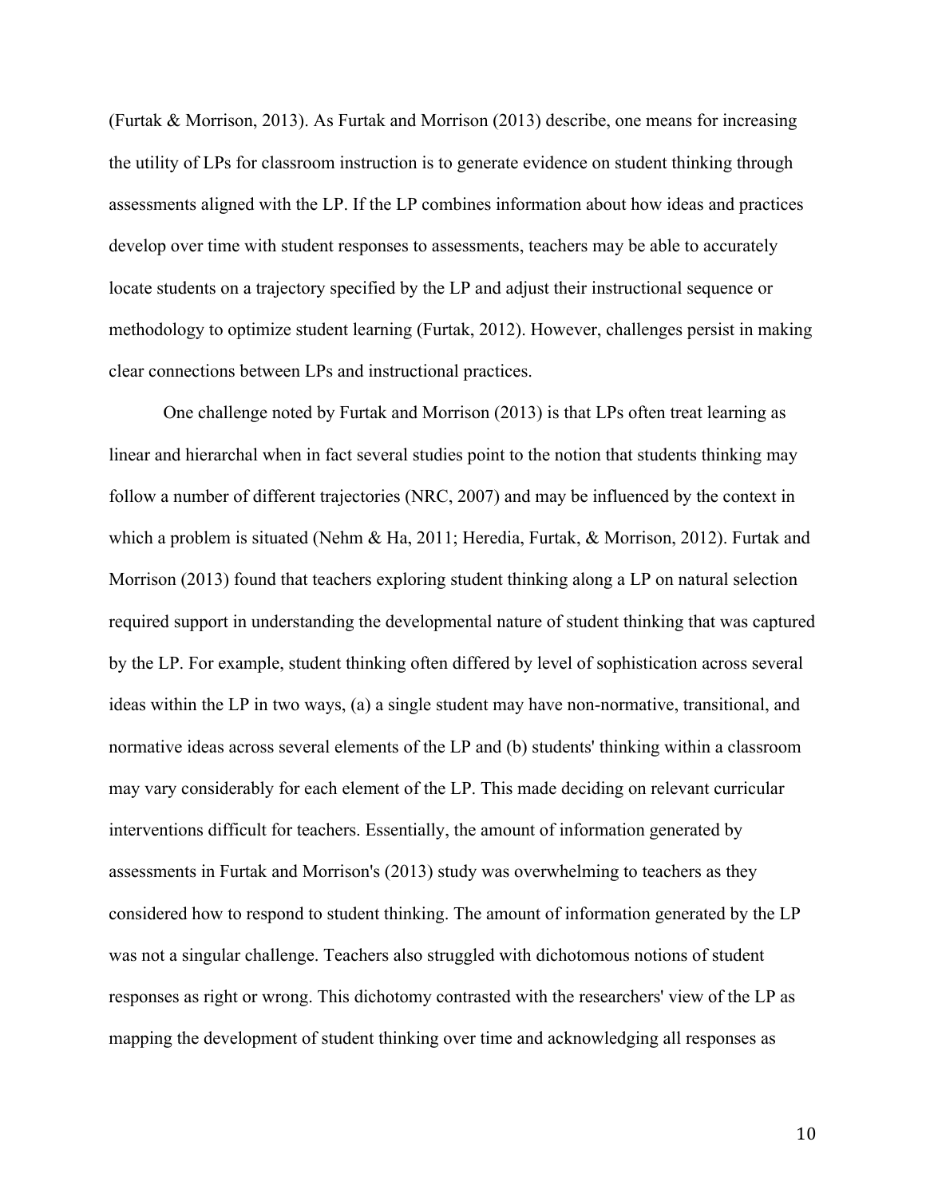(Furtak & Morrison, 2013). As Furtak and Morrison (2013) describe, one means for increasing the utility of LPs for classroom instruction is to generate evidence on student thinking through assessments aligned with the LP. If the LP combines information about how ideas and practices develop over time with student responses to assessments, teachers may be able to accurately locate students on a trajectory specified by the LP and adjust their instructional sequence or methodology to optimize student learning (Furtak, 2012). However, challenges persist in making clear connections between LPs and instructional practices.

One challenge noted by Furtak and Morrison (2013) is that LPs often treat learning as linear and hierarchal when in fact several studies point to the notion that students thinking may follow a number of different trajectories (NRC, 2007) and may be influenced by the context in which a problem is situated (Nehm & Ha, 2011; Heredia, Furtak, & Morrison, 2012). Furtak and Morrison (2013) found that teachers exploring student thinking along a LP on natural selection required support in understanding the developmental nature of student thinking that was captured by the LP. For example, student thinking often differed by level of sophistication across several ideas within the LP in two ways, (a) a single student may have non-normative, transitional, and normative ideas across several elements of the LP and (b) students' thinking within a classroom may vary considerably for each element of the LP. This made deciding on relevant curricular interventions difficult for teachers. Essentially, the amount of information generated by assessments in Furtak and Morrison's (2013) study was overwhelming to teachers as they considered how to respond to student thinking. The amount of information generated by the LP was not a singular challenge. Teachers also struggled with dichotomous notions of student responses as right or wrong. This dichotomy contrasted with the researchers' view of the LP as mapping the development of student thinking over time and acknowledging all responses as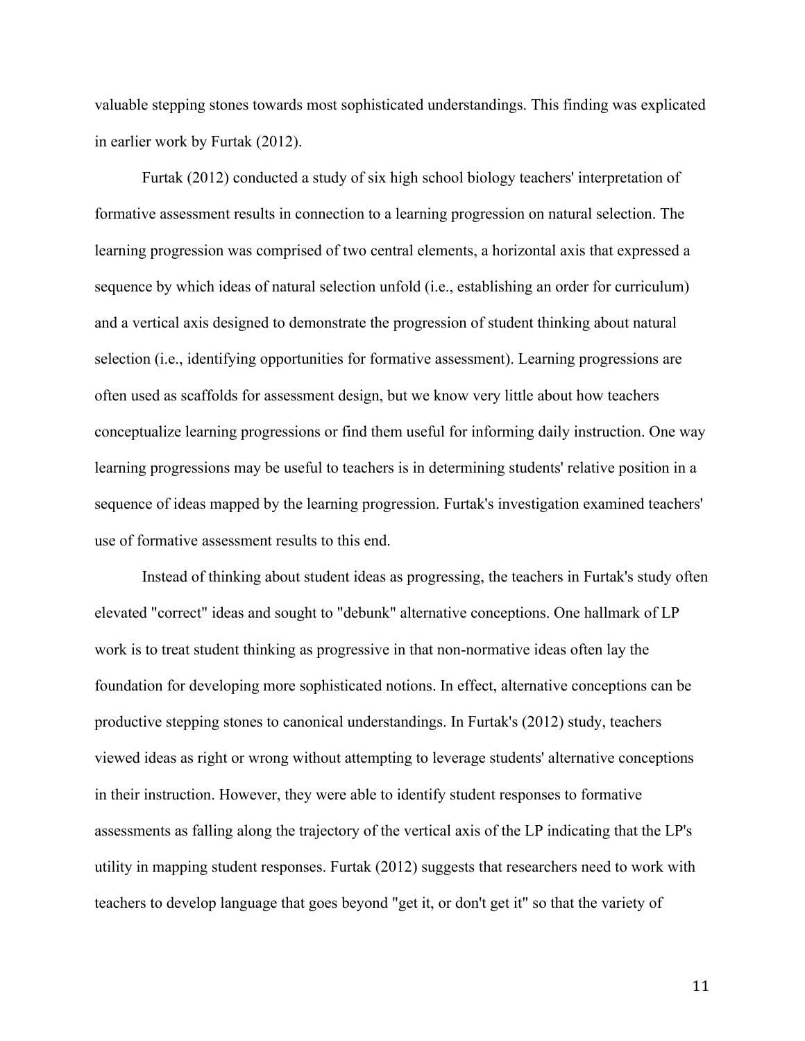valuable stepping stones towards most sophisticated understandings. This finding was explicated in earlier work by Furtak (2012).

Furtak (2012) conducted a study of six high school biology teachers' interpretation of formative assessment results in connection to a learning progression on natural selection. The learning progression was comprised of two central elements, a horizontal axis that expressed a sequence by which ideas of natural selection unfold (i.e., establishing an order for curriculum) and a vertical axis designed to demonstrate the progression of student thinking about natural selection (i.e., identifying opportunities for formative assessment). Learning progressions are often used as scaffolds for assessment design, but we know very little about how teachers conceptualize learning progressions or find them useful for informing daily instruction. One way learning progressions may be useful to teachers is in determining students' relative position in a sequence of ideas mapped by the learning progression. Furtak's investigation examined teachers' use of formative assessment results to this end.

Instead of thinking about student ideas as progressing, the teachers in Furtak's study often elevated "correct" ideas and sought to "debunk" alternative conceptions. One hallmark of LP work is to treat student thinking as progressive in that non-normative ideas often lay the foundation for developing more sophisticated notions. In effect, alternative conceptions can be productive stepping stones to canonical understandings. In Furtak's (2012) study, teachers viewed ideas as right or wrong without attempting to leverage students' alternative conceptions in their instruction. However, they were able to identify student responses to formative assessments as falling along the trajectory of the vertical axis of the LP indicating that the LP's utility in mapping student responses. Furtak (2012) suggests that researchers need to work with teachers to develop language that goes beyond "get it, or don't get it" so that the variety of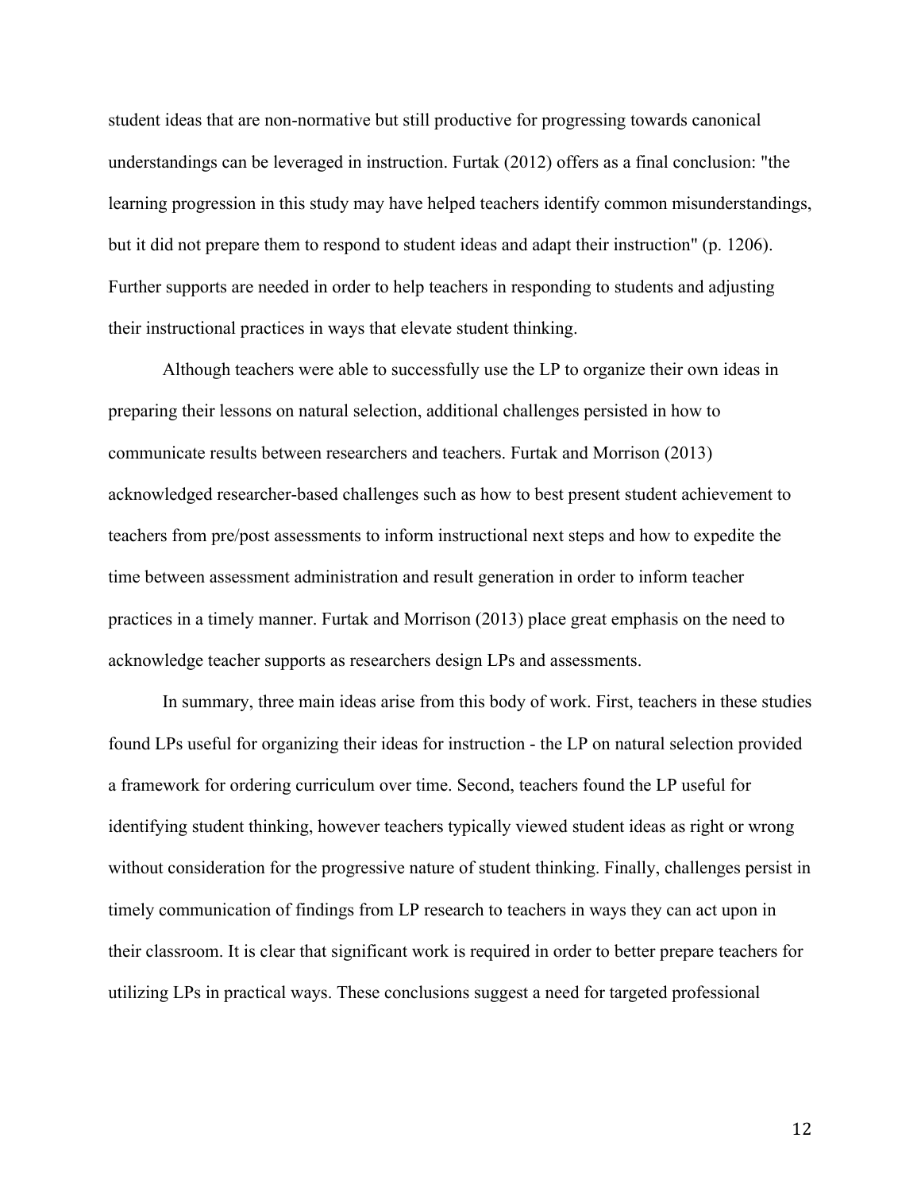student ideas that are non-normative but still productive for progressing towards canonical understandings can be leveraged in instruction. Furtak (2012) offers as a final conclusion: "the learning progression in this study may have helped teachers identify common misunderstandings, but it did not prepare them to respond to student ideas and adapt their instruction" (p. 1206). Further supports are needed in order to help teachers in responding to students and adjusting their instructional practices in ways that elevate student thinking.

Although teachers were able to successfully use the LP to organize their own ideas in preparing their lessons on natural selection, additional challenges persisted in how to communicate results between researchers and teachers. Furtak and Morrison (2013) acknowledged researcher-based challenges such as how to best present student achievement to teachers from pre/post assessments to inform instructional next steps and how to expedite the time between assessment administration and result generation in order to inform teacher practices in a timely manner. Furtak and Morrison (2013) place great emphasis on the need to acknowledge teacher supports as researchers design LPs and assessments.

In summary, three main ideas arise from this body of work. First, teachers in these studies found LPs useful for organizing their ideas for instruction - the LP on natural selection provided a framework for ordering curriculum over time. Second, teachers found the LP useful for identifying student thinking, however teachers typically viewed student ideas as right or wrong without consideration for the progressive nature of student thinking. Finally, challenges persist in timely communication of findings from LP research to teachers in ways they can act upon in their classroom. It is clear that significant work is required in order to better prepare teachers for utilizing LPs in practical ways. These conclusions suggest a need for targeted professional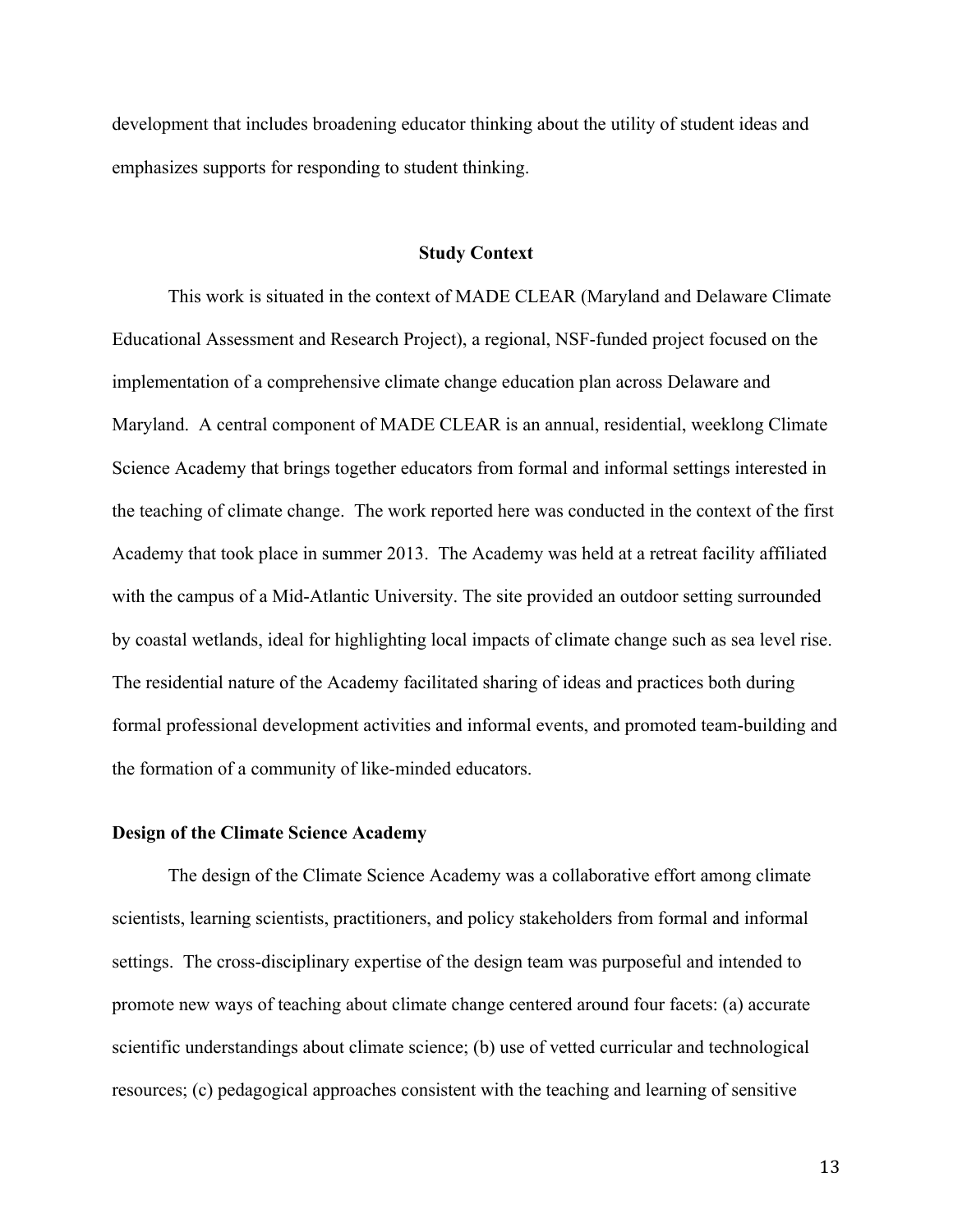development that includes broadening educator thinking about the utility of student ideas and emphasizes supports for responding to student thinking.

## Study Context

This work is situated in the context of MADE CLEAR (Maryland and Delaware Climate Educational Assessment and Research Project), a regional, NSF-funded project focused on the implementation of a comprehensive climate change education plan across Delaware and Maryland. A central component of MADE CLEAR is an annual, residential, weeklong Climate Science Academy that brings together educators from formal and informal settings interested in the teaching of climate change. The work reported here was conducted in the context of the first Academy that took place in summer 2013. The Academy was held at a retreat facility affiliated with the campus of a Mid-Atlantic University. The site provided an outdoor setting surrounded by coastal wetlands, ideal for highlighting local impacts of climate change such as sea level rise. The residential nature of the Academy facilitated sharing of ideas and practices both during formal professional development activities and informal events, and promoted team-building and the formation of a community of like-minded educators.

### Design of the Climate Science Academy

The design of the Climate Science Academy was a collaborative effort among climate scientists, learning scientists, practitioners, and policy stakeholders from formal and informal settings. The cross-disciplinary expertise of the design team was purposeful and intended to promote new ways of teaching about climate change centered around four facets: (a) accurate scientific understandings about climate science; (b) use of vetted curricular and technological resources; (c) pedagogical approaches consistent with the teaching and learning of sensitive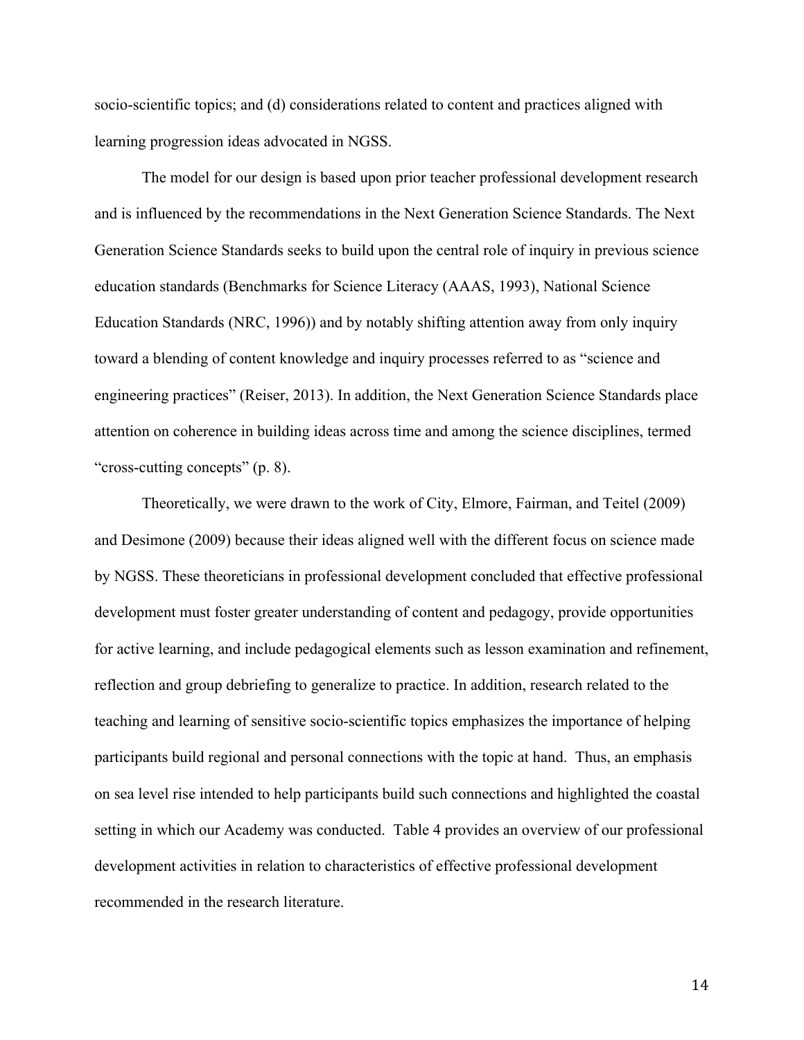socio-scientific topics; and (d) considerations related to content and practices aligned with learning progression ideas advocated in NGSS.

The model for our design is based upon prior teacher professional development research and is influenced by the recommendations in the Next Generation Science Standards. The Next Generation Science Standards seeks to build upon the central role of inquiry in previous science education standards (Benchmarks for Science Literacy (AAAS, 1993), National Science Education Standards (NRC, 1996)) and by notably shifting attention away from only inquiry toward a blending of content knowledge and inquiry processes referred to as "science and engineering practices" (Reiser, 2013). In addition, the Next Generation Science Standards place attention on coherence in building ideas across time and among the science disciplines, termed "cross-cutting concepts" (p. 8).

Theoretically, we were drawn to the work of City, Elmore, Fairman, and Teitel (2009) and Desimone (2009) because their ideas aligned well with the different focus on science made by NGSS. These theoreticians in professional development concluded that effective professional development must foster greater understanding of content and pedagogy, provide opportunities for active learning, and include pedagogical elements such as lesson examination and refinement, reflection and group debriefing to generalize to practice. In addition, research related to the teaching and learning of sensitive socio-scientific topics emphasizes the importance of helping participants build regional and personal connections with the topic at hand. Thus, an emphasis on sea level rise intended to help participants build such connections and highlighted the coastal setting in which our Academy was conducted. Table 4 provides an overview of our professional development activities in relation to characteristics of effective professional development recommended in the research literature.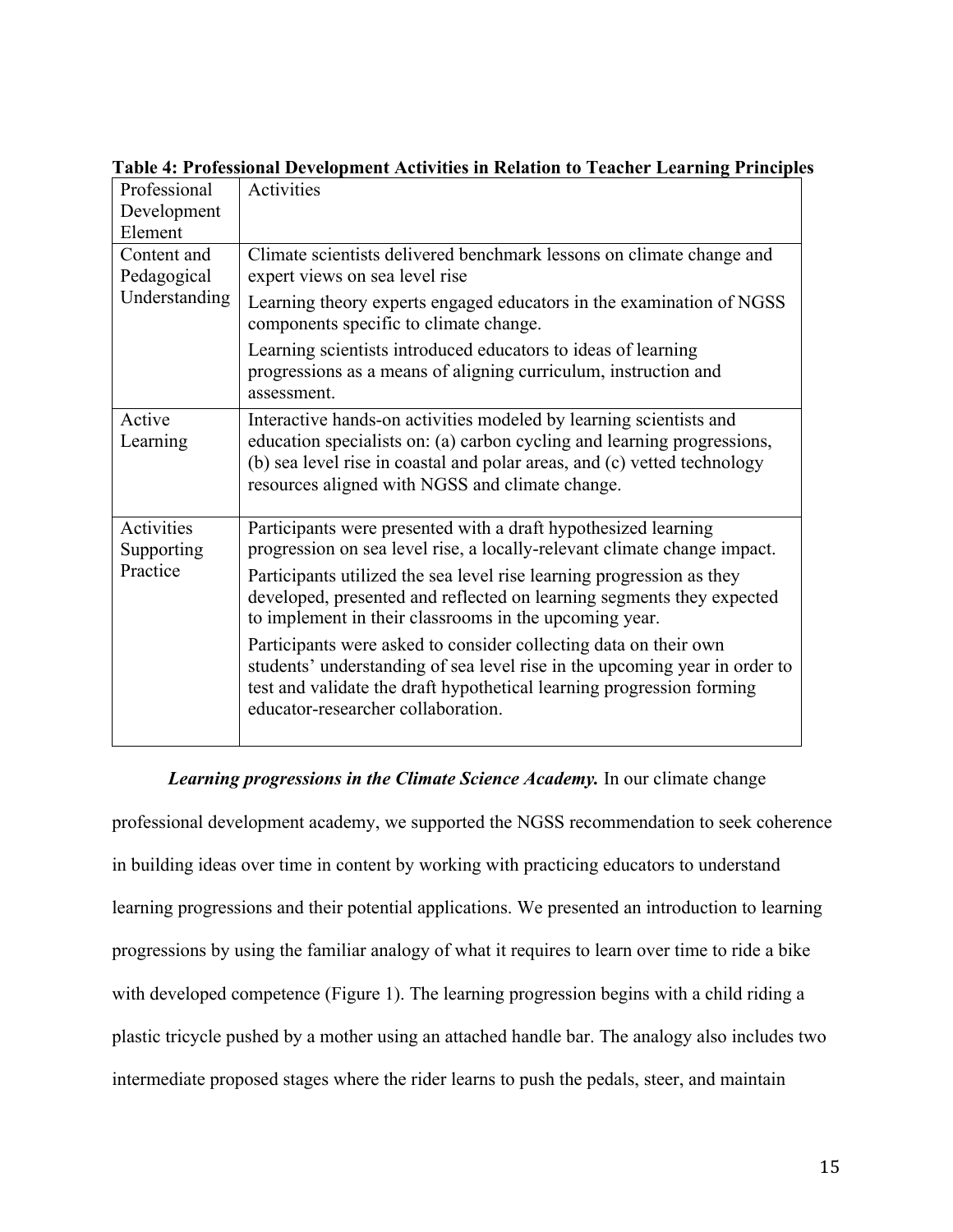**Table 4: Professional Development Activities in Relation to Teacher Learning Principles**

| Professional Development Element | Activities |
|---|---|
| Content and Pedagogical Understanding | Climate scientists delivered benchmark lessons on climate change and expert views on sea level rise<br>Learning theory experts engaged educators in the examination of NGSS components specific to climate change.<br>Learning scientists introduced educators to ideas of learning progressions as a means of aligning curriculum, instruction and assessment. |
| Active Learning | Interactive hands-on activities modeled by learning scientists and education specialists on: (a) carbon cycling and learning progressions, (b) sea level rise in coastal and polar areas, and (c) vetted technology resources aligned with NGSS and climate change. |
| Activities Supporting Practice | Participants were presented with a draft hypothesized learning progression on sea level rise, a locally-relevant climate change impact.<br>Participants utilized the sea level rise learning progression as they developed, presented and reflected on learning segments they expected to implement in their classrooms in the upcoming year.<br>Participants were asked to consider collecting data on their own students' understanding of sea level rise in the upcoming year in order to test and validate the draft hypothetical learning progression forming educator-researcher collaboration. |

***Learning progressions in the Climate Science Academy.*** In our climate change professional development academy, we supported the NGSS recommendation to seek coherence in building ideas over time in content by working with practicing educators to understand learning progressions and their potential applications. We presented an introduction to learning progressions by using the familiar analogy of what it requires to learn over time to ride a bike with developed competence (Figure 1). The learning progression begins with a child riding a plastic tricycle pushed by a mother using an attached handle bar. The analogy also includes two intermediate proposed stages where the rider learns to push the pedals, steer, and maintain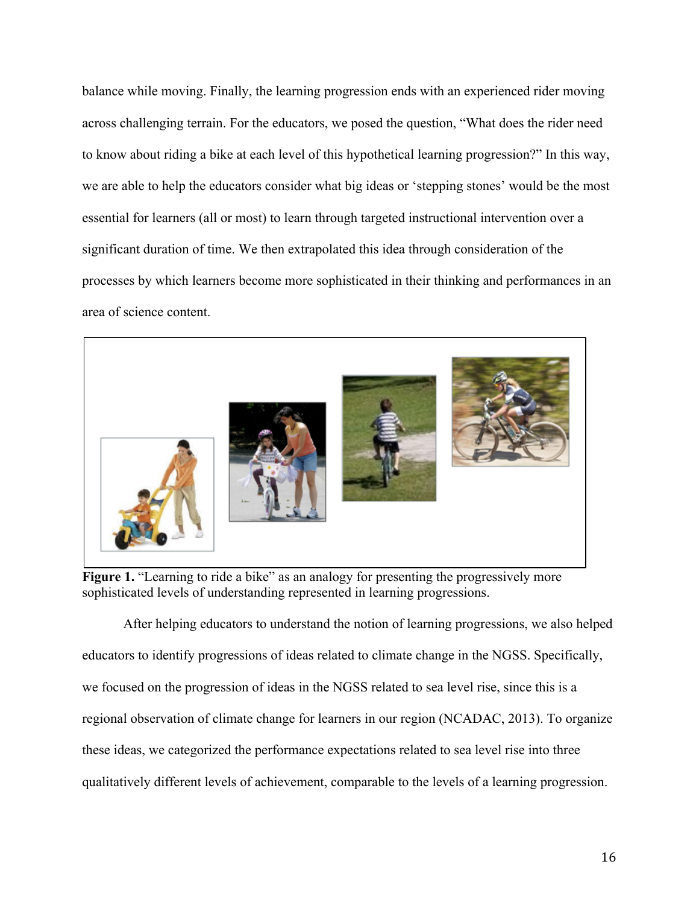balance while moving. Finally, the learning progression ends with an experienced rider moving across challenging terrain. For the educators, we posed the question, "What does the rider need to know about riding a bike at each level of this hypothetical learning progression?" In this way, we are able to help the educators consider what big ideas or 'stepping stones' would be the most essential for learners (all or most) to learn through targeted instructional intervention over a significant duration of time. We then extrapolated this idea through consideration of the processes by which learners become more sophisticated in their thinking and performances in an area of science content.

**Figure 1.** "Learning to ride a bike" as an analogy for presenting the progressively more sophisticated levels of understanding represented in learning progressions.

After helping educators to understand the notion of learning progressions, we also helped educators to identify progressions of ideas related to climate change in the NGSS. Specifically, we focused on the progression of ideas in the NGSS related to sea level rise, since this is a regional observation of climate change for learners in our region (NCADAC, 2013). To organize these ideas, we categorized the performance expectations related to sea level rise into three qualitatively different levels of achievement, comparable to the levels of a learning progression.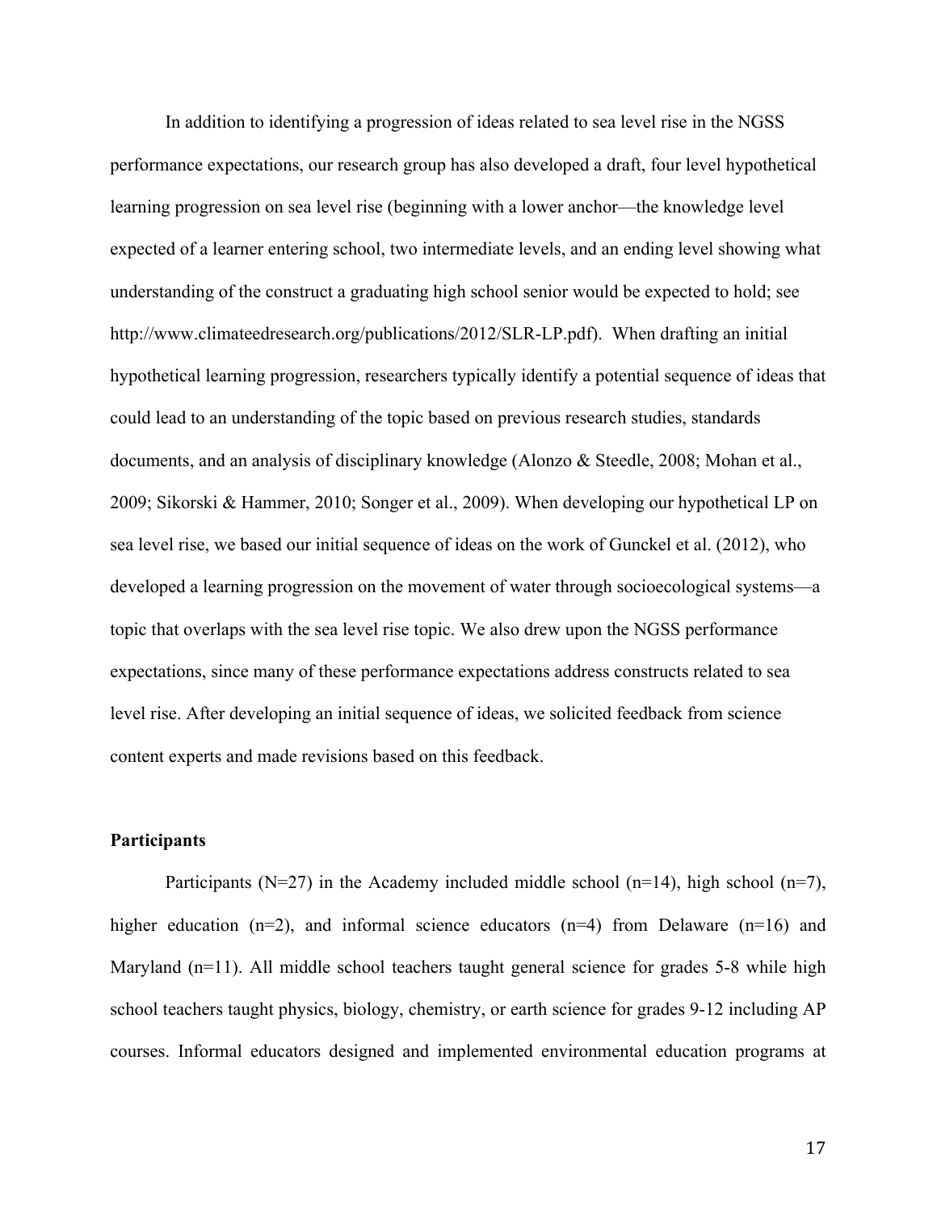In addition to identifying a progression of ideas related to sea level rise in the NGSS performance expectations, our research group has also developed a draft, four level hypothetical learning progression on sea level rise (beginning with a lower anchor—the knowledge level expected of a learner entering school, two intermediate levels, and an ending level showing what understanding of the construct a graduating high school senior would be expected to hold; see http://www.climateedresearch.org/publications/2012/SLR-LP.pdf). When drafting an initial hypothetical learning progression, researchers typically identify a potential sequence of ideas that could lead to an understanding of the topic based on previous research studies, standards documents, and an analysis of disciplinary knowledge (Alonzo & Steedle, 2008; Mohan et al., 2009; Sikorski & Hammer, 2010; Songer et al., 2009). When developing our hypothetical LP on sea level rise, we based our initial sequence of ideas on the work of Gunckel et al. (2012), who developed a learning progression on the movement of water through socioecological systems—a topic that overlaps with the sea level rise topic. We also drew upon the NGSS performance expectations, since many of these performance expectations address constructs related to sea level rise. After developing an initial sequence of ideas, we solicited feedback from science content experts and made revisions based on this feedback.

### Participants

Participants (N=27) in the Academy included middle school (n=14), high school (n=7), higher education (n=2), and informal science educators (n=4) from Delaware (n=16) and Maryland (n=11). All middle school teachers taught general science for grades 5-8 while high school teachers taught physics, biology, chemistry, or earth science for grades 9-12 including AP courses. Informal educators designed and implemented environmental education programs at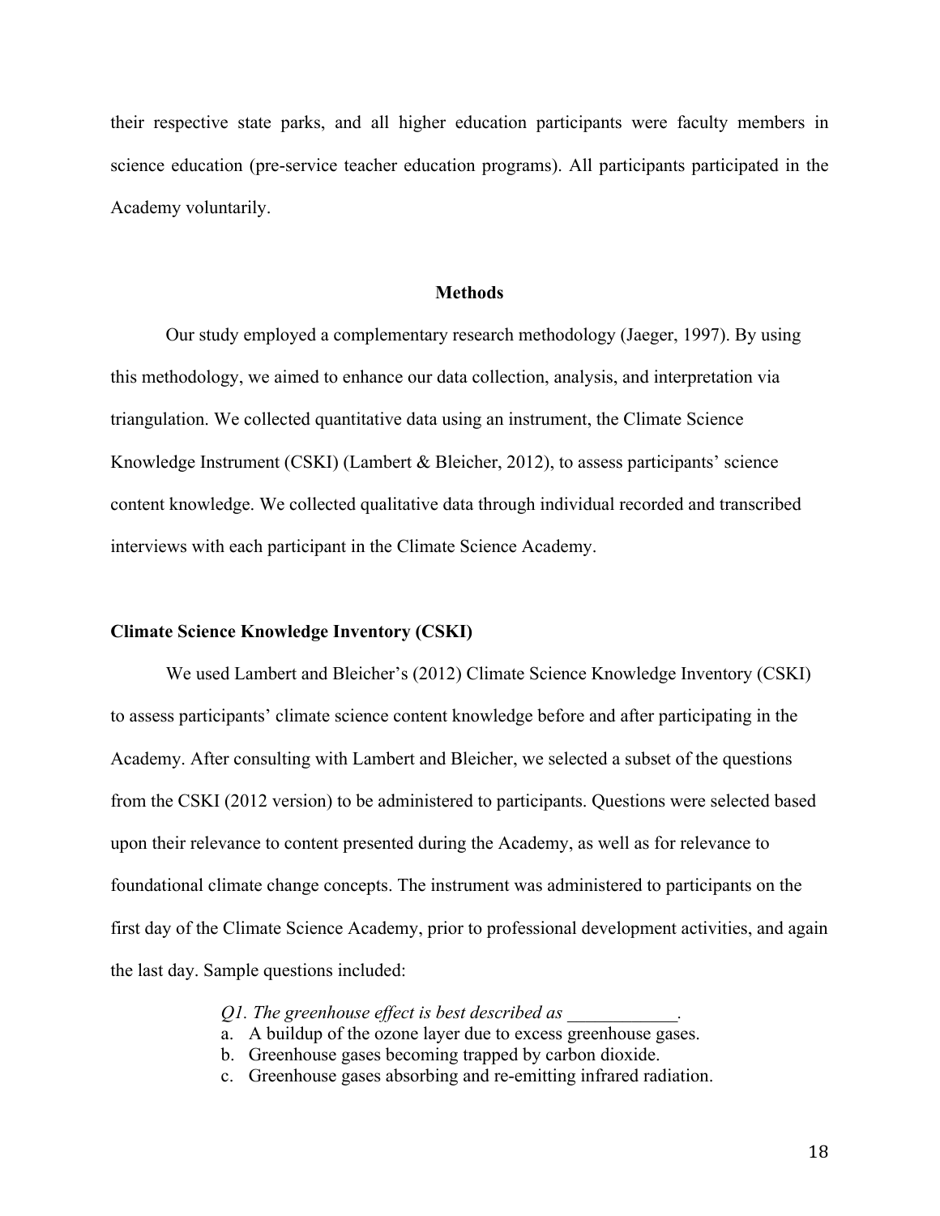their respective state parks, and all higher education participants were faculty members in science education (pre-service teacher education programs). All participants participated in the Academy voluntarily.

## Methods

Our study employed a complementary research methodology (Jaeger, 1997). By using this methodology, we aimed to enhance our data collection, analysis, and interpretation via triangulation. We collected quantitative data using an instrument, the Climate Science Knowledge Instrument (CSKI) (Lambert & Bleicher, 2012), to assess participants' science content knowledge. We collected qualitative data through individual recorded and transcribed interviews with each participant in the Climate Science Academy.

### Climate Science Knowledge Inventory (CSKI)

We used Lambert and Bleicher's (2012) Climate Science Knowledge Inventory (CSKI) to assess participants' climate science content knowledge before and after participating in the Academy. After consulting with Lambert and Bleicher, we selected a subset of the questions from the CSKI (2012 version) to be administered to participants. Questions were selected based upon their relevance to content presented during the Academy, as well as for relevance to foundational climate change concepts. The instrument was administered to participants on the first day of the Climate Science Academy, prior to professional development activities, and again the last day. Sample questions included:

*Q1. The greenhouse effect is best described as ____________.*

a. A buildup of the ozone layer due to excess greenhouse gases.
b. Greenhouse gases becoming trapped by carbon dioxide.
c. Greenhouse gases absorbing and re-emitting infrared radiation.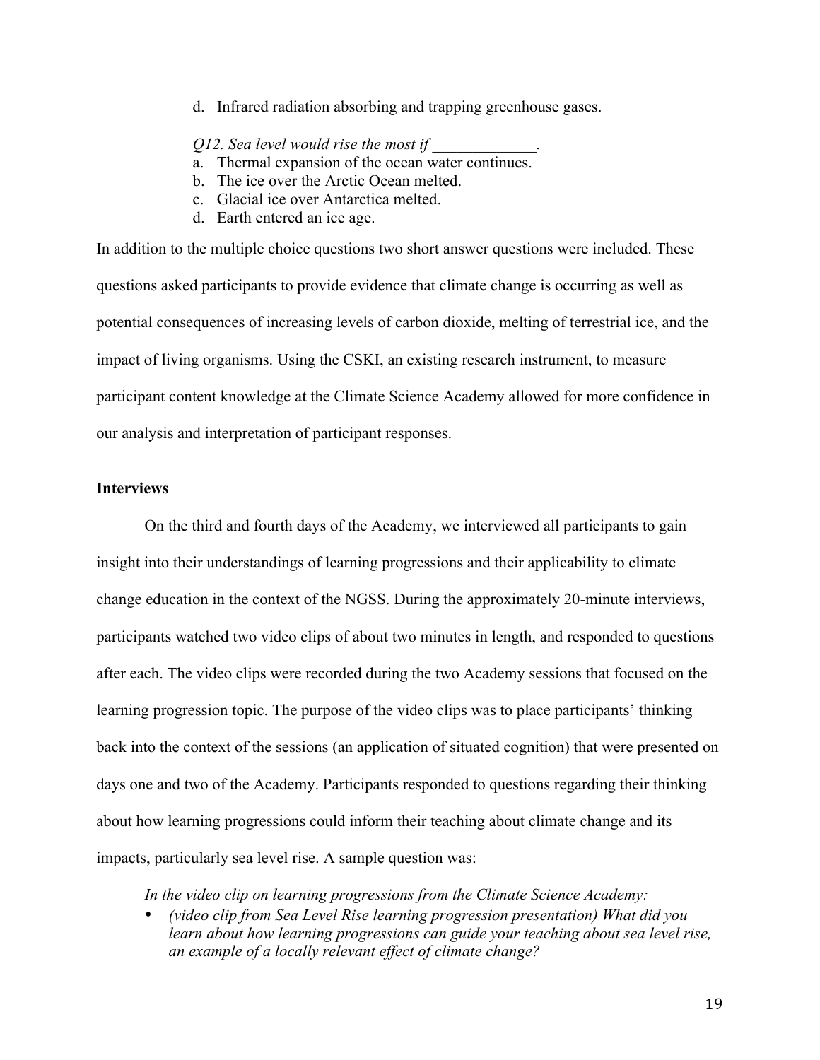d. Infrared radiation absorbing and trapping greenhouse gases.

*Q12. Sea level would rise the most if _____________.*

a. Thermal expansion of the ocean water continues.
b. The ice over the Arctic Ocean melted.
c. Glacial ice over Antarctica melted.
d. Earth entered an ice age.

In addition to the multiple choice questions two short answer questions were included. These questions asked participants to provide evidence that climate change is occurring as well as potential consequences of increasing levels of carbon dioxide, melting of terrestrial ice, and the impact of living organisms. Using the CSKI, an existing research instrument, to measure participant content knowledge at the Climate Science Academy allowed for more confidence in our analysis and interpretation of participant responses.

**Interviews**

On the third and fourth days of the Academy, we interviewed all participants to gain insight into their understandings of learning progressions and their applicability to climate change education in the context of the NGSS. During the approximately 20-minute interviews, participants watched two video clips of about two minutes in length, and responded to questions after each. The video clips were recorded during the two Academy sessions that focused on the learning progression topic. The purpose of the video clips was to place participants' thinking back into the context of the sessions (an application of situated cognition) that were presented on days one and two of the Academy. Participants responded to questions regarding their thinking about how learning progressions could inform their teaching about climate change and its impacts, particularly sea level rise. A sample question was:

*In the video clip on learning progressions from the Climate Science Academy:*

- *(video clip from Sea Level Rise learning progression presentation) What did you learn about how learning progressions can guide your teaching about sea level rise, an example of a locally relevant effect of climate change?*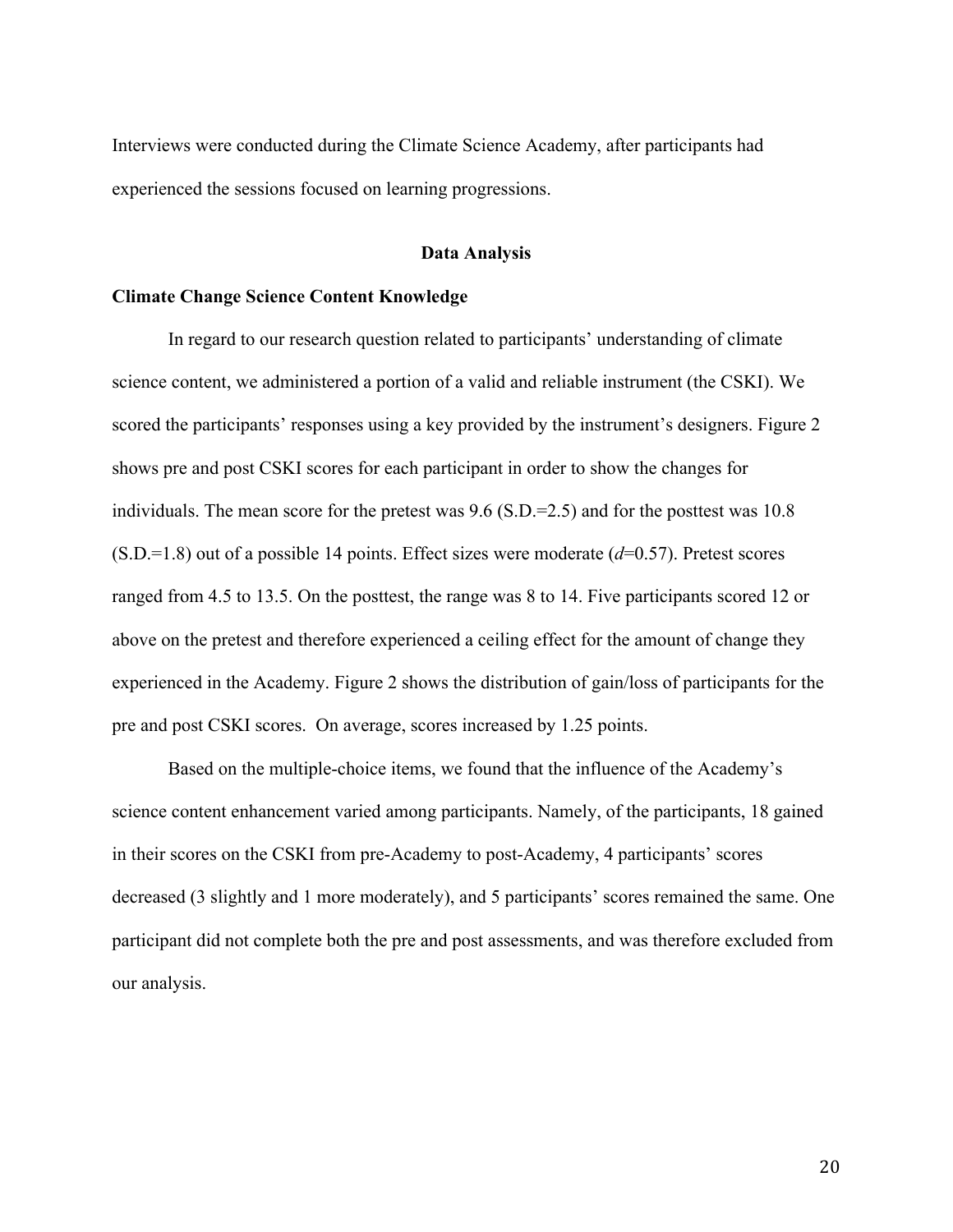Interviews were conducted during the Climate Science Academy, after participants had experienced the sessions focused on learning progressions.

## Data Analysis

### Climate Change Science Content Knowledge

In regard to our research question related to participants' understanding of climate science content, we administered a portion of a valid and reliable instrument (the CSKI). We scored the participants' responses using a key provided by the instrument's designers. Figure 2 shows pre and post CSKI scores for each participant in order to show the changes for individuals. The mean score for the pretest was 9.6 (S.D.=2.5) and for the posttest was 10.8 (S.D.=1.8) out of a possible 14 points. Effect sizes were moderate ($d$=0.57). Pretest scores ranged from 4.5 to 13.5. On the posttest, the range was 8 to 14. Five participants scored 12 or above on the pretest and therefore experienced a ceiling effect for the amount of change they experienced in the Academy. Figure 2 shows the distribution of gain/loss of participants for the pre and post CSKI scores. On average, scores increased by 1.25 points.

Based on the multiple-choice items, we found that the influence of the Academy's science content enhancement varied among participants. Namely, of the participants, 18 gained in their scores on the CSKI from pre-Academy to post-Academy, 4 participants' scores decreased (3 slightly and 1 more moderately), and 5 participants' scores remained the same. One participant did not complete both the pre and post assessments, and was therefore excluded from our analysis.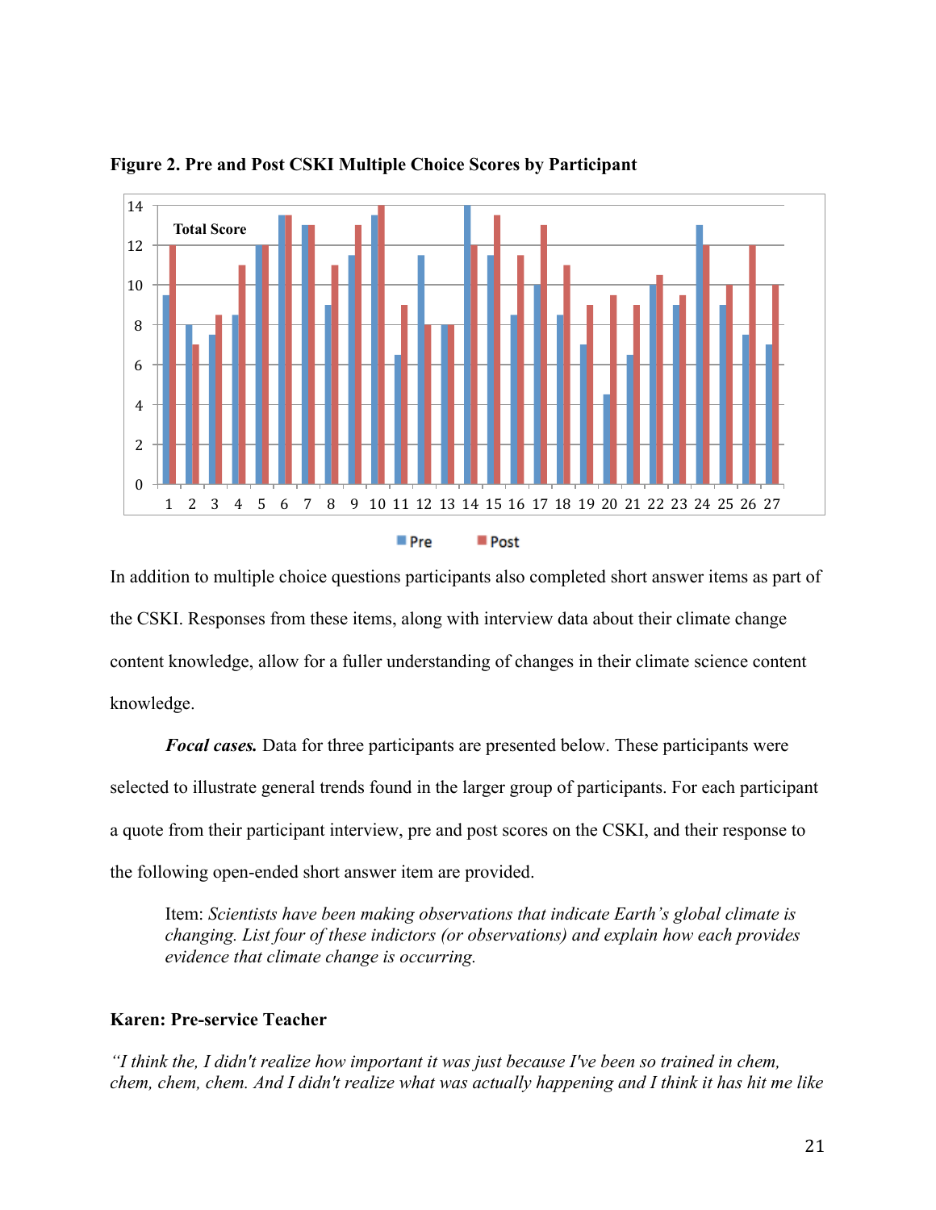**Figure 2. Pre and Post CSKI Multiple Choice Scores by Participant**

In addition to multiple choice questions participants also completed short answer items as part of the CSKI. Responses from these items, along with interview data about their climate change content knowledge, allow for a fuller understanding of changes in their climate science content knowledge.

***Focal cases.*** Data for three participants are presented below. These participants were selected to illustrate general trends found in the larger group of participants. For each participant a quote from their participant interview, pre and post scores on the CSKI, and their response to the following open-ended short answer item are provided.

> Item: *Scientists have been making observations that indicate Earth's global climate is changing. List four of these indictors (or observations) and explain how each provides evidence that climate change is occurring.*

**Karen: Pre-service Teacher**

*"I think the, I didn't realize how important it was just because I've been so trained in chem, chem, chem, chem. And I didn't realize what was actually happening and I think it has hit me like*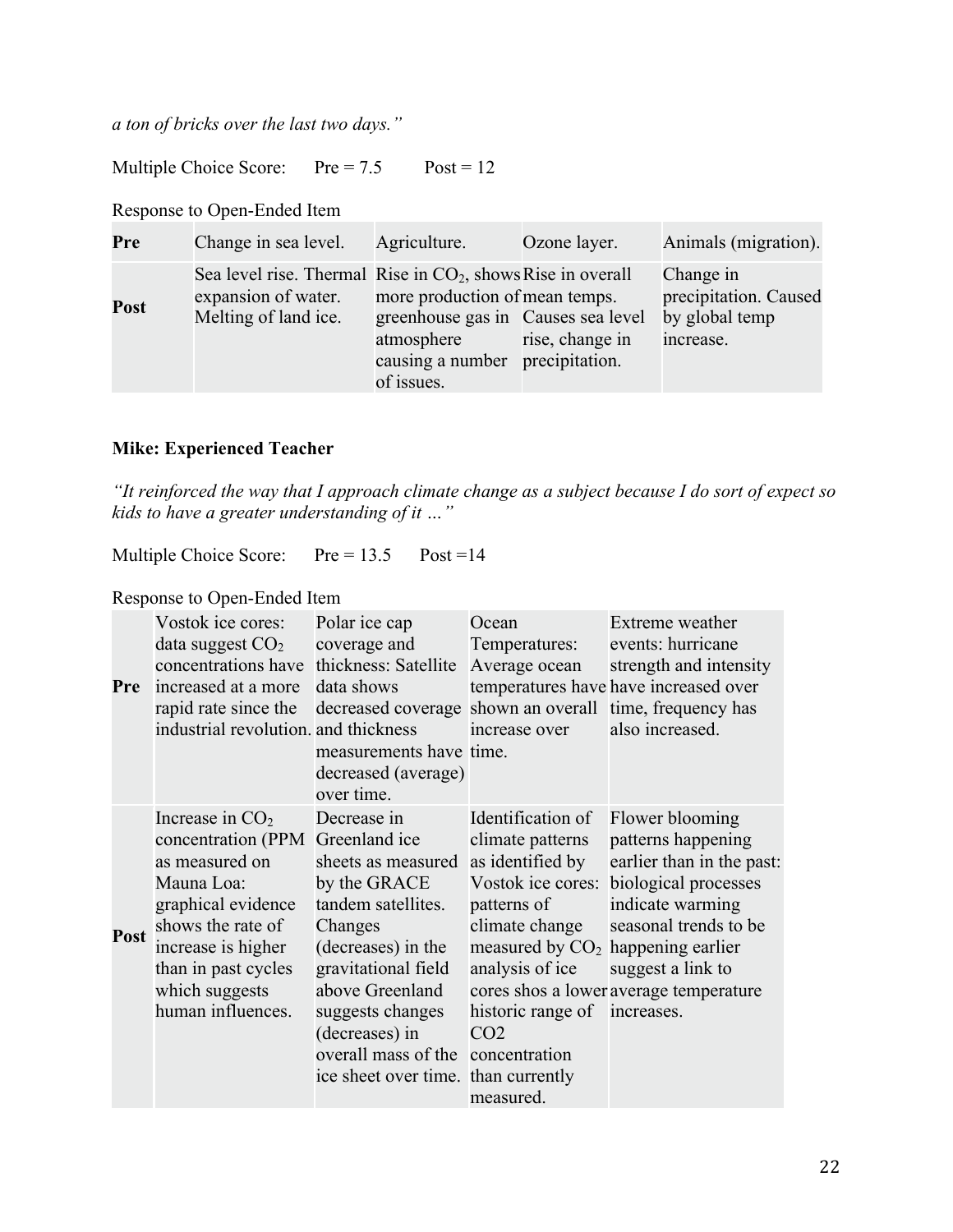*a ton of bricks over the last two days."*

Multiple Choice Score: Pre = 7.5 Post = 12

Response to Open-Ended Item

| | | | | |
|---|---|---|---|---|
| **Pre** | Change in sea level. | Agriculture. | Ozone layer. | Animals (migration). |
| **Post** | Sea level rise. Thermal expansion of water. Melting of land ice. | Rise in $CO_2$, shows more production of greenhouse gas in atmosphere causing a number of issues. | Rise in overall mean temps. Causes sea level rise, change in precipitation. | Change in precipitation. Caused by global temp increase. |

**Mike: Experienced Teacher**

*"It reinforced the way that I approach climate change as a subject because I do sort of expect so kids to have a greater understanding of it …"*

Multiple Choice Score: Pre = 13.5 Post =14

Response to Open-Ended Item

| | | | | |
|---|---|---|---|---|
| **Pre** | Vostok ice cores: data suggest $CO_2$ concentrations have increased at a more rapid rate since the industrial revolution. | Polar ice cap coverage and thickness: Satellite data shows decreased coverage and thickness measurements have decreased (average) over time. | Ocean Temperatures: Average ocean temperatures have shown an overall increase over time. | Extreme weather events: hurricane strength and intensity have increased over time, frequency has also increased. |
| **Post** | Increase in $CO_2$ concentration (PPM as measured on Mauna Loa: graphical evidence shows the rate of increase is higher than in past cycles which suggests human influences. | Decrease in Greenland ice sheets as measured by the GRACE tandem satellites. Changes (decreases) in the gravitational field above Greenland suggests changes (decreases) in overall mass of the ice sheet over time. | Identification of climate patterns as identified by Vostok ice cores: patterns of climate change measured by $CO_2$ analysis of ice cores shos a lower historic range of CO2 concentration than currently measured. | Flower blooming patterns happening earlier than in the past: biological processes indicate warming seasonal trends to be happening earlier suggest a link to average temperature increases. |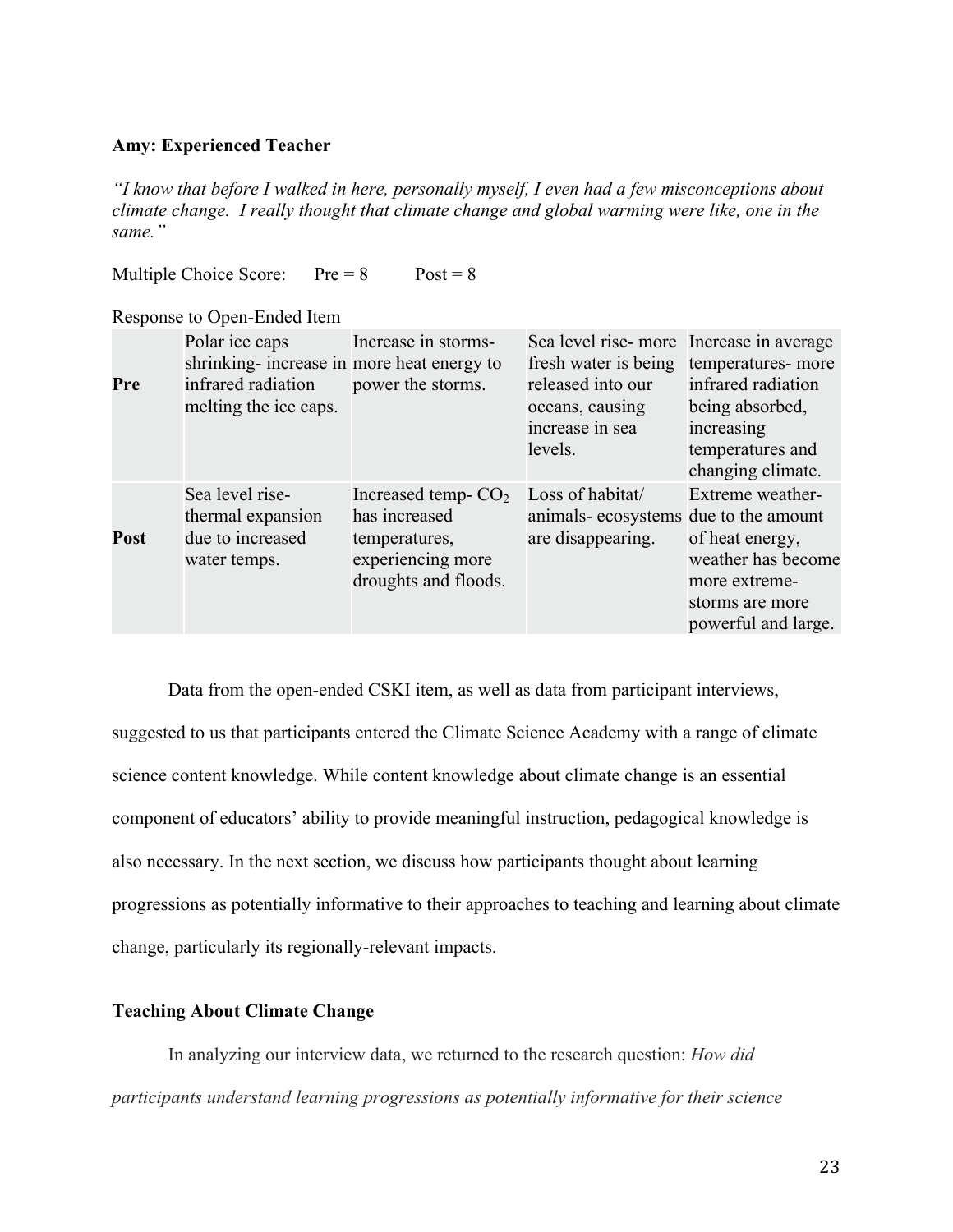**Amy: Experienced Teacher**

*"I know that before I walked in here, personally myself, I even had a few misconceptions about climate change. I really thought that climate change and global warming were like, one in the same."*

Multiple Choice Score: Pre = 8 Post = 8

Response to Open-Ended Item

| | | | | |
|---|---|---|---|---|
| **Pre** | Polar ice caps shrinking- increase in infrared radiation melting the ice caps. | Increase in storms- more heat energy to power the storms. | Sea level rise- more fresh water is being released into our oceans, causing increase in sea levels. | Increase in average temperatures- more infrared radiation being absorbed, increasing temperatures and changing climate. |
| **Post** | Sea level rise- thermal expansion due to increased water temps. | Increased temp- $CO_2$ has increased temperatures, experiencing more droughts and floods. | Loss of habitat/ animals- ecosystems are disappearing. | Extreme weather- due to the amount of heat energy, weather has become more extreme- storms are more powerful and large. |

Data from the open-ended CSKI item, as well as data from participant interviews, suggested to us that participants entered the Climate Science Academy with a range of climate science content knowledge. While content knowledge about climate change is an essential component of educators' ability to provide meaningful instruction, pedagogical knowledge is also necessary. In the next section, we discuss how participants thought about learning progressions as potentially informative to their approaches to teaching and learning about climate change, particularly its regionally-relevant impacts.

**Teaching About Climate Change**

In analyzing our interview data, we returned to the research question: *How did participants understand learning progressions as potentially informative for their science*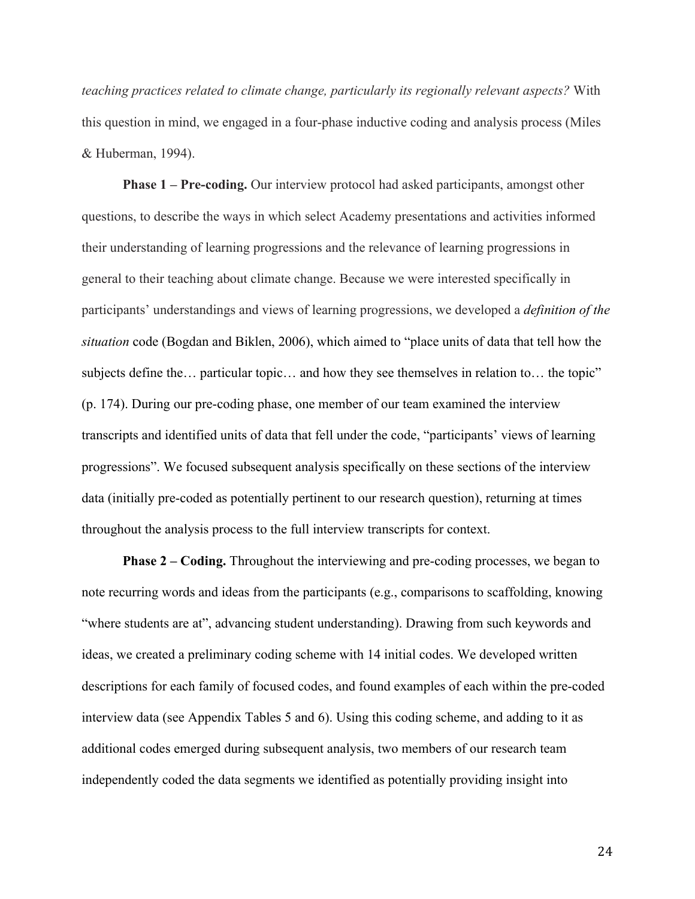*teaching practices related to climate change, particularly its regionally relevant aspects?* With this question in mind, we engaged in a four-phase inductive coding and analysis process (Miles & Huberman, 1994).

**Phase 1 – Pre-coding.** Our interview protocol had asked participants, amongst other questions, to describe the ways in which select Academy presentations and activities informed their understanding of learning progressions and the relevance of learning progressions in general to their teaching about climate change. Because we were interested specifically in participants' understandings and views of learning progressions, we developed a *definition of the situation* code (Bogdan and Biklen, 2006), which aimed to "place units of data that tell how the subjects define the… particular topic… and how they see themselves in relation to… the topic" (p. 174). During our pre-coding phase, one member of our team examined the interview transcripts and identified units of data that fell under the code, "participants' views of learning progressions". We focused subsequent analysis specifically on these sections of the interview data (initially pre-coded as potentially pertinent to our research question), returning at times throughout the analysis process to the full interview transcripts for context.

**Phase 2 – Coding.** Throughout the interviewing and pre-coding processes, we began to note recurring words and ideas from the participants (e.g., comparisons to scaffolding, knowing "where students are at", advancing student understanding). Drawing from such keywords and ideas, we created a preliminary coding scheme with 14 initial codes. We developed written descriptions for each family of focused codes, and found examples of each within the pre-coded interview data (see Appendix Tables 5 and 6). Using this coding scheme, and adding to it as additional codes emerged during subsequent analysis, two members of our research team independently coded the data segments we identified as potentially providing insight into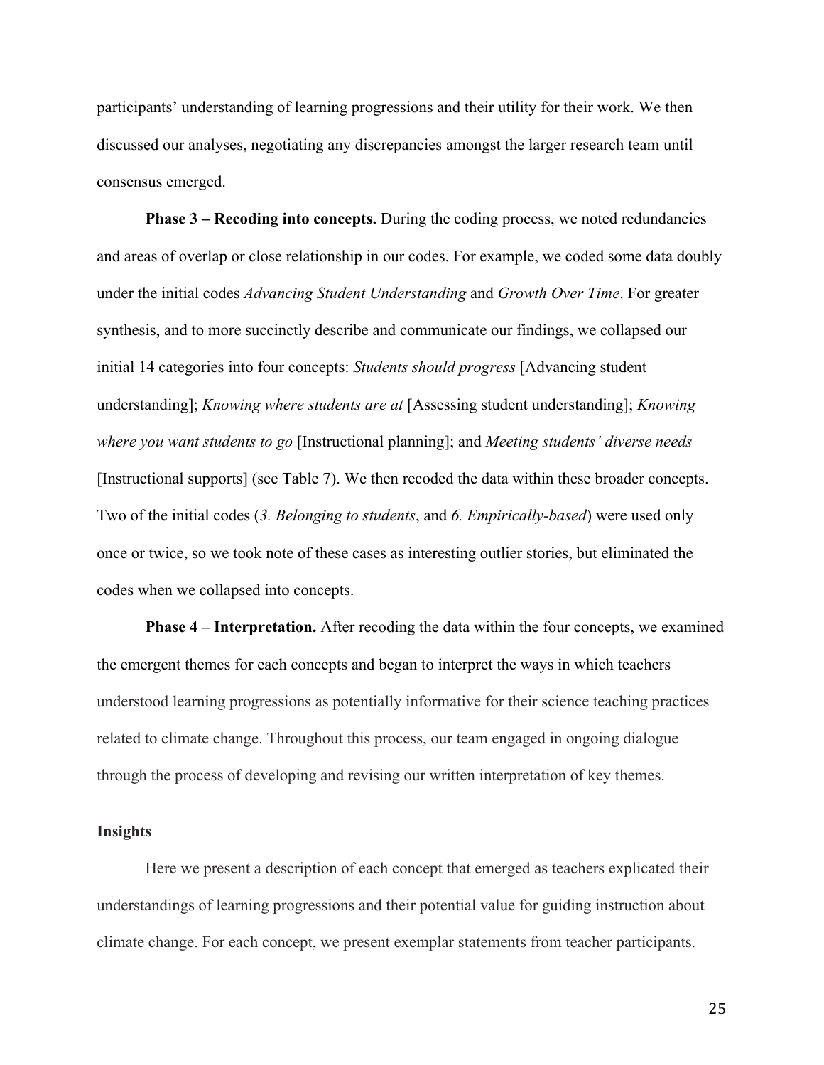participants' understanding of learning progressions and their utility for their work. We then discussed our analyses, negotiating any discrepancies amongst the larger research team until consensus emerged.

**Phase 3 – Recoding into concepts.** During the coding process, we noted redundancies and areas of overlap or close relationship in our codes. For example, we coded some data doubly under the initial codes *Advancing Student Understanding* and *Growth Over Time*. For greater synthesis, and to more succinctly describe and communicate our findings, we collapsed our initial 14 categories into four concepts: *Students should progress* [Advancing student understanding]; *Knowing where students are at* [Assessing student understanding]; *Knowing where you want students to go* [Instructional planning]; and *Meeting students' diverse needs* [Instructional supports] (see Table 7). We then recoded the data within these broader concepts. Two of the initial codes (*3. Belonging to students*, and *6. Empirically-based*) were used only once or twice, so we took note of these cases as interesting outlier stories, but eliminated the codes when we collapsed into concepts.

**Phase 4 – Interpretation.** After recoding the data within the four concepts, we examined the emergent themes for each concepts and began to interpret the ways in which teachers understood learning progressions as potentially informative for their science teaching practices related to climate change. Throughout this process, our team engaged in ongoing dialogue through the process of developing and revising our written interpretation of key themes.

### Insights

Here we present a description of each concept that emerged as teachers explicated their understandings of learning progressions and their potential value for guiding instruction about climate change. For each concept, we present exemplar statements from teacher participants.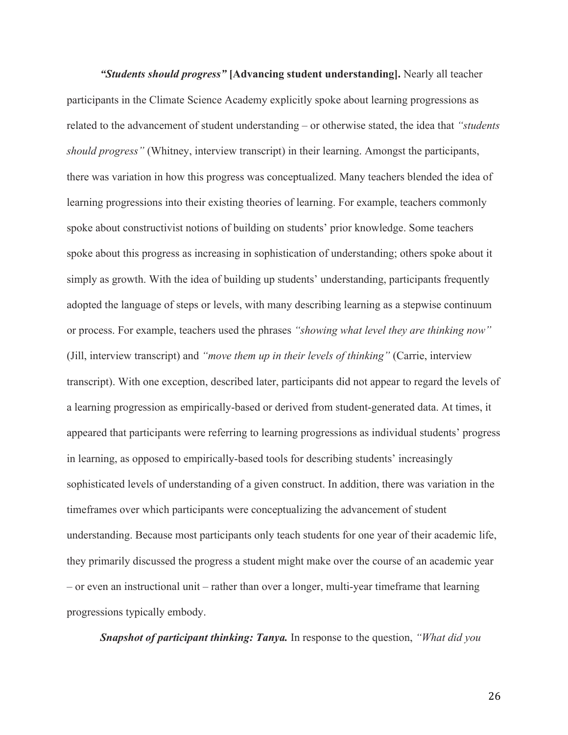***"Students should progress"* [Advancing student understanding].** Nearly all teacher participants in the Climate Science Academy explicitly spoke about learning progressions as related to the advancement of student understanding – or otherwise stated, the idea that *"students should progress"* (Whitney, interview transcript) in their learning. Amongst the participants, there was variation in how this progress was conceptualized. Many teachers blended the idea of learning progressions into their existing theories of learning. For example, teachers commonly spoke about constructivist notions of building on students' prior knowledge. Some teachers spoke about this progress as increasing in sophistication of understanding; others spoke about it simply as growth. With the idea of building up students' understanding, participants frequently adopted the language of steps or levels, with many describing learning as a stepwise continuum or process. For example, teachers used the phrases *"showing what level they are thinking now"* (Jill, interview transcript) and *"move them up in their levels of thinking"* (Carrie, interview transcript). With one exception, described later, participants did not appear to regard the levels of a learning progression as empirically-based or derived from student-generated data. At times, it appeared that participants were referring to learning progressions as individual students' progress in learning, as opposed to empirically-based tools for describing students' increasingly sophisticated levels of understanding of a given construct. In addition, there was variation in the timeframes over which participants were conceptualizing the advancement of student understanding. Because most participants only teach students for one year of their academic life, they primarily discussed the progress a student might make over the course of an academic year – or even an instructional unit – rather than over a longer, multi-year timeframe that learning progressions typically embody.

***Snapshot of participant thinking: Tanya.*** In response to the question, *"What did you*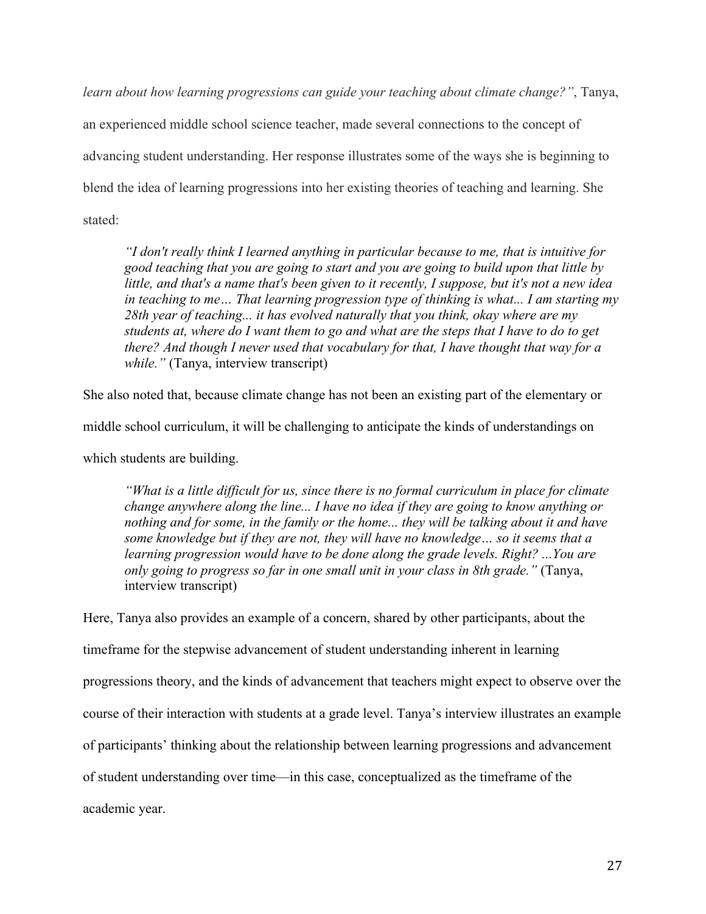*learn about how learning progressions can guide your teaching about climate change?"*, Tanya, an experienced middle school science teacher, made several connections to the concept of advancing student understanding. Her response illustrates some of the ways she is beginning to blend the idea of learning progressions into her existing theories of teaching and learning. She stated:

> *"I don't really think I learned anything in particular because to me, that is intuitive for good teaching that you are going to start and you are going to build upon that little by little, and that's a name that's been given to it recently, I suppose, but it's not a new idea in teaching to me… That learning progression type of thinking is what... I am starting my 28th year of teaching... it has evolved naturally that you think, okay where are my students at, where do I want them to go and what are the steps that I have to do to get there? And though I never used that vocabulary for that, I have thought that way for a while."* (Tanya, interview transcript)

She also noted that, because climate change has not been an existing part of the elementary or middle school curriculum, it will be challenging to anticipate the kinds of understandings on which students are building.

> *"What is a little difficult for us, since there is no formal curriculum in place for climate change anywhere along the line... I have no idea if they are going to know anything or nothing and for some, in the family or the home... they will be talking about it and have some knowledge but if they are not, they will have no knowledge… so it seems that a learning progression would have to be done along the grade levels. Right? ...You are only going to progress so far in one small unit in your class in 8th grade."* (Tanya, interview transcript)

Here, Tanya also provides an example of a concern, shared by other participants, about the timeframe for the stepwise advancement of student understanding inherent in learning progressions theory, and the kinds of advancement that teachers might expect to observe over the course of their interaction with students at a grade level. Tanya's interview illustrates an example of participants' thinking about the relationship between learning progressions and advancement of student understanding over time—in this case, conceptualized as the timeframe of the academic year.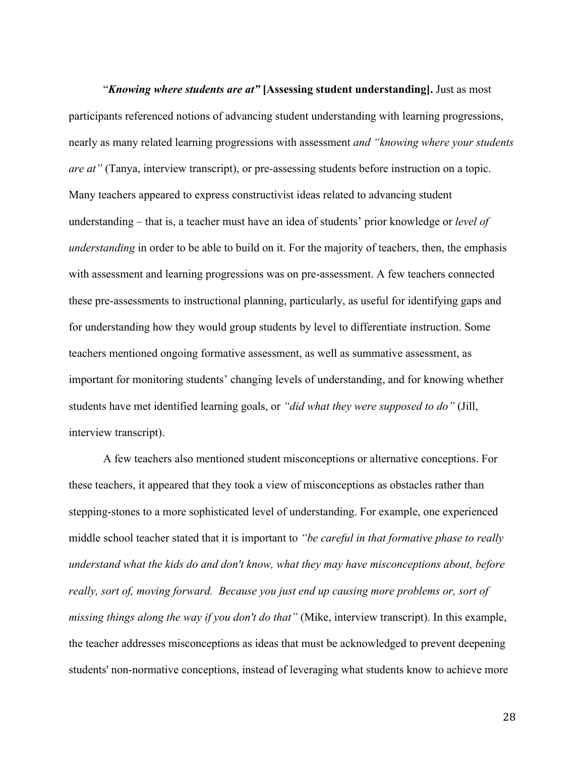"***Knowing where students are at"* [Assessing student understanding].** Just as most participants referenced notions of advancing student understanding with learning progressions, nearly as many related learning progressions with assessment *and "knowing where your students are at"* (Tanya, interview transcript), or pre-assessing students before instruction on a topic. Many teachers appeared to express constructivist ideas related to advancing student understanding – that is, a teacher must have an idea of students' prior knowledge or *level of understanding* in order to be able to build on it. For the majority of teachers, then, the emphasis with assessment and learning progressions was on pre-assessment. A few teachers connected these pre-assessments to instructional planning, particularly, as useful for identifying gaps and for understanding how they would group students by level to differentiate instruction. Some teachers mentioned ongoing formative assessment, as well as summative assessment, as important for monitoring students' changing levels of understanding, and for knowing whether students have met identified learning goals, or *"did what they were supposed to do"* (Jill, interview transcript).

A few teachers also mentioned student misconceptions or alternative conceptions. For these teachers, it appeared that they took a view of misconceptions as obstacles rather than stepping-stones to a more sophisticated level of understanding. For example, one experienced middle school teacher stated that it is important to *"be careful in that formative phase to really understand what the kids do and don't know, what they may have misconceptions about, before really, sort of, moving forward. Because you just end up causing more problems or, sort of missing things along the way if you don't do that"* (Mike, interview transcript). In this example, the teacher addresses misconceptions as ideas that must be acknowledged to prevent deepening students' non-normative conceptions, instead of leveraging what students know to achieve more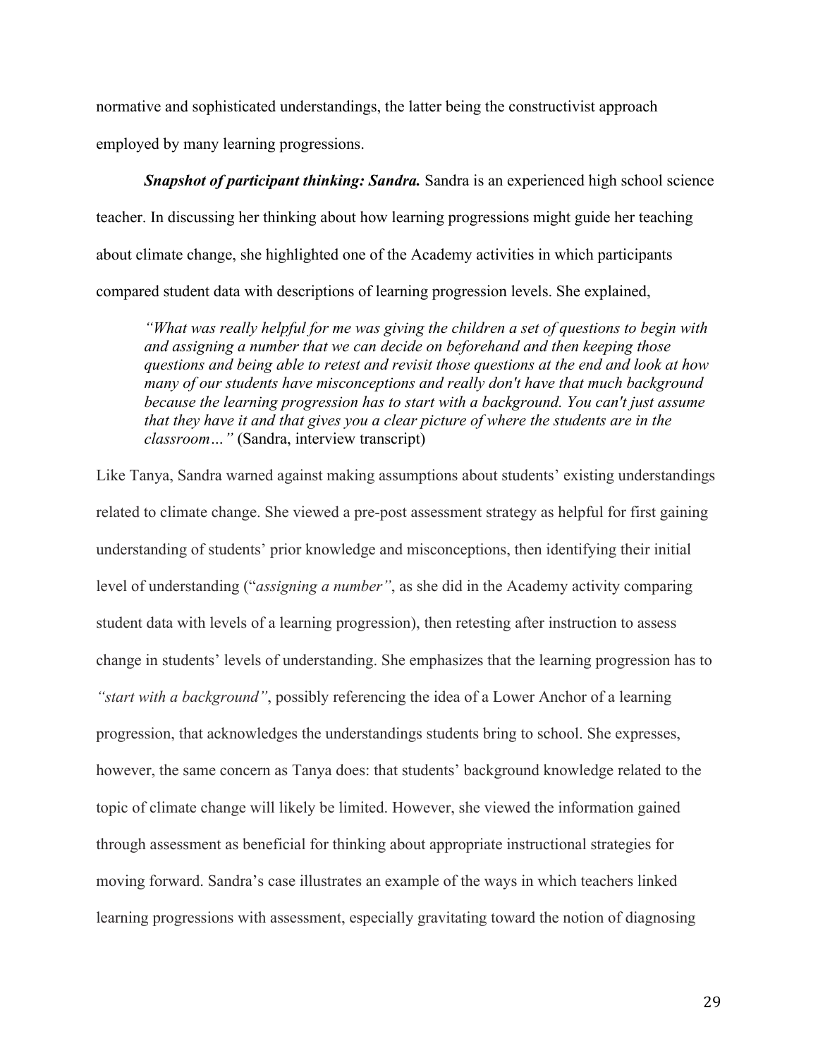normative and sophisticated understandings, the latter being the constructivist approach employed by many learning progressions.

***Snapshot of participant thinking: Sandra.*** Sandra is an experienced high school science teacher. In discussing her thinking about how learning progressions might guide her teaching about climate change, she highlighted one of the Academy activities in which participants compared student data with descriptions of learning progression levels. She explained,

> *"What was really helpful for me was giving the children a set of questions to begin with and assigning a number that we can decide on beforehand and then keeping those questions and being able to retest and revisit those questions at the end and look at how many of our students have misconceptions and really don't have that much background because the learning progression has to start with a background. You can't just assume that they have it and that gives you a clear picture of where the students are in the classroom…"* (Sandra, interview transcript)

Like Tanya, Sandra warned against making assumptions about students' existing understandings related to climate change. She viewed a pre-post assessment strategy as helpful for first gaining understanding of students' prior knowledge and misconceptions, then identifying their initial level of understanding ("*assigning a number"*, as she did in the Academy activity comparing student data with levels of a learning progression), then retesting after instruction to assess change in students' levels of understanding. She emphasizes that the learning progression has to *"start with a background"*, possibly referencing the idea of a Lower Anchor of a learning progression, that acknowledges the understandings students bring to school. She expresses, however, the same concern as Tanya does: that students' background knowledge related to the topic of climate change will likely be limited. However, she viewed the information gained through assessment as beneficial for thinking about appropriate instructional strategies for moving forward. Sandra's case illustrates an example of the ways in which teachers linked learning progressions with assessment, especially gravitating toward the notion of diagnosing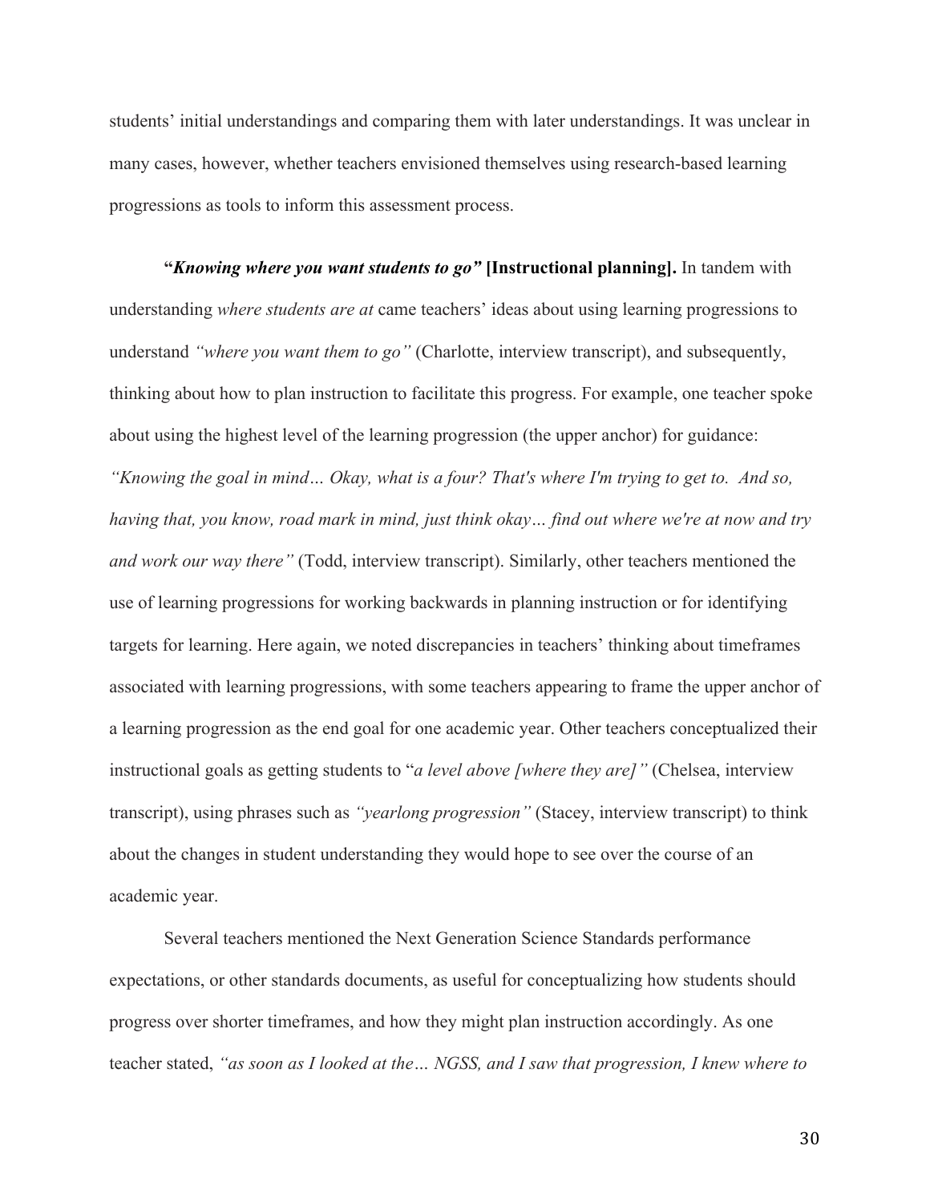students' initial understandings and comparing them with later understandings. It was unclear in many cases, however, whether teachers envisioned themselves using research-based learning progressions as tools to inform this assessment process.

**"*Knowing where you want students to go"* [Instructional planning].** In tandem with understanding *where students are at* came teachers' ideas about using learning progressions to understand *"where you want them to go"* (Charlotte, interview transcript), and subsequently, thinking about how to plan instruction to facilitate this progress. For example, one teacher spoke about using the highest level of the learning progression (the upper anchor) for guidance: *"Knowing the goal in mind… Okay, what is a four? That's where I'm trying to get to. And so, having that, you know, road mark in mind, just think okay… find out where we're at now and try and work our way there"* (Todd, interview transcript). Similarly, other teachers mentioned the use of learning progressions for working backwards in planning instruction or for identifying targets for learning. Here again, we noted discrepancies in teachers' thinking about timeframes associated with learning progressions, with some teachers appearing to frame the upper anchor of a learning progression as the end goal for one academic year. Other teachers conceptualized their instructional goals as getting students to "*a level above [where they are]"* (Chelsea, interview transcript), using phrases such as *"yearlong progression"* (Stacey, interview transcript) to think about the changes in student understanding they would hope to see over the course of an academic year.

Several teachers mentioned the Next Generation Science Standards performance expectations, or other standards documents, as useful for conceptualizing how students should progress over shorter timeframes, and how they might plan instruction accordingly. As one teacher stated, *"as soon as I looked at the… NGSS, and I saw that progression, I knew where to*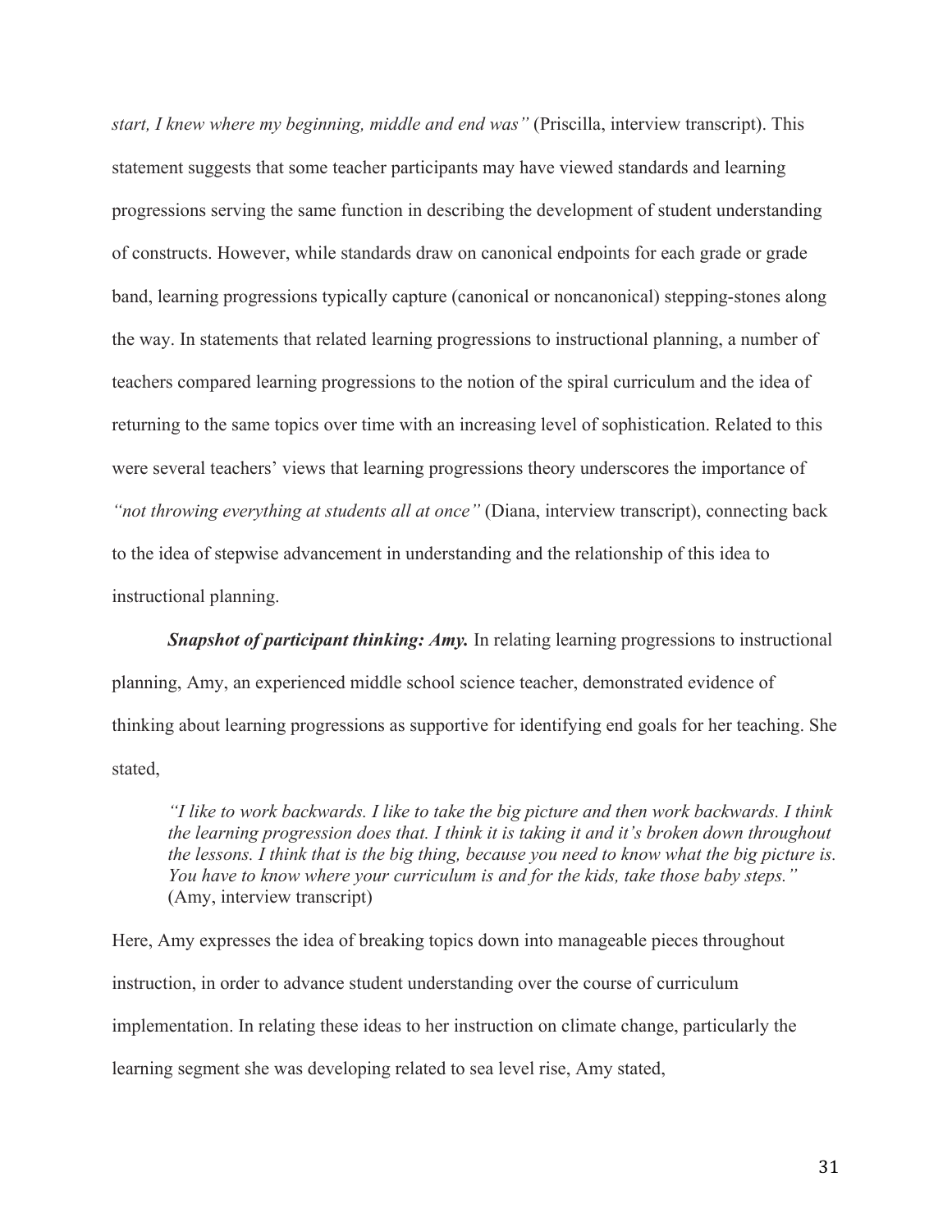*start, I knew where my beginning, middle and end was"* (Priscilla, interview transcript). This statement suggests that some teacher participants may have viewed standards and learning progressions serving the same function in describing the development of student understanding of constructs. However, while standards draw on canonical endpoints for each grade or grade band, learning progressions typically capture (canonical or noncanonical) stepping-stones along the way. In statements that related learning progressions to instructional planning, a number of teachers compared learning progressions to the notion of the spiral curriculum and the idea of returning to the same topics over time with an increasing level of sophistication. Related to this were several teachers' views that learning progressions theory underscores the importance of *"not throwing everything at students all at once"* (Diana, interview transcript), connecting back to the idea of stepwise advancement in understanding and the relationship of this idea to instructional planning.

***Snapshot of participant thinking: Amy.*** In relating learning progressions to instructional planning, Amy, an experienced middle school science teacher, demonstrated evidence of thinking about learning progressions as supportive for identifying end goals for her teaching. She stated,

> *"I like to work backwards. I like to take the big picture and then work backwards. I think the learning progression does that. I think it is taking it and it's broken down throughout the lessons. I think that is the big thing, because you need to know what the big picture is. You have to know where your curriculum is and for the kids, take those baby steps."* (Amy, interview transcript)

Here, Amy expresses the idea of breaking topics down into manageable pieces throughout instruction, in order to advance student understanding over the course of curriculum implementation. In relating these ideas to her instruction on climate change, particularly the learning segment she was developing related to sea level rise, Amy stated,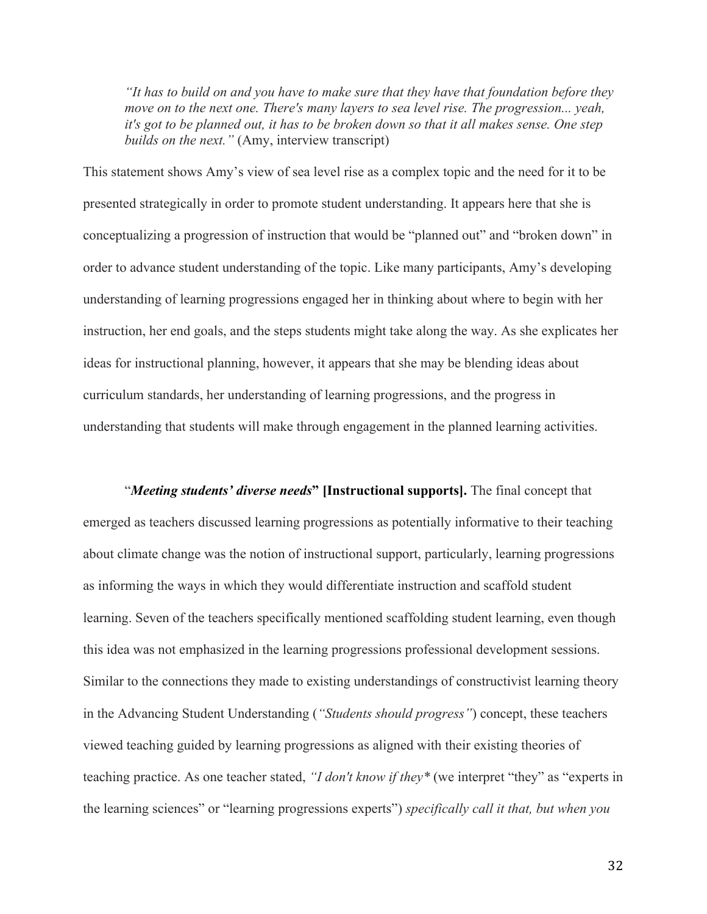> *"It has to build on and you have to make sure that they have that foundation before they move on to the next one. There's many layers to sea level rise. The progression... yeah, it's got to be planned out, it has to be broken down so that it all makes sense. One step builds on the next."* (Amy, interview transcript)

This statement shows Amy's view of sea level rise as a complex topic and the need for it to be presented strategically in order to promote student understanding. It appears here that she is conceptualizing a progression of instruction that would be "planned out" and "broken down" in order to advance student understanding of the topic. Like many participants, Amy's developing understanding of learning progressions engaged her in thinking about where to begin with her instruction, her end goals, and the steps students might take along the way. As she explicates her ideas for instructional planning, however, it appears that she may be blending ideas about curriculum standards, her understanding of learning progressions, and the progress in understanding that students will make through engagement in the planned learning activities.

"***Meeting students' diverse needs*" [Instructional supports].** The final concept that emerged as teachers discussed learning progressions as potentially informative to their teaching about climate change was the notion of instructional support, particularly, learning progressions as informing the ways in which they would differentiate instruction and scaffold student learning. Seven of the teachers specifically mentioned scaffolding student learning, even though this idea was not emphasized in the learning progressions professional development sessions. Similar to the connections they made to existing understandings of constructivist learning theory in the Advancing Student Understanding (*"Students should progress"*) concept, these teachers viewed teaching guided by learning progressions as aligned with their existing theories of teaching practice. As one teacher stated, *"I don't know if they** (we interpret "they" as "experts in the learning sciences" or "learning progressions experts") *specifically call it that, but when you*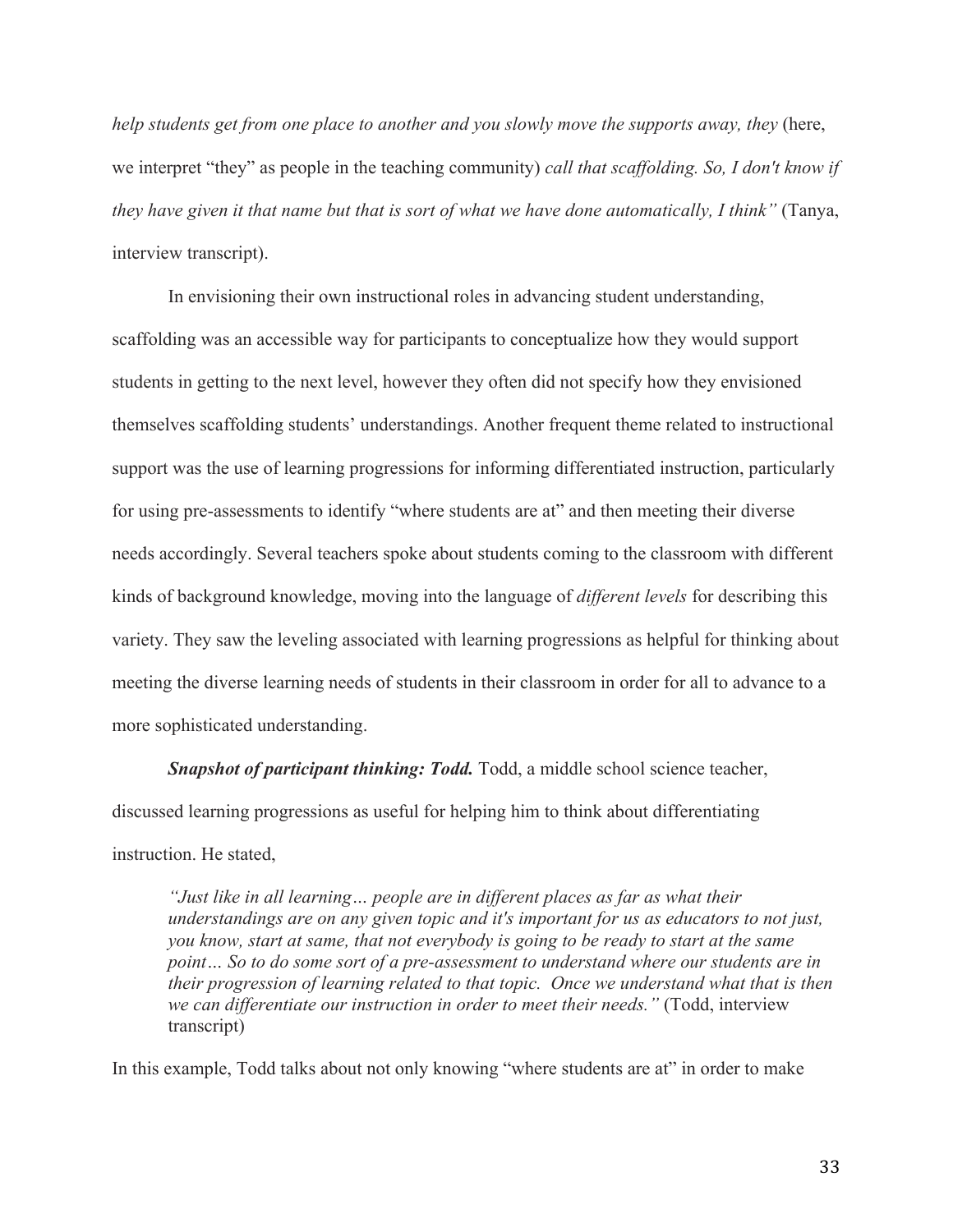*help students get from one place to another and you slowly move the supports away, they* (here, we interpret "they" as people in the teaching community) *call that scaffolding. So, I don't know if they have given it that name but that is sort of what we have done automatically, I think"* (Tanya, interview transcript).

In envisioning their own instructional roles in advancing student understanding, scaffolding was an accessible way for participants to conceptualize how they would support students in getting to the next level, however they often did not specify how they envisioned themselves scaffolding students' understandings. Another frequent theme related to instructional support was the use of learning progressions for informing differentiated instruction, particularly for using pre-assessments to identify "where students are at" and then meeting their diverse needs accordingly. Several teachers spoke about students coming to the classroom with different kinds of background knowledge, moving into the language of *different levels* for describing this variety. They saw the leveling associated with learning progressions as helpful for thinking about meeting the diverse learning needs of students in their classroom in order for all to advance to a more sophisticated understanding.

***Snapshot of participant thinking: Todd.*** Todd, a middle school science teacher, discussed learning progressions as useful for helping him to think about differentiating instruction. He stated,

> *"Just like in all learning… people are in different places as far as what their understandings are on any given topic and it's important for us as educators to not just, you know, start at same, that not everybody is going to be ready to start at the same point… So to do some sort of a pre-assessment to understand where our students are in their progression of learning related to that topic. Once we understand what that is then we can differentiate our instruction in order to meet their needs."* (Todd, interview transcript)

In this example, Todd talks about not only knowing "where students are at" in order to make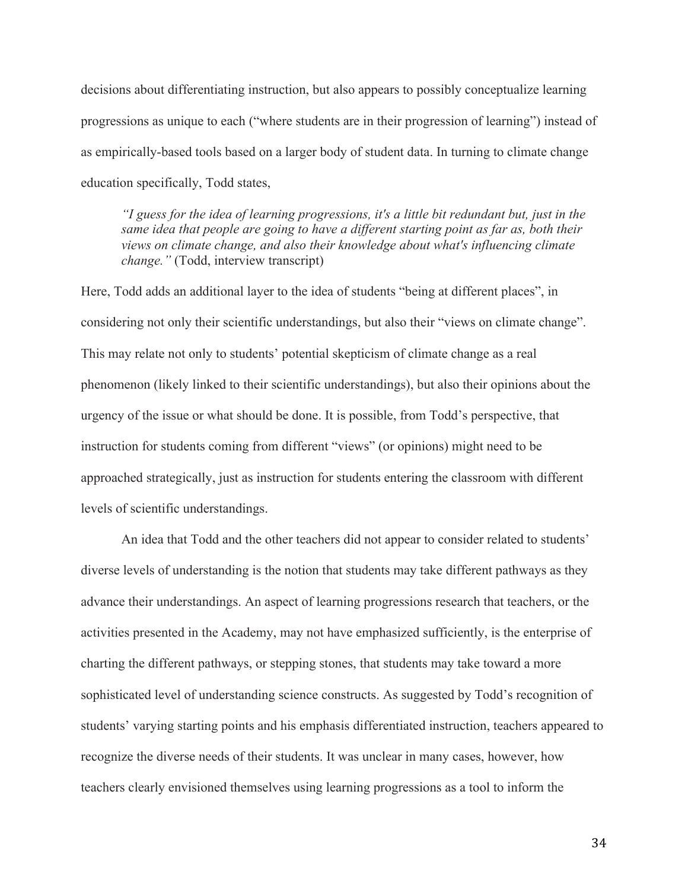decisions about differentiating instruction, but also appears to possibly conceptualize learning progressions as unique to each ("where students are in their progression of learning") instead of as empirically-based tools based on a larger body of student data. In turning to climate change education specifically, Todd states,

> *"I guess for the idea of learning progressions, it's a little bit redundant but, just in the same idea that people are going to have a different starting point as far as, both their views on climate change, and also their knowledge about what's influencing climate change."* (Todd, interview transcript)

Here, Todd adds an additional layer to the idea of students "being at different places", in considering not only their scientific understandings, but also their "views on climate change". This may relate not only to students' potential skepticism of climate change as a real phenomenon (likely linked to their scientific understandings), but also their opinions about the urgency of the issue or what should be done. It is possible, from Todd's perspective, that instruction for students coming from different "views" (or opinions) might need to be approached strategically, just as instruction for students entering the classroom with different levels of scientific understandings.

An idea that Todd and the other teachers did not appear to consider related to students' diverse levels of understanding is the notion that students may take different pathways as they advance their understandings. An aspect of learning progressions research that teachers, or the activities presented in the Academy, may not have emphasized sufficiently, is the enterprise of charting the different pathways, or stepping stones, that students may take toward a more sophisticated level of understanding science constructs. As suggested by Todd's recognition of students' varying starting points and his emphasis differentiated instruction, teachers appeared to recognize the diverse needs of their students. It was unclear in many cases, however, how teachers clearly envisioned themselves using learning progressions as a tool to inform the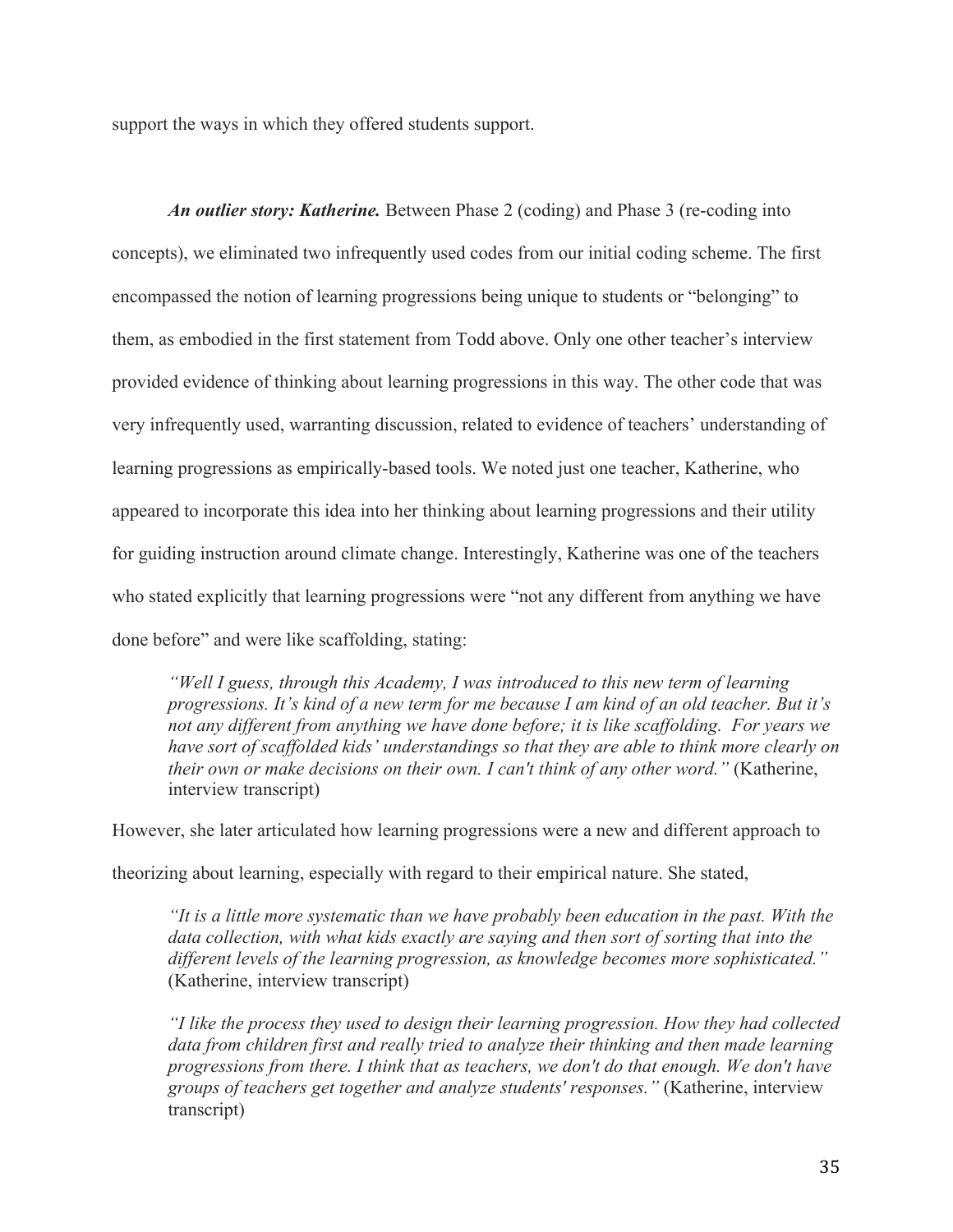support the ways in which they offered students support.

***An outlier story: Katherine.*** Between Phase 2 (coding) and Phase 3 (re-coding into concepts), we eliminated two infrequently used codes from our initial coding scheme. The first encompassed the notion of learning progressions being unique to students or "belonging" to them, as embodied in the first statement from Todd above. Only one other teacher's interview provided evidence of thinking about learning progressions in this way. The other code that was very infrequently used, warranting discussion, related to evidence of teachers' understanding of learning progressions as empirically-based tools. We noted just one teacher, Katherine, who appeared to incorporate this idea into her thinking about learning progressions and their utility for guiding instruction around climate change. Interestingly, Katherine was one of the teachers who stated explicitly that learning progressions were "not any different from anything we have done before" and were like scaffolding, stating:

> *"Well I guess, through this Academy, I was introduced to this new term of learning progressions. It's kind of a new term for me because I am kind of an old teacher. But it's not any different from anything we have done before; it is like scaffolding. For years we have sort of scaffolded kids' understandings so that they are able to think more clearly on their own or make decisions on their own. I can't think of any other word."* (Katherine, interview transcript)

However, she later articulated how learning progressions were a new and different approach to theorizing about learning, especially with regard to their empirical nature. She stated,

> *"It is a little more systematic than we have probably been education in the past. With the data collection, with what kids exactly are saying and then sort of sorting that into the different levels of the learning progression, as knowledge becomes more sophisticated."* (Katherine, interview transcript)

> *"I like the process they used to design their learning progression. How they had collected data from children first and really tried to analyze their thinking and then made learning progressions from there. I think that as teachers, we don't do that enough. We don't have groups of teachers get together and analyze students' responses."* (Katherine, interview transcript)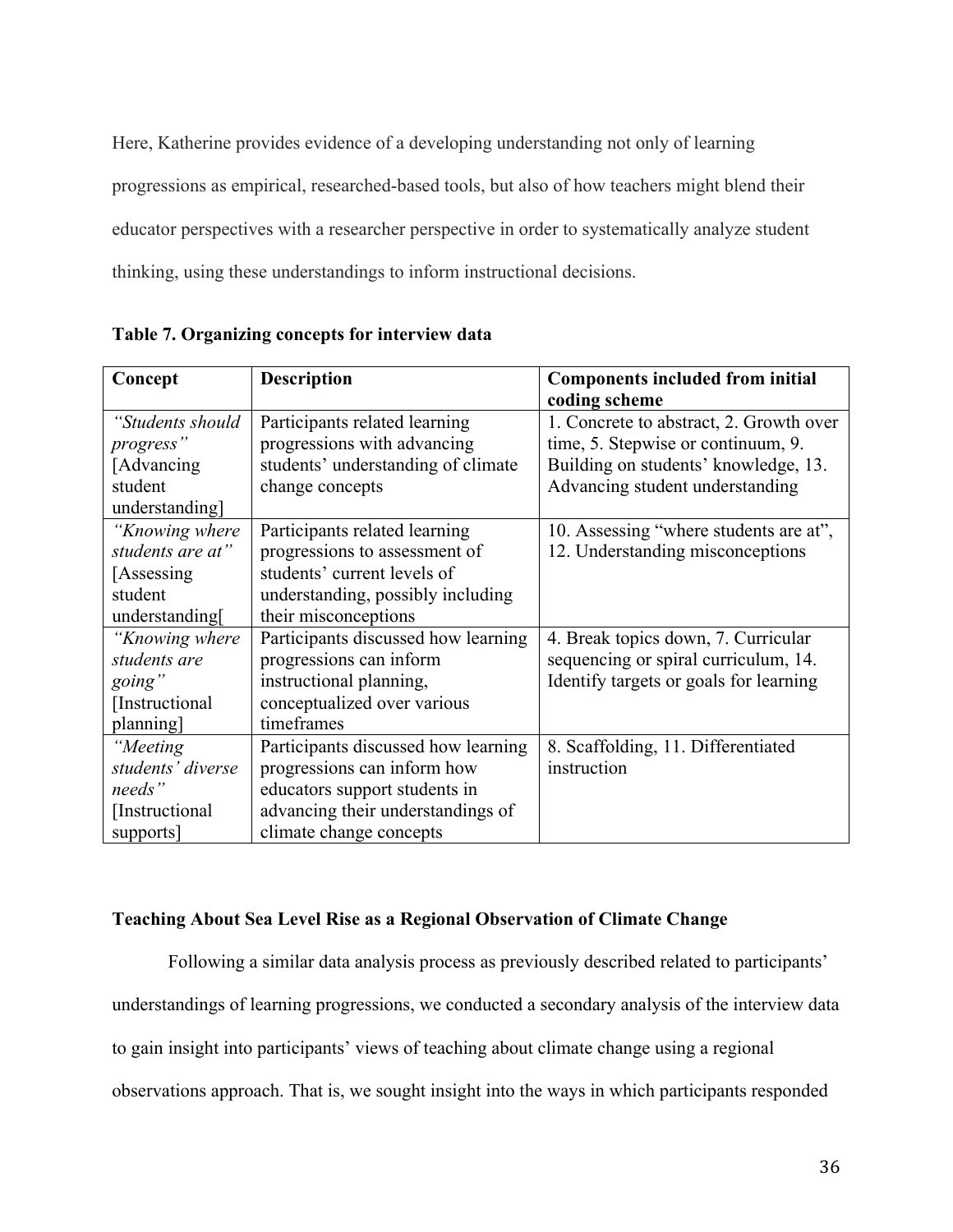Here, Katherine provides evidence of a developing understanding not only of learning progressions as empirical, researched-based tools, but also of how teachers might blend their educator perspectives with a researcher perspective in order to systematically analyze student thinking, using these understandings to inform instructional decisions.

**Table 7. Organizing concepts for interview data**

| **Concept** | **Description** | **Components included from initial coding scheme** |
|---|---|---|
| *"Students should progress"* [Advancing student understanding] | Participants related learning progressions with advancing students' understanding of climate change concepts | 1. Concrete to abstract, 2. Growth over time, 5. Stepwise or continuum, 9. Building on students' knowledge, 13. Advancing student understanding |
| *"Knowing where students are at"* [Assessing student understanding[ | Participants related learning progressions to assessment of students' current levels of understanding, possibly including their misconceptions | 10. Assessing "where students are at", 12. Understanding misconceptions |
| *"Knowing where students are going"* [Instructional planning] | Participants discussed how learning progressions can inform instructional planning, conceptualized over various timeframes | 4. Break topics down, 7. Curricular sequencing or spiral curriculum, 14. Identify targets or goals for learning |
| *"Meeting students' diverse needs"* [Instructional supports] | Participants discussed how learning progressions can inform how educators support students in advancing their understandings of climate change concepts | 8. Scaffolding, 11. Differentiated instruction |

**Teaching About Sea Level Rise as a Regional Observation of Climate Change**

Following a similar data analysis process as previously described related to participants' understandings of learning progressions, we conducted a secondary analysis of the interview data to gain insight into participants' views of teaching about climate change using a regional observations approach. That is, we sought insight into the ways in which participants responded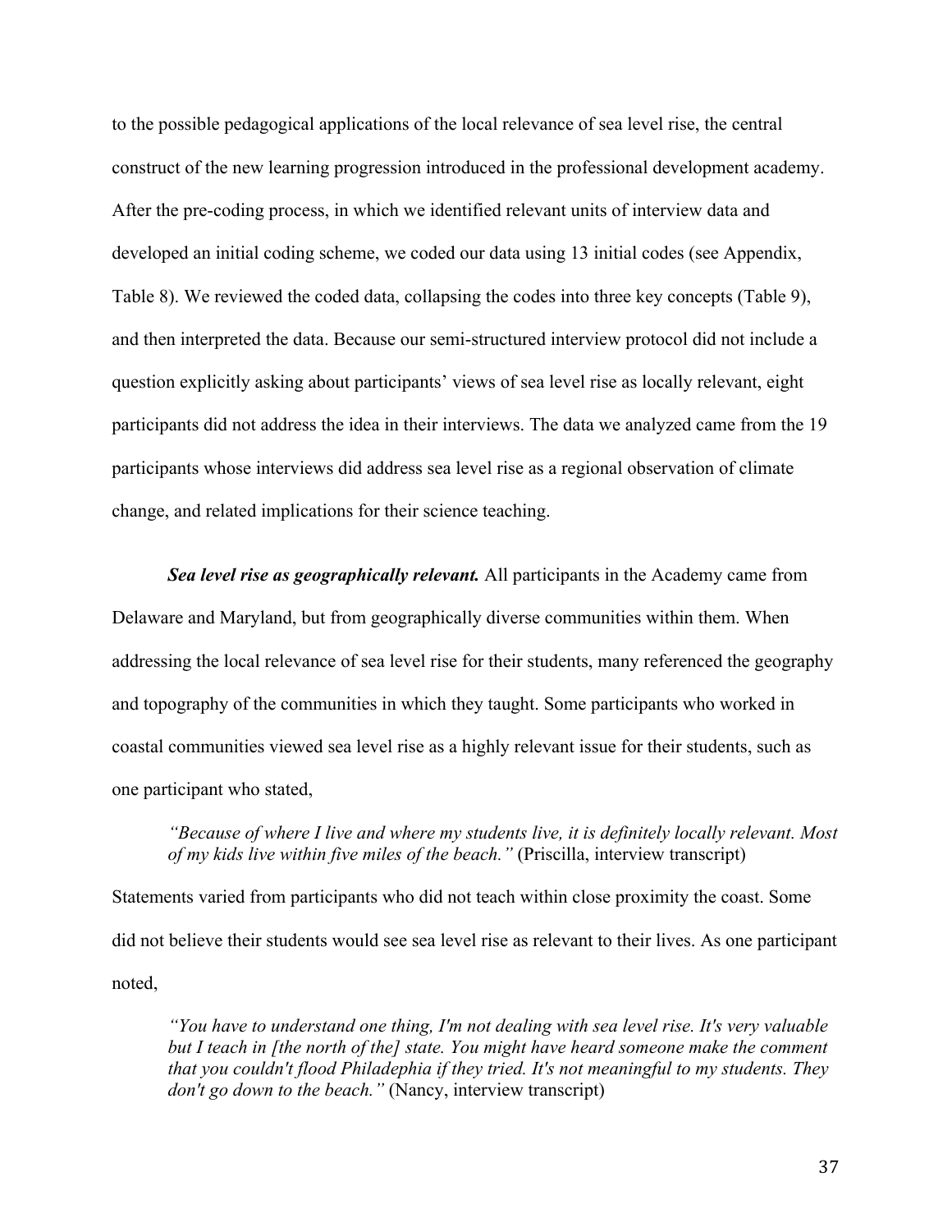to the possible pedagogical applications of the local relevance of sea level rise, the central construct of the new learning progression introduced in the professional development academy. After the pre-coding process, in which we identified relevant units of interview data and developed an initial coding scheme, we coded our data using 13 initial codes (see Appendix, Table 8). We reviewed the coded data, collapsing the codes into three key concepts (Table 9), and then interpreted the data. Because our semi-structured interview protocol did not include a question explicitly asking about participants' views of sea level rise as locally relevant, eight participants did not address the idea in their interviews. The data we analyzed came from the 19 participants whose interviews did address sea level rise as a regional observation of climate change, and related implications for their science teaching.

***Sea level rise as geographically relevant.*** All participants in the Academy came from Delaware and Maryland, but from geographically diverse communities within them. When addressing the local relevance of sea level rise for their students, many referenced the geography and topography of the communities in which they taught. Some participants who worked in coastal communities viewed sea level rise as a highly relevant issue for their students, such as one participant who stated,

> *"Because of where I live and where my students live, it is definitely locally relevant. Most of my kids live within five miles of the beach."* (Priscilla, interview transcript)

Statements varied from participants who did not teach within close proximity the coast. Some did not believe their students would see sea level rise as relevant to their lives. As one participant noted,

> *"You have to understand one thing, I'm not dealing with sea level rise. It's very valuable but I teach in [the north of the] state. You might have heard someone make the comment that you couldn't flood Philadephia if they tried. It's not meaningful to my students. They don't go down to the beach."* (Nancy, interview transcript)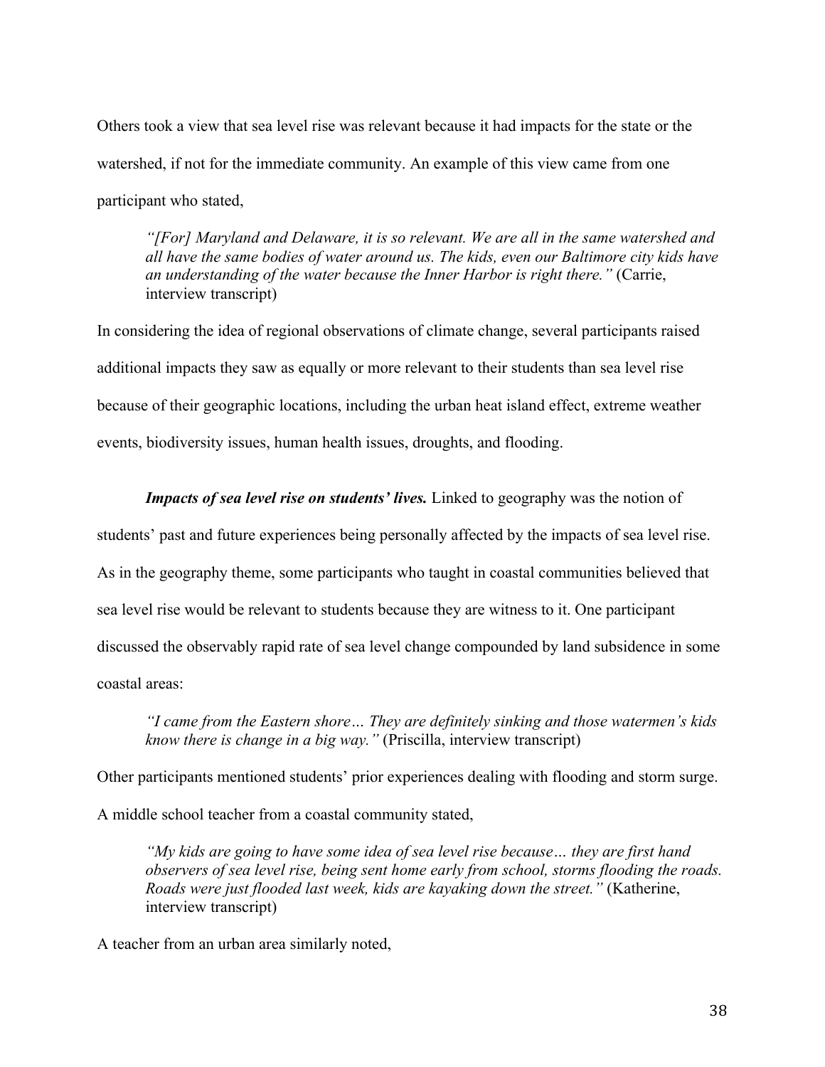Others took a view that sea level rise was relevant because it had impacts for the state or the watershed, if not for the immediate community. An example of this view came from one participant who stated,

> *"[For] Maryland and Delaware, it is so relevant. We are all in the same watershed and all have the same bodies of water around us. The kids, even our Baltimore city kids have an understanding of the water because the Inner Harbor is right there."* (Carrie, interview transcript)

In considering the idea of regional observations of climate change, several participants raised additional impacts they saw as equally or more relevant to their students than sea level rise because of their geographic locations, including the urban heat island effect, extreme weather events, biodiversity issues, human health issues, droughts, and flooding.

***Impacts of sea level rise on students' lives.*** Linked to geography was the notion of students' past and future experiences being personally affected by the impacts of sea level rise. As in the geography theme, some participants who taught in coastal communities believed that sea level rise would be relevant to students because they are witness to it. One participant discussed the observably rapid rate of sea level change compounded by land subsidence in some coastal areas:

> *"I came from the Eastern shore… They are definitely sinking and those watermen's kids know there is change in a big way."* (Priscilla, interview transcript)

Other participants mentioned students' prior experiences dealing with flooding and storm surge. A middle school teacher from a coastal community stated,

> *"My kids are going to have some idea of sea level rise because… they are first hand observers of sea level rise, being sent home early from school, storms flooding the roads. Roads were just flooded last week, kids are kayaking down the street."* (Katherine, interview transcript)

A teacher from an urban area similarly noted,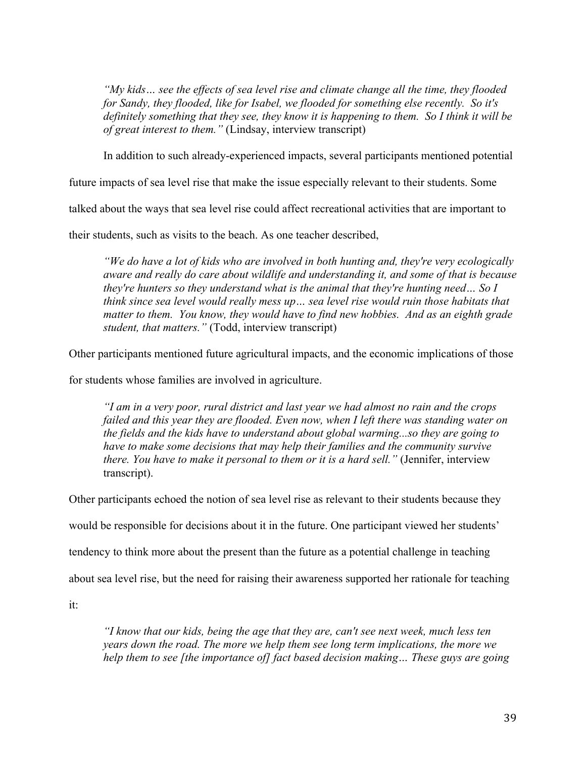> *"My kids… see the effects of sea level rise and climate change all the time, they flooded for Sandy, they flooded, like for Isabel, we flooded for something else recently. So it's definitely something that they see, they know it is happening to them. So I think it will be of great interest to them."* (Lindsay, interview transcript)

In addition to such already-experienced impacts, several participants mentioned potential future impacts of sea level rise that make the issue especially relevant to their students. Some talked about the ways that sea level rise could affect recreational activities that are important to their students, such as visits to the beach. As one teacher described,

> *"We do have a lot of kids who are involved in both hunting and, they're very ecologically aware and really do care about wildlife and understanding it, and some of that is because they're hunters so they understand what is the animal that they're hunting need… So I think since sea level would really mess up… sea level rise would ruin those habitats that matter to them. You know, they would have to find new hobbies. And as an eighth grade student, that matters."* (Todd, interview transcript)

Other participants mentioned future agricultural impacts, and the economic implications of those for students whose families are involved in agriculture.

> *"I am in a very poor, rural district and last year we had almost no rain and the crops failed and this year they are flooded. Even now, when I left there was standing water on the fields and the kids have to understand about global warming...so they are going to have to make some decisions that may help their families and the community survive there. You have to make it personal to them or it is a hard sell."* (Jennifer, interview transcript).

Other participants echoed the notion of sea level rise as relevant to their students because they would be responsible for decisions about it in the future. One participant viewed her students' tendency to think more about the present than the future as a potential challenge in teaching about sea level rise, but the need for raising their awareness supported her rationale for teaching it:

> *"I know that our kids, being the age that they are, can't see next week, much less ten years down the road. The more we help them see long term implications, the more we help them to see [the importance of] fact based decision making… These guys are going*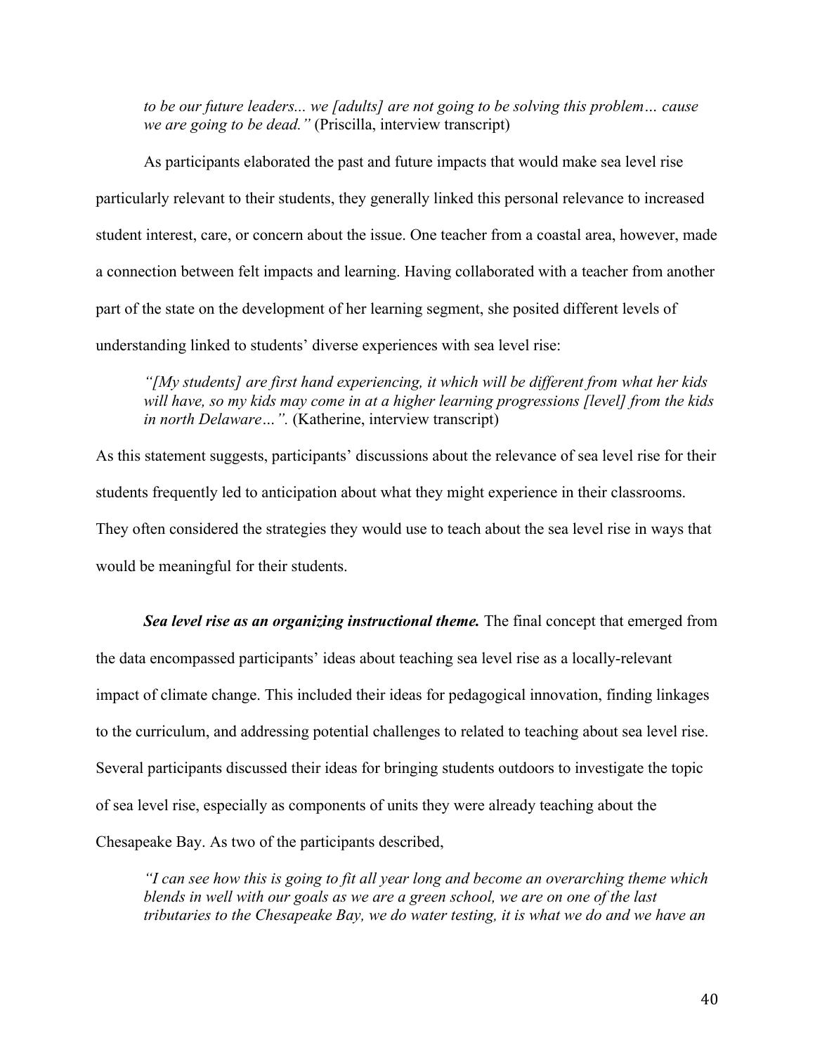*to be our future leaders... we [adults] are not going to be solving this problem… cause we are going to be dead."* (Priscilla, interview transcript)

As participants elaborated the past and future impacts that would make sea level rise particularly relevant to their students, they generally linked this personal relevance to increased student interest, care, or concern about the issue. One teacher from a coastal area, however, made a connection between felt impacts and learning. Having collaborated with a teacher from another part of the state on the development of her learning segment, she posited different levels of understanding linked to students' diverse experiences with sea level rise:

> *"[My students] are first hand experiencing, it which will be different from what her kids will have, so my kids may come in at a higher learning progressions [level] from the kids in north Delaware…".* (Katherine, interview transcript)

As this statement suggests, participants' discussions about the relevance of sea level rise for their students frequently led to anticipation about what they might experience in their classrooms. They often considered the strategies they would use to teach about the sea level rise in ways that would be meaningful for their students.

***Sea level rise as an organizing instructional theme.*** The final concept that emerged from the data encompassed participants' ideas about teaching sea level rise as a locally-relevant impact of climate change. This included their ideas for pedagogical innovation, finding linkages to the curriculum, and addressing potential challenges to related to teaching about sea level rise. Several participants discussed their ideas for bringing students outdoors to investigate the topic of sea level rise, especially as components of units they were already teaching about the Chesapeake Bay. As two of the participants described,

> *"I can see how this is going to fit all year long and become an overarching theme which blends in well with our goals as we are a green school, we are on one of the last tributaries to the Chesapeake Bay, we do water testing, it is what we do and we have an*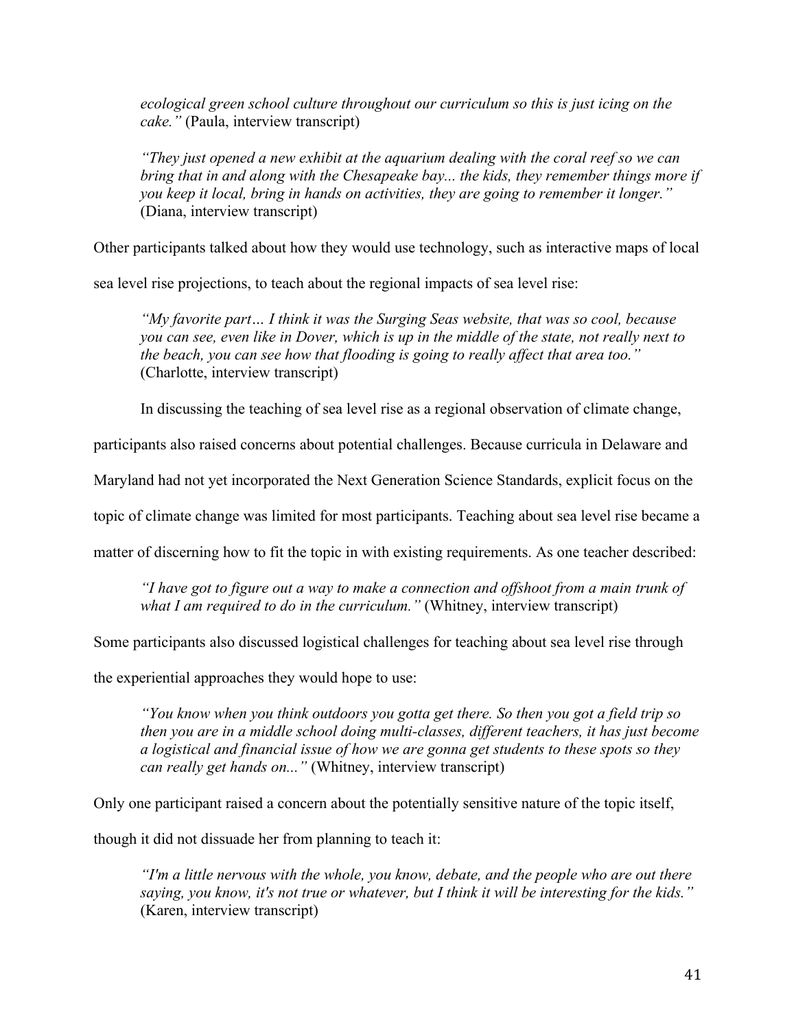> *ecological green school culture throughout our curriculum so this is just icing on the cake."* (Paula, interview transcript)

> *"They just opened a new exhibit at the aquarium dealing with the coral reef so we can bring that in and along with the Chesapeake bay... the kids, they remember things more if you keep it local, bring in hands on activities, they are going to remember it longer."* (Diana, interview transcript)

Other participants talked about how they would use technology, such as interactive maps of local sea level rise projections, to teach about the regional impacts of sea level rise:

> *"My favorite part… I think it was the Surging Seas website, that was so cool, because you can see, even like in Dover, which is up in the middle of the state, not really next to the beach, you can see how that flooding is going to really affect that area too."* (Charlotte, interview transcript)

In discussing the teaching of sea level rise as a regional observation of climate change, participants also raised concerns about potential challenges. Because curricula in Delaware and Maryland had not yet incorporated the Next Generation Science Standards, explicit focus on the topic of climate change was limited for most participants. Teaching about sea level rise became a matter of discerning how to fit the topic in with existing requirements. As one teacher described:

> *"I have got to figure out a way to make a connection and offshoot from a main trunk of what I am required to do in the curriculum."* (Whitney, interview transcript)

Some participants also discussed logistical challenges for teaching about sea level rise through the experiential approaches they would hope to use:

> *"You know when you think outdoors you gotta get there. So then you got a field trip so then you are in a middle school doing multi-classes, different teachers, it has just become a logistical and financial issue of how we are gonna get students to these spots so they can really get hands on..."* (Whitney, interview transcript)

Only one participant raised a concern about the potentially sensitive nature of the topic itself, though it did not dissuade her from planning to teach it:

> *"I'm a little nervous with the whole, you know, debate, and the people who are out there saying, you know, it's not true or whatever, but I think it will be interesting for the kids."* (Karen, interview transcript)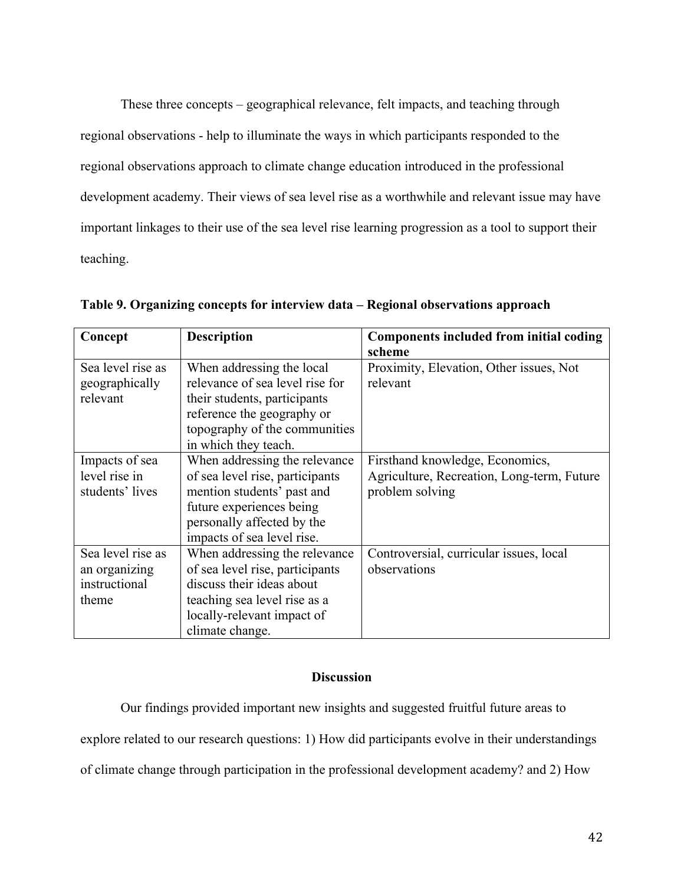These three concepts – geographical relevance, felt impacts, and teaching through regional observations - help to illuminate the ways in which participants responded to the regional observations approach to climate change education introduced in the professional development academy. Their views of sea level rise as a worthwhile and relevant issue may have important linkages to their use of the sea level rise learning progression as a tool to support their teaching.

**Table 9. Organizing concepts for interview data – Regional observations approach**

| Concept | Description | Components included from initial coding scheme |
|---|---|---|
| Sea level rise as geographically relevant | When addressing the local relevance of sea level rise for their students, participants reference the geography or topography of the communities in which they teach. | Proximity, Elevation, Other issues, Not relevant |
| Impacts of sea level rise in students' lives | When addressing the relevance of sea level rise, participants mention students' past and future experiences being personally affected by the impacts of sea level rise. | Firsthand knowledge, Economics, Agriculture, Recreation, Long-term, Future problem solving |
| Sea level rise as an organizing instructional theme | When addressing the relevance of sea level rise, participants discuss their ideas about teaching sea level rise as a locally-relevant impact of climate change. | Controversial, curricular issues, local observations |

## Discussion

Our findings provided important new insights and suggested fruitful future areas to explore related to our research questions: 1) How did participants evolve in their understandings of climate change through participation in the professional development academy? and 2) How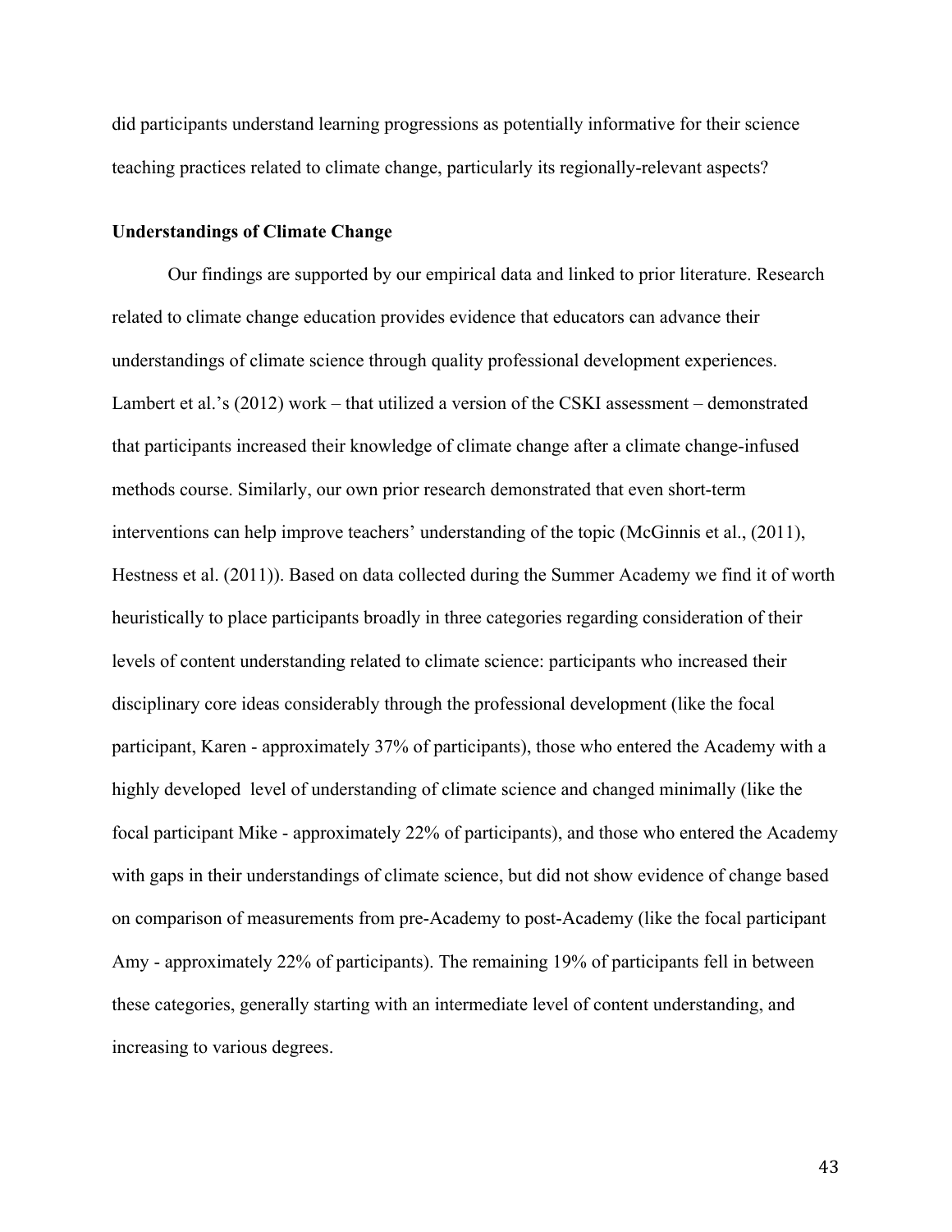did participants understand learning progressions as potentially informative for their science teaching practices related to climate change, particularly its regionally-relevant aspects?

**Understandings of Climate Change**

Our findings are supported by our empirical data and linked to prior literature. Research related to climate change education provides evidence that educators can advance their understandings of climate science through quality professional development experiences. Lambert et al.'s (2012) work – that utilized a version of the CSKI assessment – demonstrated that participants increased their knowledge of climate change after a climate change-infused methods course. Similarly, our own prior research demonstrated that even short-term interventions can help improve teachers' understanding of the topic (McGinnis et al., (2011), Hestness et al. (2011)). Based on data collected during the Summer Academy we find it of worth heuristically to place participants broadly in three categories regarding consideration of their levels of content understanding related to climate science: participants who increased their disciplinary core ideas considerably through the professional development (like the focal participant, Karen - approximately 37% of participants), those who entered the Academy with a highly developed level of understanding of climate science and changed minimally (like the focal participant Mike - approximately 22% of participants), and those who entered the Academy with gaps in their understandings of climate science, but did not show evidence of change based on comparison of measurements from pre-Academy to post-Academy (like the focal participant Amy - approximately 22% of participants). The remaining 19% of participants fell in between these categories, generally starting with an intermediate level of content understanding, and increasing to various degrees.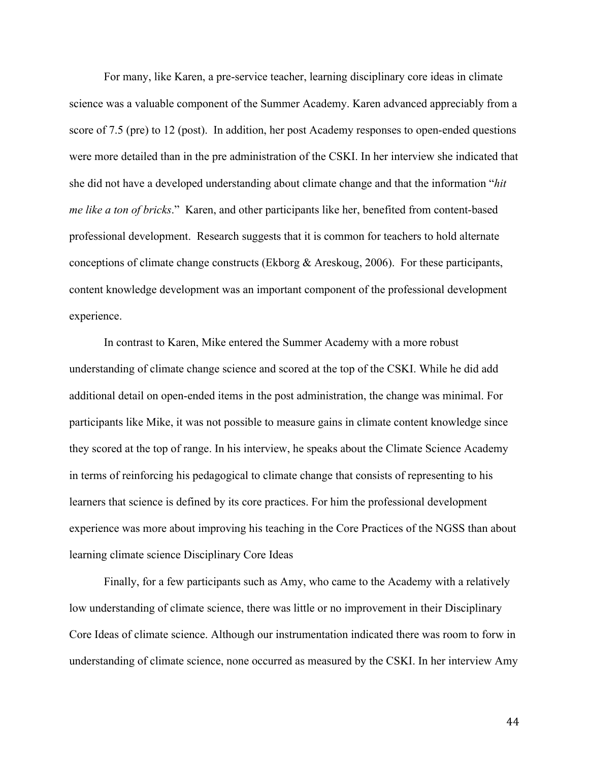For many, like Karen, a pre-service teacher, learning disciplinary core ideas in climate science was a valuable component of the Summer Academy. Karen advanced appreciably from a score of 7.5 (pre) to 12 (post). In addition, her post Academy responses to open-ended questions were more detailed than in the pre administration of the CSKI. In her interview she indicated that she did not have a developed understanding about climate change and that the information "*hit me like a ton of bricks*." Karen, and other participants like her, benefited from content-based professional development. Research suggests that it is common for teachers to hold alternate conceptions of climate change constructs (Ekborg & Areskoug, 2006). For these participants, content knowledge development was an important component of the professional development experience.

In contrast to Karen, Mike entered the Summer Academy with a more robust understanding of climate change science and scored at the top of the CSKI. While he did add additional detail on open-ended items in the post administration, the change was minimal. For participants like Mike, it was not possible to measure gains in climate content knowledge since they scored at the top of range. In his interview, he speaks about the Climate Science Academy in terms of reinforcing his pedagogical to climate change that consists of representing to his learners that science is defined by its core practices. For him the professional development experience was more about improving his teaching in the Core Practices of the NGSS than about learning climate science Disciplinary Core Ideas

Finally, for a few participants such as Amy, who came to the Academy with a relatively low understanding of climate science, there was little or no improvement in their Disciplinary Core Ideas of climate science. Although our instrumentation indicated there was room to forw in understanding of climate science, none occurred as measured by the CSKI. In her interview Amy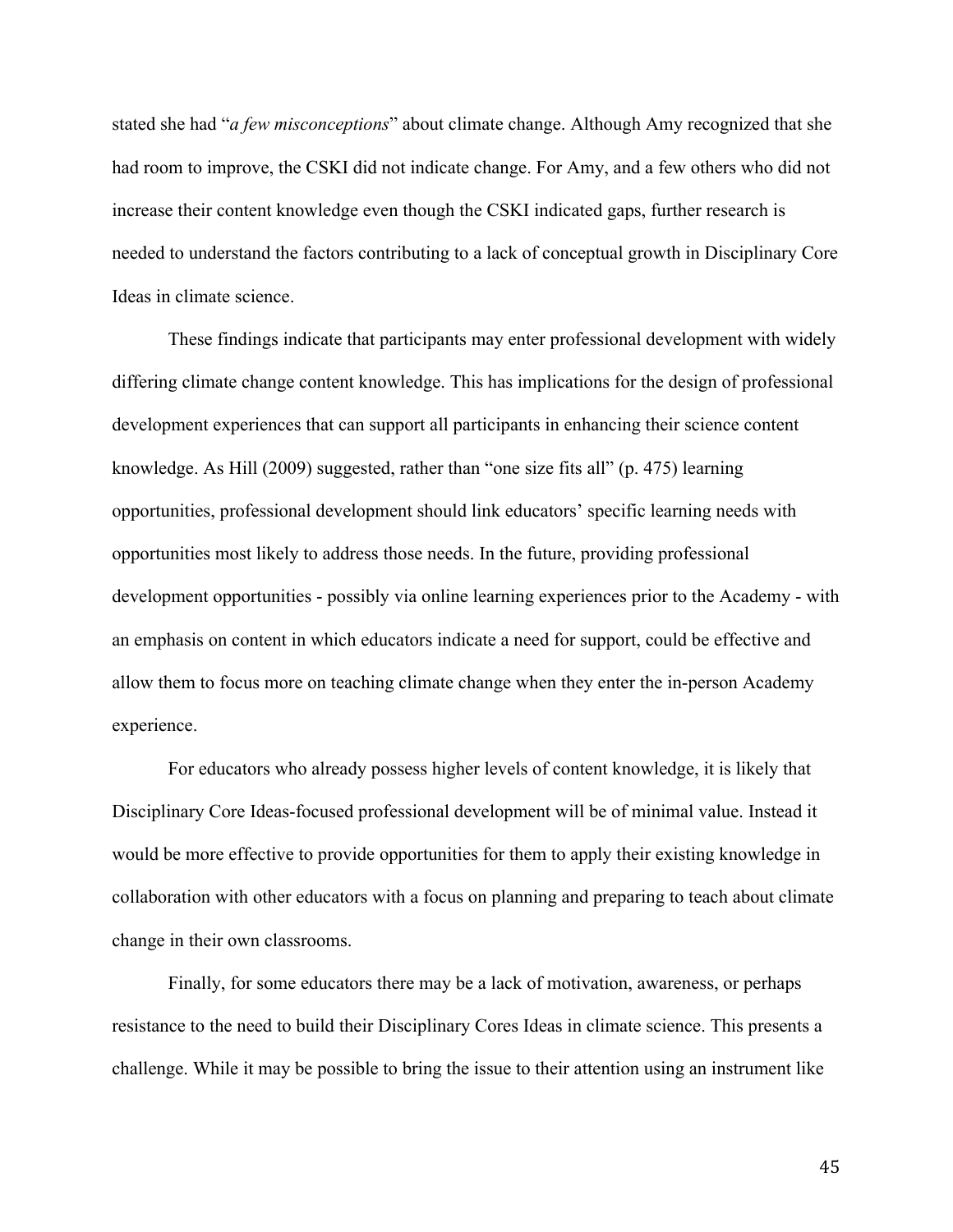stated she had "*a few misconceptions*" about climate change. Although Amy recognized that she had room to improve, the CSKI did not indicate change. For Amy, and a few others who did not increase their content knowledge even though the CSKI indicated gaps, further research is needed to understand the factors contributing to a lack of conceptual growth in Disciplinary Core Ideas in climate science.

These findings indicate that participants may enter professional development with widely differing climate change content knowledge. This has implications for the design of professional development experiences that can support all participants in enhancing their science content knowledge. As Hill (2009) suggested, rather than "one size fits all" (p. 475) learning opportunities, professional development should link educators' specific learning needs with opportunities most likely to address those needs. In the future, providing professional development opportunities - possibly via online learning experiences prior to the Academy - with an emphasis on content in which educators indicate a need for support, could be effective and allow them to focus more on teaching climate change when they enter the in-person Academy experience.

For educators who already possess higher levels of content knowledge, it is likely that Disciplinary Core Ideas-focused professional development will be of minimal value. Instead it would be more effective to provide opportunities for them to apply their existing knowledge in collaboration with other educators with a focus on planning and preparing to teach about climate change in their own classrooms.

Finally, for some educators there may be a lack of motivation, awareness, or perhaps resistance to the need to build their Disciplinary Cores Ideas in climate science. This presents a challenge. While it may be possible to bring the issue to their attention using an instrument like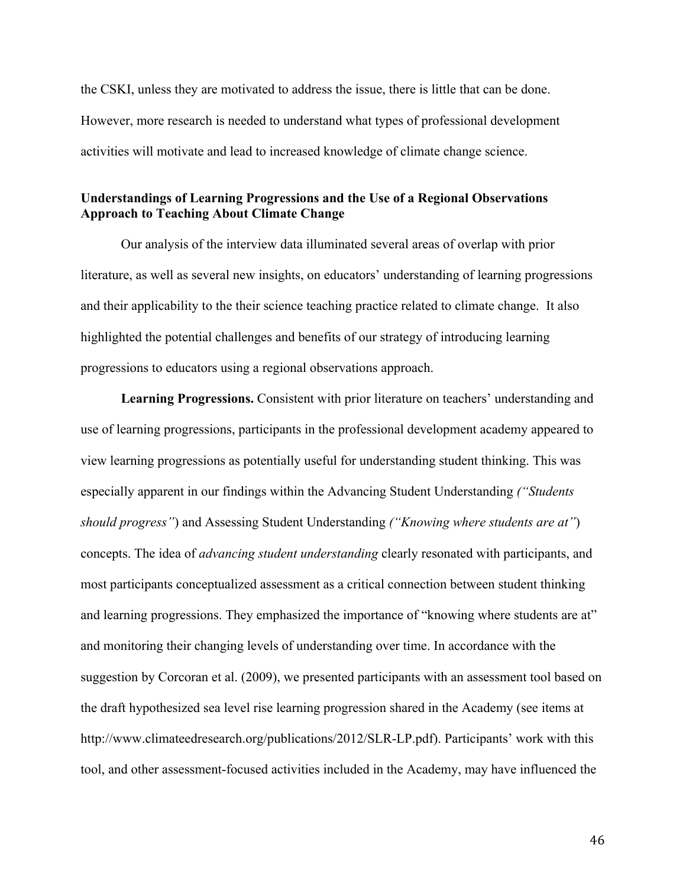the CSKI, unless they are motivated to address the issue, there is little that can be done. However, more research is needed to understand what types of professional development activities will motivate and lead to increased knowledge of climate change science.

### Understandings of Learning Progressions and the Use of a Regional Observations Approach to Teaching About Climate Change

Our analysis of the interview data illuminated several areas of overlap with prior literature, as well as several new insights, on educators' understanding of learning progressions and their applicability to the their science teaching practice related to climate change. It also highlighted the potential challenges and benefits of our strategy of introducing learning progressions to educators using a regional observations approach.

**Learning Progressions.** Consistent with prior literature on teachers' understanding and use of learning progressions, participants in the professional development academy appeared to view learning progressions as potentially useful for understanding student thinking. This was especially apparent in our findings within the Advancing Student Understanding *("Students should progress"*) and Assessing Student Understanding *("Knowing where students are at"*) concepts. The idea of *advancing student understanding* clearly resonated with participants, and most participants conceptualized assessment as a critical connection between student thinking and learning progressions. They emphasized the importance of "knowing where students are at" and monitoring their changing levels of understanding over time. In accordance with the suggestion by Corcoran et al. (2009), we presented participants with an assessment tool based on the draft hypothesized sea level rise learning progression shared in the Academy (see items at http://www.climateedresearch.org/publications/2012/SLR-LP.pdf). Participants' work with this tool, and other assessment-focused activities included in the Academy, may have influenced the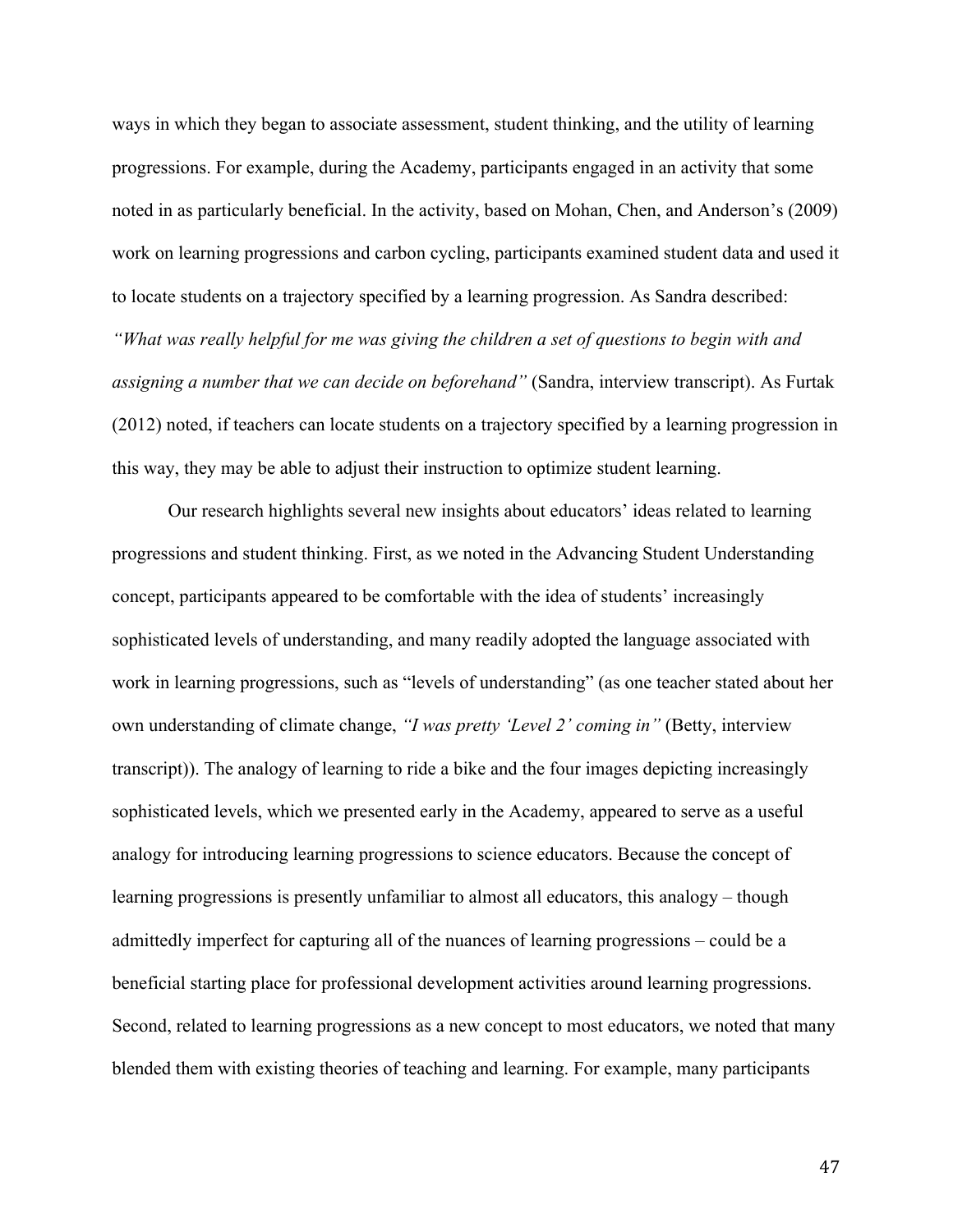ways in which they began to associate assessment, student thinking, and the utility of learning progressions. For example, during the Academy, participants engaged in an activity that some noted in as particularly beneficial. In the activity, based on Mohan, Chen, and Anderson's (2009) work on learning progressions and carbon cycling, participants examined student data and used it to locate students on a trajectory specified by a learning progression. As Sandra described: *"What was really helpful for me was giving the children a set of questions to begin with and assigning a number that we can decide on beforehand"* (Sandra, interview transcript). As Furtak (2012) noted, if teachers can locate students on a trajectory specified by a learning progression in this way, they may be able to adjust their instruction to optimize student learning.

Our research highlights several new insights about educators' ideas related to learning progressions and student thinking. First, as we noted in the Advancing Student Understanding concept, participants appeared to be comfortable with the idea of students' increasingly sophisticated levels of understanding, and many readily adopted the language associated with work in learning progressions, such as "levels of understanding" (as one teacher stated about her own understanding of climate change, *"I was pretty 'Level 2' coming in"* (Betty, interview transcript)). The analogy of learning to ride a bike and the four images depicting increasingly sophisticated levels, which we presented early in the Academy, appeared to serve as a useful analogy for introducing learning progressions to science educators. Because the concept of learning progressions is presently unfamiliar to almost all educators, this analogy – though admittedly imperfect for capturing all of the nuances of learning progressions – could be a beneficial starting place for professional development activities around learning progressions. Second, related to learning progressions as a new concept to most educators, we noted that many blended them with existing theories of teaching and learning. For example, many participants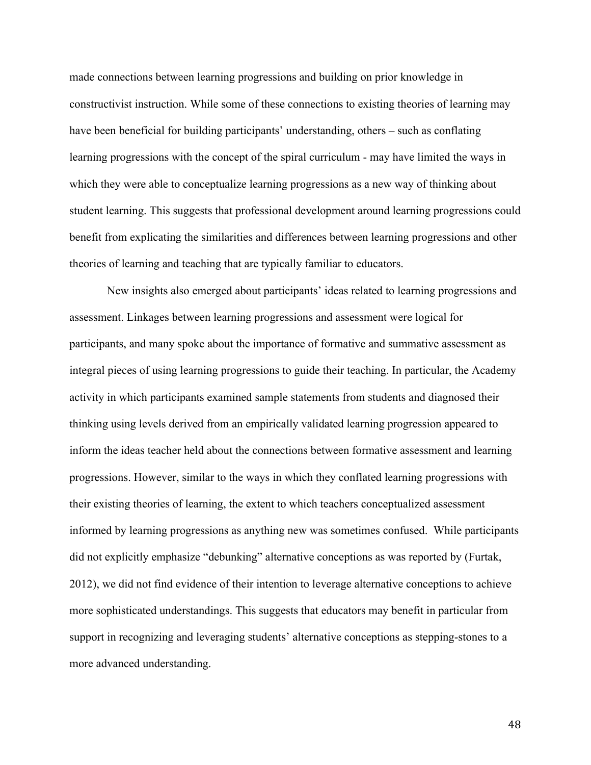made connections between learning progressions and building on prior knowledge in constructivist instruction. While some of these connections to existing theories of learning may have been beneficial for building participants' understanding, others – such as conflating learning progressions with the concept of the spiral curriculum - may have limited the ways in which they were able to conceptualize learning progressions as a new way of thinking about student learning. This suggests that professional development around learning progressions could benefit from explicating the similarities and differences between learning progressions and other theories of learning and teaching that are typically familiar to educators.

New insights also emerged about participants' ideas related to learning progressions and assessment. Linkages between learning progressions and assessment were logical for participants, and many spoke about the importance of formative and summative assessment as integral pieces of using learning progressions to guide their teaching. In particular, the Academy activity in which participants examined sample statements from students and diagnosed their thinking using levels derived from an empirically validated learning progression appeared to inform the ideas teacher held about the connections between formative assessment and learning progressions. However, similar to the ways in which they conflated learning progressions with their existing theories of learning, the extent to which teachers conceptualized assessment informed by learning progressions as anything new was sometimes confused. While participants did not explicitly emphasize "debunking" alternative conceptions as was reported by (Furtak, 2012), we did not find evidence of their intention to leverage alternative conceptions to achieve more sophisticated understandings. This suggests that educators may benefit in particular from support in recognizing and leveraging students' alternative conceptions as stepping-stones to a more advanced understanding.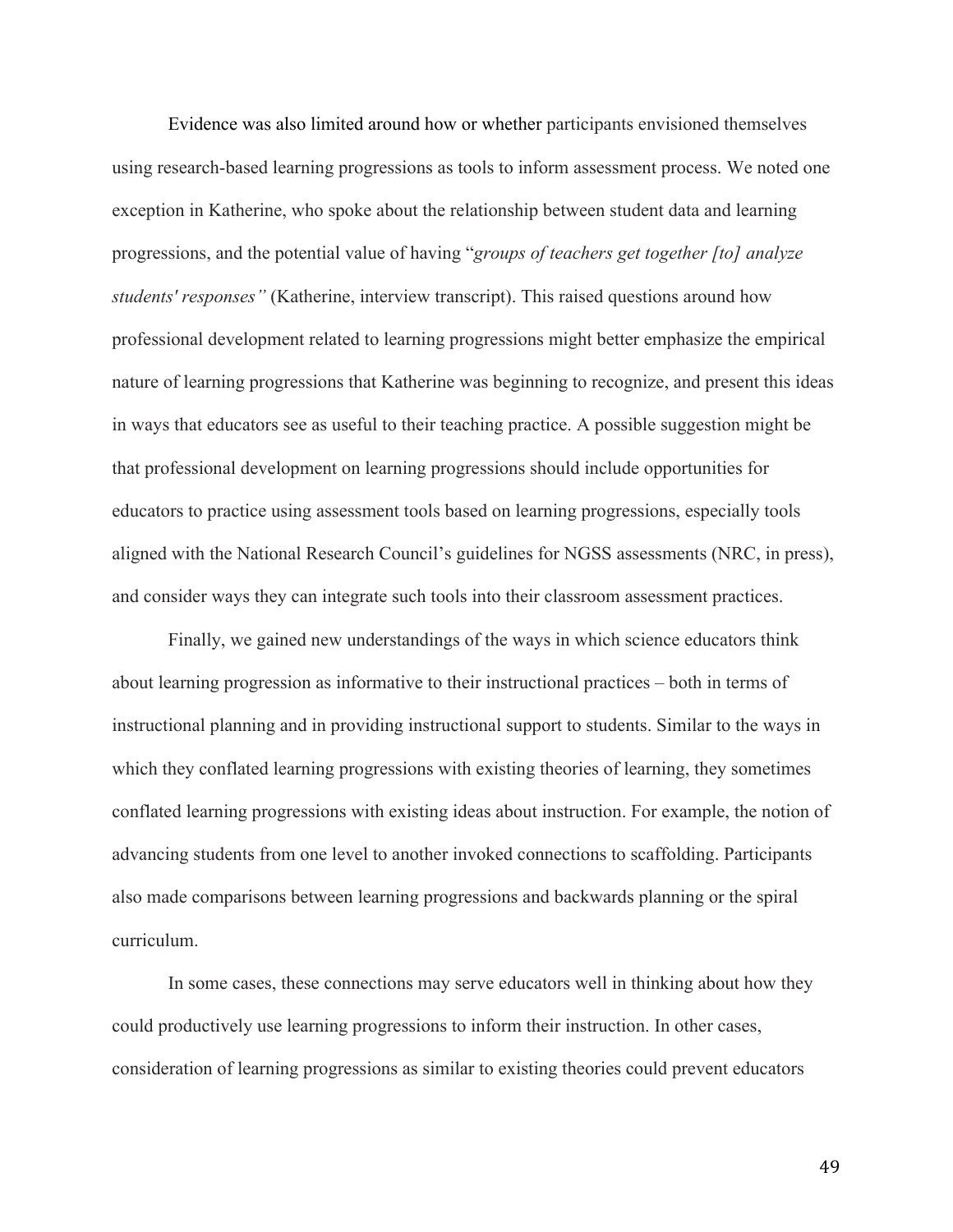Evidence was also limited around how or whether participants envisioned themselves using research-based learning progressions as tools to inform assessment process. We noted one exception in Katherine, who spoke about the relationship between student data and learning progressions, and the potential value of having "*groups of teachers get together [to] analyze students' responses"* (Katherine, interview transcript). This raised questions around how professional development related to learning progressions might better emphasize the empirical nature of learning progressions that Katherine was beginning to recognize, and present this ideas in ways that educators see as useful to their teaching practice. A possible suggestion might be that professional development on learning progressions should include opportunities for educators to practice using assessment tools based on learning progressions, especially tools aligned with the National Research Council's guidelines for NGSS assessments (NRC, in press), and consider ways they can integrate such tools into their classroom assessment practices.

Finally, we gained new understandings of the ways in which science educators think about learning progression as informative to their instructional practices – both in terms of instructional planning and in providing instructional support to students. Similar to the ways in which they conflated learning progressions with existing theories of learning, they sometimes conflated learning progressions with existing ideas about instruction. For example, the notion of advancing students from one level to another invoked connections to scaffolding. Participants also made comparisons between learning progressions and backwards planning or the spiral curriculum.

In some cases, these connections may serve educators well in thinking about how they could productively use learning progressions to inform their instruction. In other cases, consideration of learning progressions as similar to existing theories could prevent educators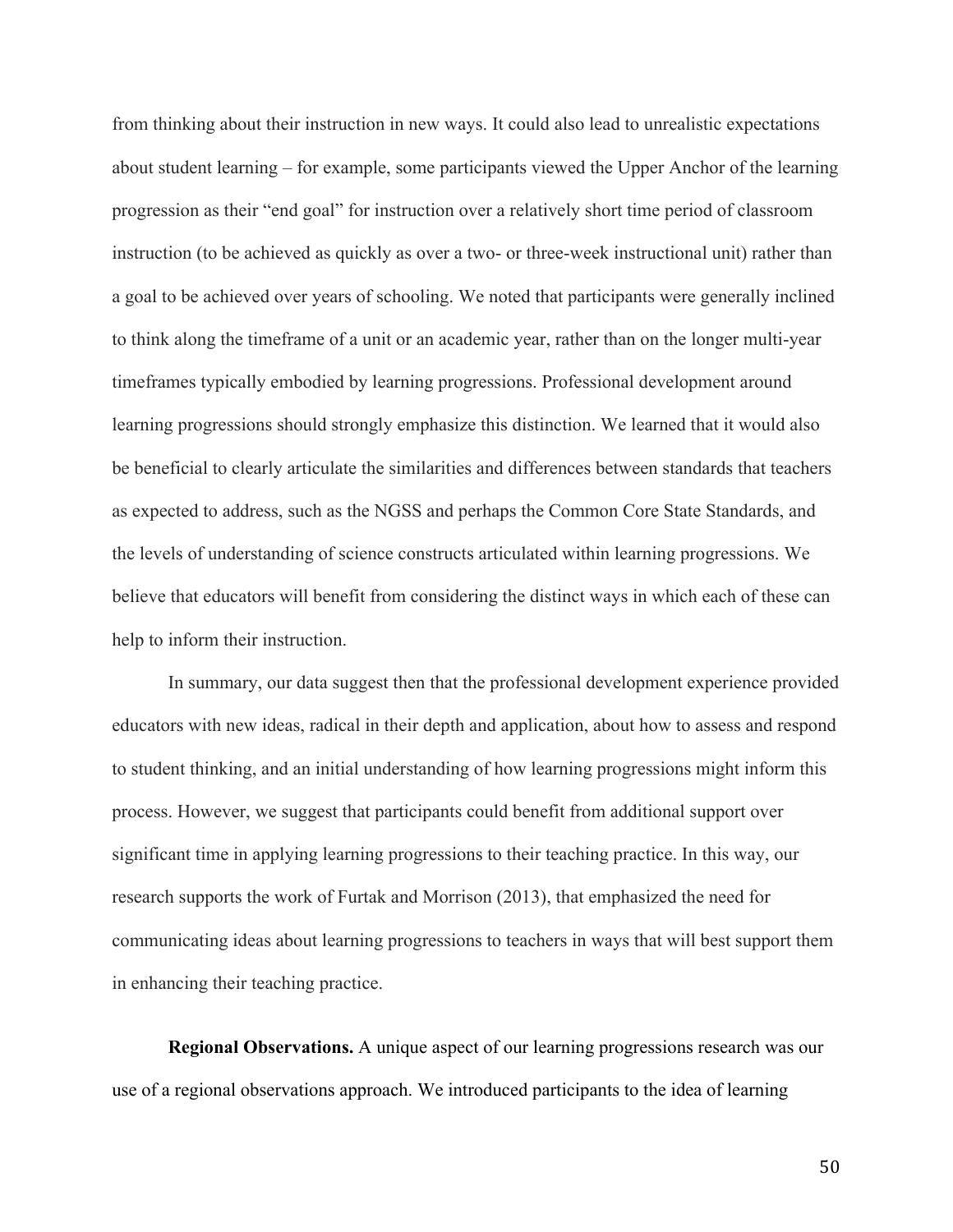from thinking about their instruction in new ways. It could also lead to unrealistic expectations about student learning – for example, some participants viewed the Upper Anchor of the learning progression as their "end goal" for instruction over a relatively short time period of classroom instruction (to be achieved as quickly as over a two- or three-week instructional unit) rather than a goal to be achieved over years of schooling. We noted that participants were generally inclined to think along the timeframe of a unit or an academic year, rather than on the longer multi-year timeframes typically embodied by learning progressions. Professional development around learning progressions should strongly emphasize this distinction. We learned that it would also be beneficial to clearly articulate the similarities and differences between standards that teachers as expected to address, such as the NGSS and perhaps the Common Core State Standards, and the levels of understanding of science constructs articulated within learning progressions. We believe that educators will benefit from considering the distinct ways in which each of these can help to inform their instruction.

In summary, our data suggest then that the professional development experience provided educators with new ideas, radical in their depth and application, about how to assess and respond to student thinking, and an initial understanding of how learning progressions might inform this process. However, we suggest that participants could benefit from additional support over significant time in applying learning progressions to their teaching practice. In this way, our research supports the work of Furtak and Morrison (2013), that emphasized the need for communicating ideas about learning progressions to teachers in ways that will best support them in enhancing their teaching practice.

**Regional Observations.** A unique aspect of our learning progressions research was our use of a regional observations approach. We introduced participants to the idea of learning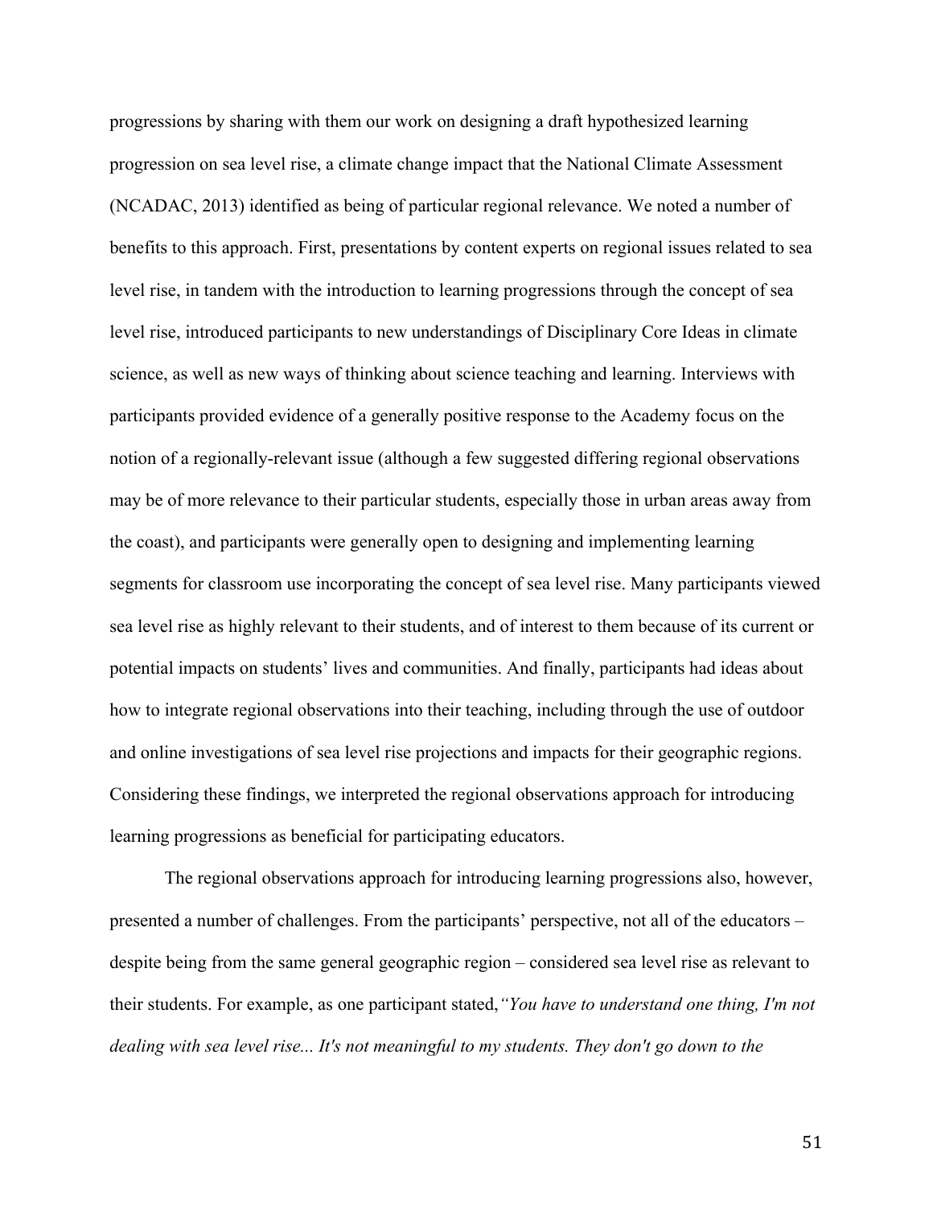progressions by sharing with them our work on designing a draft hypothesized learning progression on sea level rise, a climate change impact that the National Climate Assessment (NCADAC, 2013) identified as being of particular regional relevance. We noted a number of benefits to this approach. First, presentations by content experts on regional issues related to sea level rise, in tandem with the introduction to learning progressions through the concept of sea level rise, introduced participants to new understandings of Disciplinary Core Ideas in climate science, as well as new ways of thinking about science teaching and learning. Interviews with participants provided evidence of a generally positive response to the Academy focus on the notion of a regionally-relevant issue (although a few suggested differing regional observations may be of more relevance to their particular students, especially those in urban areas away from the coast), and participants were generally open to designing and implementing learning segments for classroom use incorporating the concept of sea level rise. Many participants viewed sea level rise as highly relevant to their students, and of interest to them because of its current or potential impacts on students' lives and communities. And finally, participants had ideas about how to integrate regional observations into their teaching, including through the use of outdoor and online investigations of sea level rise projections and impacts for their geographic regions. Considering these findings, we interpreted the regional observations approach for introducing learning progressions as beneficial for participating educators.

The regional observations approach for introducing learning progressions also, however, presented a number of challenges. From the participants' perspective, not all of the educators – despite being from the same general geographic region – considered sea level rise as relevant to their students. For example, as one participant stated, *"You have to understand one thing, I'm not dealing with sea level rise... It's not meaningful to my students. They don't go down to the*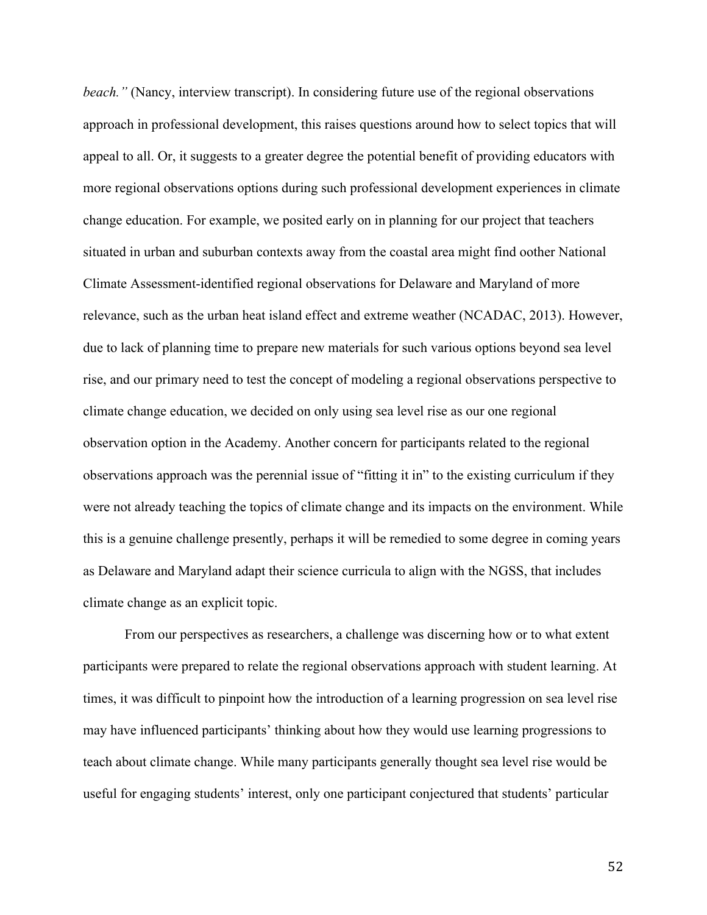*beach."* (Nancy, interview transcript). In considering future use of the regional observations approach in professional development, this raises questions around how to select topics that will appeal to all. Or, it suggests to a greater degree the potential benefit of providing educators with more regional observations options during such professional development experiences in climate change education. For example, we posited early on in planning for our project that teachers situated in urban and suburban contexts away from the coastal area might find oother National Climate Assessment-identified regional observations for Delaware and Maryland of more relevance, such as the urban heat island effect and extreme weather (NCADAC, 2013). However, due to lack of planning time to prepare new materials for such various options beyond sea level rise, and our primary need to test the concept of modeling a regional observations perspective to climate change education, we decided on only using sea level rise as our one regional observation option in the Academy. Another concern for participants related to the regional observations approach was the perennial issue of "fitting it in" to the existing curriculum if they were not already teaching the topics of climate change and its impacts on the environment. While this is a genuine challenge presently, perhaps it will be remedied to some degree in coming years as Delaware and Maryland adapt their science curricula to align with the NGSS, that includes climate change as an explicit topic.

From our perspectives as researchers, a challenge was discerning how or to what extent participants were prepared to relate the regional observations approach with student learning. At times, it was difficult to pinpoint how the introduction of a learning progression on sea level rise may have influenced participants' thinking about how they would use learning progressions to teach about climate change. While many participants generally thought sea level rise would be useful for engaging students' interest, only one participant conjectured that students' particular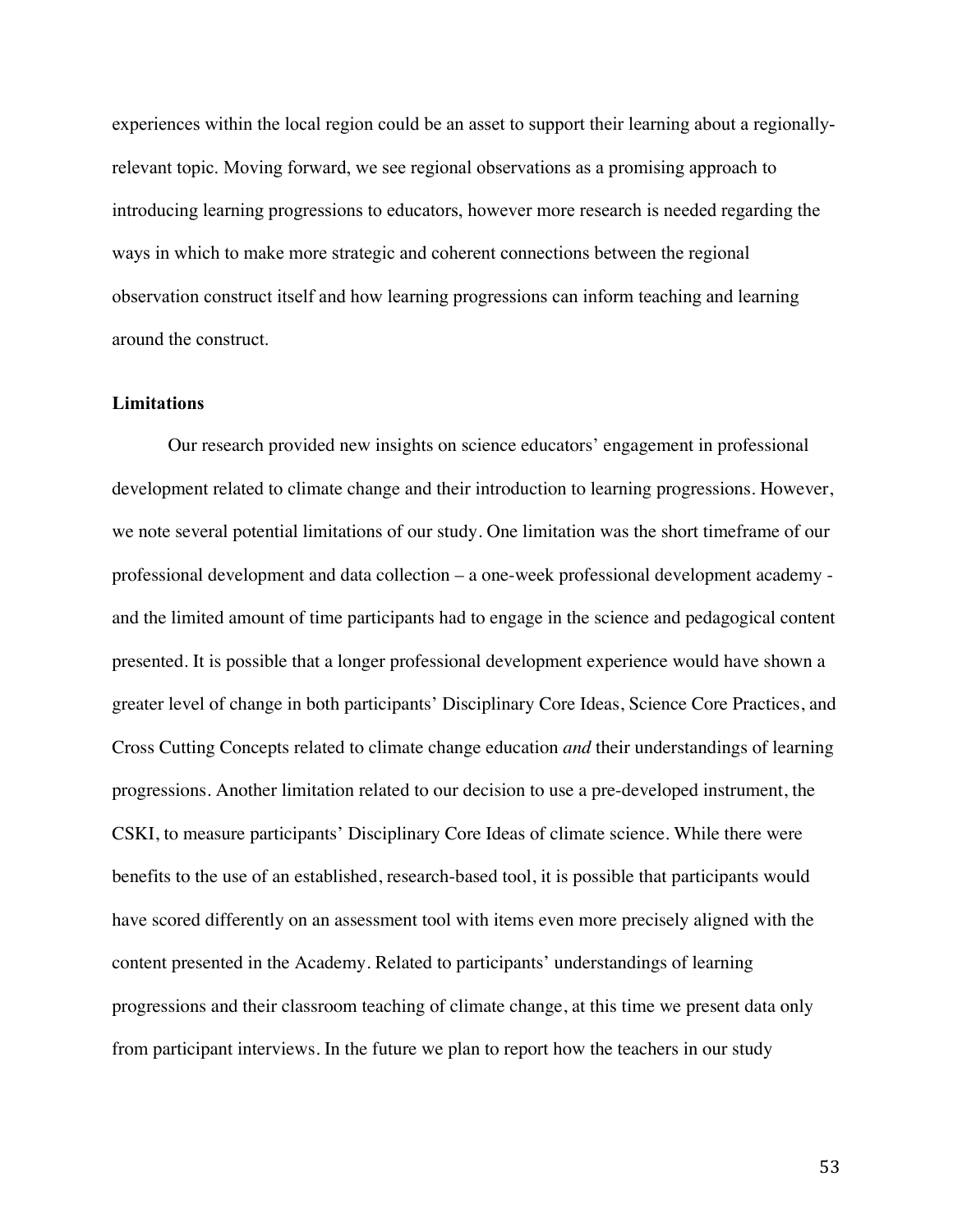experiences within the local region could be an asset to support their learning about a regionally-relevant topic. Moving forward, we see regional observations as a promising approach to introducing learning progressions to educators, however more research is needed regarding the ways in which to make more strategic and coherent connections between the regional observation construct itself and how learning progressions can inform teaching and learning around the construct.

**Limitations**

Our research provided new insights on science educators' engagement in professional development related to climate change and their introduction to learning progressions. However, we note several potential limitations of our study. One limitation was the short timeframe of our professional development and data collection – a one-week professional development academy - and the limited amount of time participants had to engage in the science and pedagogical content presented. It is possible that a longer professional development experience would have shown a greater level of change in both participants' Disciplinary Core Ideas, Science Core Practices, and Cross Cutting Concepts related to climate change education *and* their understandings of learning progressions. Another limitation related to our decision to use a pre-developed instrument, the CSKI, to measure participants' Disciplinary Core Ideas of climate science. While there were benefits to the use of an established, research-based tool, it is possible that participants would have scored differently on an assessment tool with items even more precisely aligned with the content presented in the Academy. Related to participants' understandings of learning progressions and their classroom teaching of climate change, at this time we present data only from participant interviews. In the future we plan to report how the teachers in our study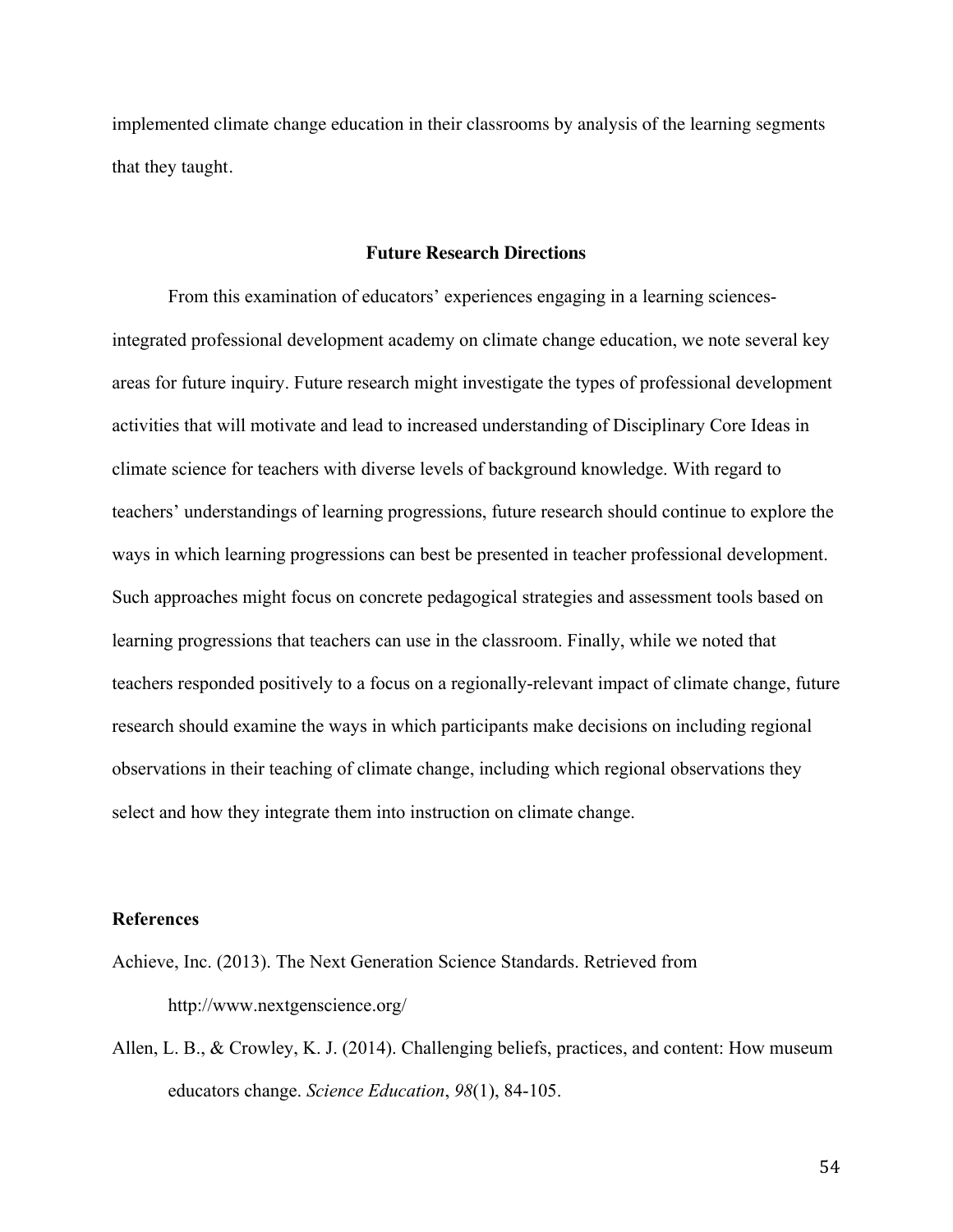implemented climate change education in their classrooms by analysis of the learning segments that they taught.

## Future Research Directions

From this examination of educators' experiences engaging in a learning sciences-integrated professional development academy on climate change education, we note several key areas for future inquiry. Future research might investigate the types of professional development activities that will motivate and lead to increased understanding of Disciplinary Core Ideas in climate science for teachers with diverse levels of background knowledge. With regard to teachers' understandings of learning progressions, future research should continue to explore the ways in which learning progressions can best be presented in teacher professional development. Such approaches might focus on concrete pedagogical strategies and assessment tools based on learning progressions that teachers can use in the classroom. Finally, while we noted that teachers responded positively to a focus on a regionally-relevant impact of climate change, future research should examine the ways in which participants make decisions on including regional observations in their teaching of climate change, including which regional observations they select and how they integrate them into instruction on climate change.

## References

Achieve, Inc. (2013). The Next Generation Science Standards. Retrieved from http://www.nextgenscience.org/

Allen, L. B., & Crowley, K. J. (2014). Challenging beliefs, practices, and content: How museum educators change. *Science Education*, *98*(1), 84-105.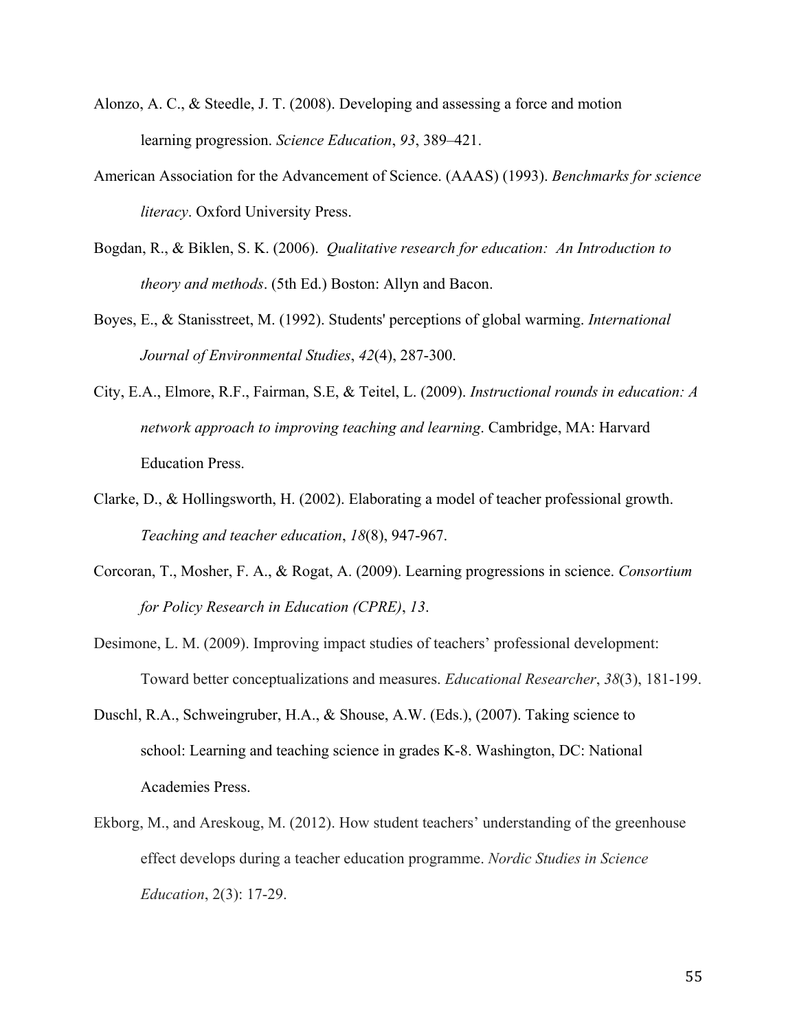Alonzo, A. C., & Steedle, J. T. (2008). Developing and assessing a force and motion learning progression. *Science Education*, *93*, 389–421.

American Association for the Advancement of Science. (AAAS) (1993). *Benchmarks for science literacy*. Oxford University Press.

Bogdan, R., & Biklen, S. K. (2006). *Qualitative research for education: An Introduction to theory and methods*. (5th Ed.) Boston: Allyn and Bacon.

Boyes, E., & Stanisstreet, M. (1992). Students' perceptions of global warming. *International Journal of Environmental Studies*, *42*(4), 287-300.

City, E.A., Elmore, R.F., Fairman, S.E, & Teitel, L. (2009). *Instructional rounds in education: A network approach to improving teaching and learning*. Cambridge, MA: Harvard Education Press.

Clarke, D., & Hollingsworth, H. (2002). Elaborating a model of teacher professional growth. *Teaching and teacher education*, *18*(8), 947-967.

Corcoran, T., Mosher, F. A., & Rogat, A. (2009). Learning progressions in science. *Consortium for Policy Research in Education (CPRE)*, *13*.

Desimone, L. M. (2009). Improving impact studies of teachers' professional development: Toward better conceptualizations and measures. *Educational Researcher*, *38*(3), 181-199.

Duschl, R.A., Schweingruber, H.A., & Shouse, A.W. (Eds.), (2007). Taking science to school: Learning and teaching science in grades K-8. Washington, DC: National Academies Press.

Ekborg, M., and Areskoug, M. (2012). How student teachers' understanding of the greenhouse effect develops during a teacher education programme. *Nordic Studies in Science Education*, 2(3): 17-29.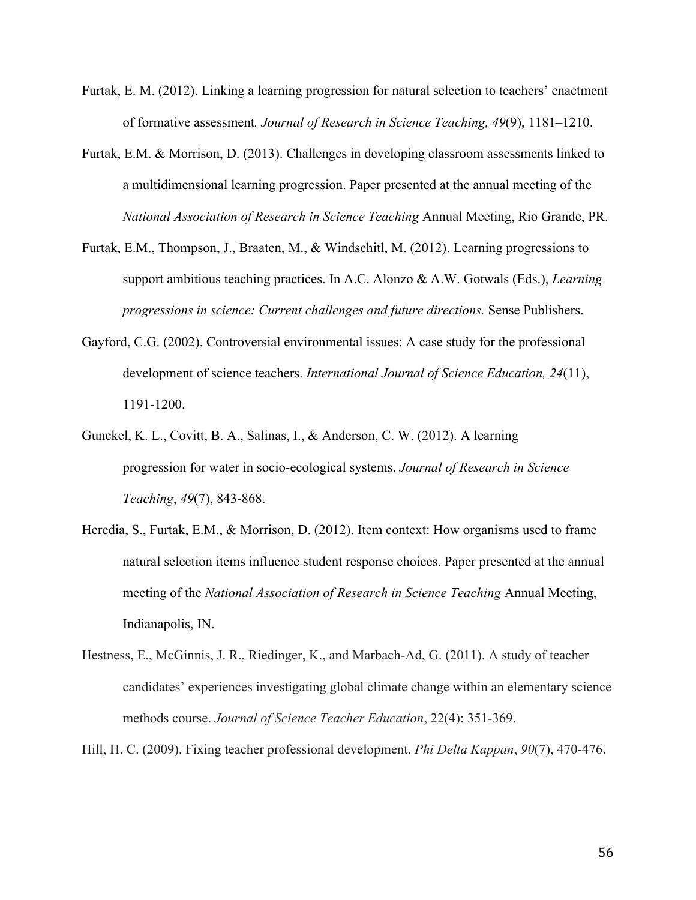Furtak, E. M. (2012). Linking a learning progression for natural selection to teachers' enactment of formative assessment*. Journal of Research in Science Teaching, 49*(9), 1181–1210.

Furtak, E.M. & Morrison, D. (2013). Challenges in developing classroom assessments linked to a multidimensional learning progression. Paper presented at the annual meeting of the *National Association of Research in Science Teaching* Annual Meeting, Rio Grande, PR.

Furtak, E.M., Thompson, J., Braaten, M., & Windschitl, M. (2012). Learning progressions to support ambitious teaching practices. In A.C. Alonzo & A.W. Gotwals (Eds.), *Learning progressions in science: Current challenges and future directions.* Sense Publishers.

Gayford, C.G. (2002). Controversial environmental issues: A case study for the professional development of science teachers. *International Journal of Science Education, 24*(11), 1191-1200.

Gunckel, K. L., Covitt, B. A., Salinas, I., & Anderson, C. W. (2012). A learning progression for water in socio-ecological systems. *Journal of Research in Science Teaching*, *49*(7), 843-868.

Heredia, S., Furtak, E.M., & Morrison, D. (2012). Item context: How organisms used to frame natural selection items influence student response choices. Paper presented at the annual meeting of the *National Association of Research in Science Teaching* Annual Meeting, Indianapolis, IN.

Hestness, E., McGinnis, J. R., Riedinger, K., and Marbach-Ad, G. (2011). A study of teacher candidates' experiences investigating global climate change within an elementary science methods course. *Journal of Science Teacher Education*, 22(4): 351-369.

Hill, H. C. (2009). Fixing teacher professional development. *Phi Delta Kappan*, *90*(7), 470-476.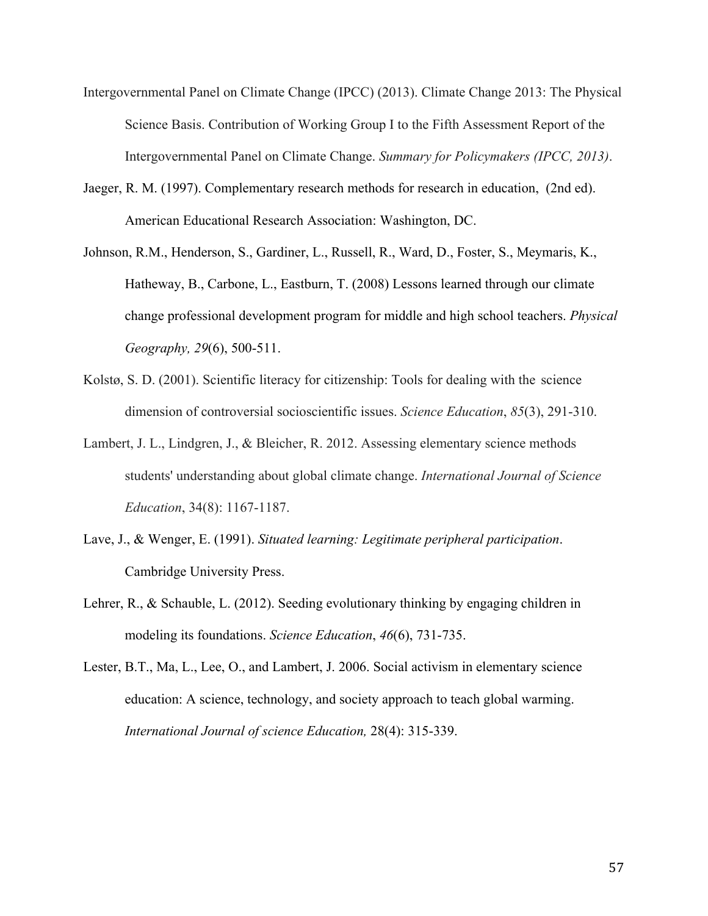Intergovernmental Panel on Climate Change (IPCC) (2013). Climate Change 2013: The Physical Science Basis. Contribution of Working Group I to the Fifth Assessment Report of the Intergovernmental Panel on Climate Change. *Summary for Policymakers (IPCC, 2013)*.

Jaeger, R. M. (1997). Complementary research methods for research in education, (2nd ed). American Educational Research Association: Washington, DC.

Johnson, R.M., Henderson, S., Gardiner, L., Russell, R., Ward, D., Foster, S., Meymaris, K., Hatheway, B., Carbone, L., Eastburn, T. (2008) Lessons learned through our climate change professional development program for middle and high school teachers. *Physical Geography, 29*(6), 500-511.

Kolstø, S. D. (2001). Scientific literacy for citizenship: Tools for dealing with the science dimension of controversial socioscientific issues. *Science Education*, *85*(3), 291-310.

Lambert, J. L., Lindgren, J., & Bleicher, R. 2012. Assessing elementary science methods students' understanding about global climate change. *International Journal of Science Education*, 34(8): 1167-1187.

Lave, J., & Wenger, E. (1991). *Situated learning: Legitimate peripheral participation*. Cambridge University Press.

Lehrer, R., & Schauble, L. (2012). Seeding evolutionary thinking by engaging children in modeling its foundations. *Science Education*, *46*(6), 731-735.

Lester, B.T., Ma, L., Lee, O., and Lambert, J. 2006. Social activism in elementary science education: A science, technology, and society approach to teach global warming. *International Journal of science Education,* 28(4): 315-339.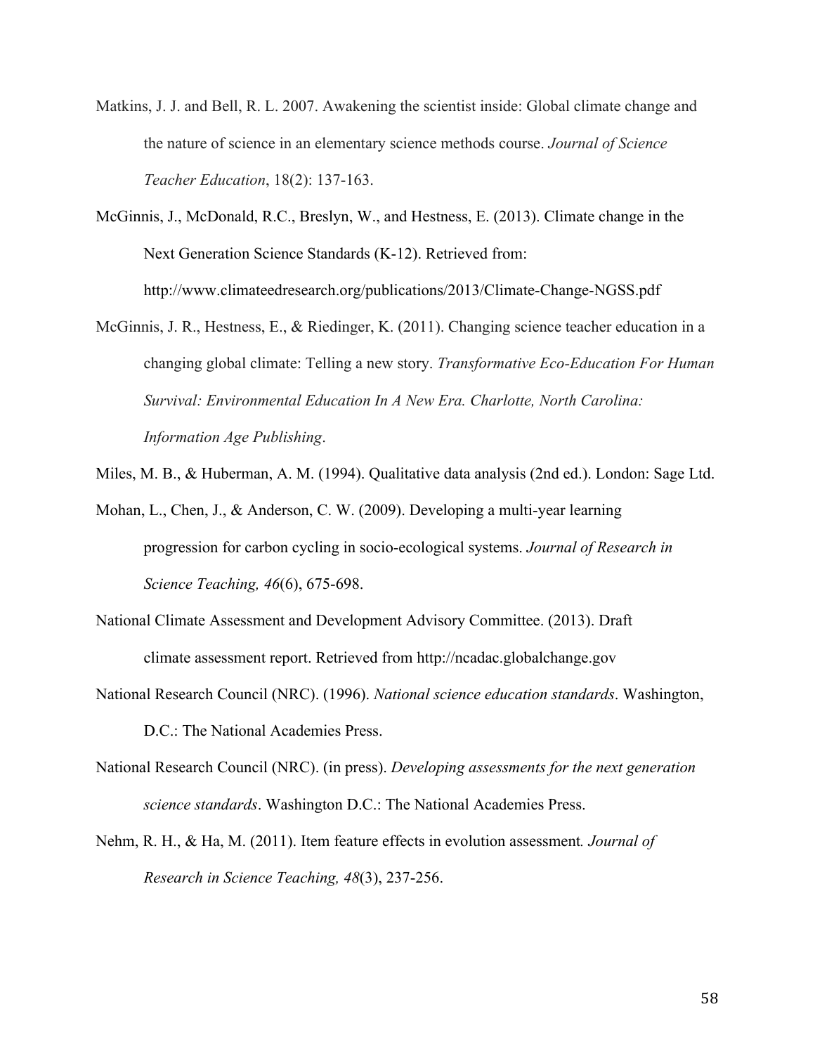Matkins, J. J. and Bell, R. L. 2007. Awakening the scientist inside: Global climate change and the nature of science in an elementary science methods course. *Journal of Science Teacher Education*, 18(2): 137-163.

McGinnis, J., McDonald, R.C., Breslyn, W., and Hestness, E. (2013). Climate change in the Next Generation Science Standards (K-12). Retrieved from: http://www.climateedresearch.org/publications/2013/Climate-Change-NGSS.pdf

McGinnis, J. R., Hestness, E., & Riedinger, K. (2011). Changing science teacher education in a changing global climate: Telling a new story. *Transformative Eco-Education For Human Survival: Environmental Education In A New Era. Charlotte, North Carolina: Information Age Publishing*.

Miles, M. B., & Huberman, A. M. (1994). Qualitative data analysis (2nd ed.). London: Sage Ltd.

Mohan, L., Chen, J., & Anderson, C. W. (2009). Developing a multi-year learning progression for carbon cycling in socio-ecological systems. *Journal of Research in Science Teaching, 46*(6), 675-698.

National Climate Assessment and Development Advisory Committee. (2013). Draft climate assessment report. Retrieved from http://ncadac.globalchange.gov

National Research Council (NRC). (1996). *National science education standards*. Washington, D.C.: The National Academies Press.

National Research Council (NRC). (in press). *Developing assessments for the next generation science standards*. Washington D.C.: The National Academies Press.

Nehm, R. H., & Ha, M. (2011). Item feature effects in evolution assessment*. Journal of Research in Science Teaching, 48*(3), 237-256.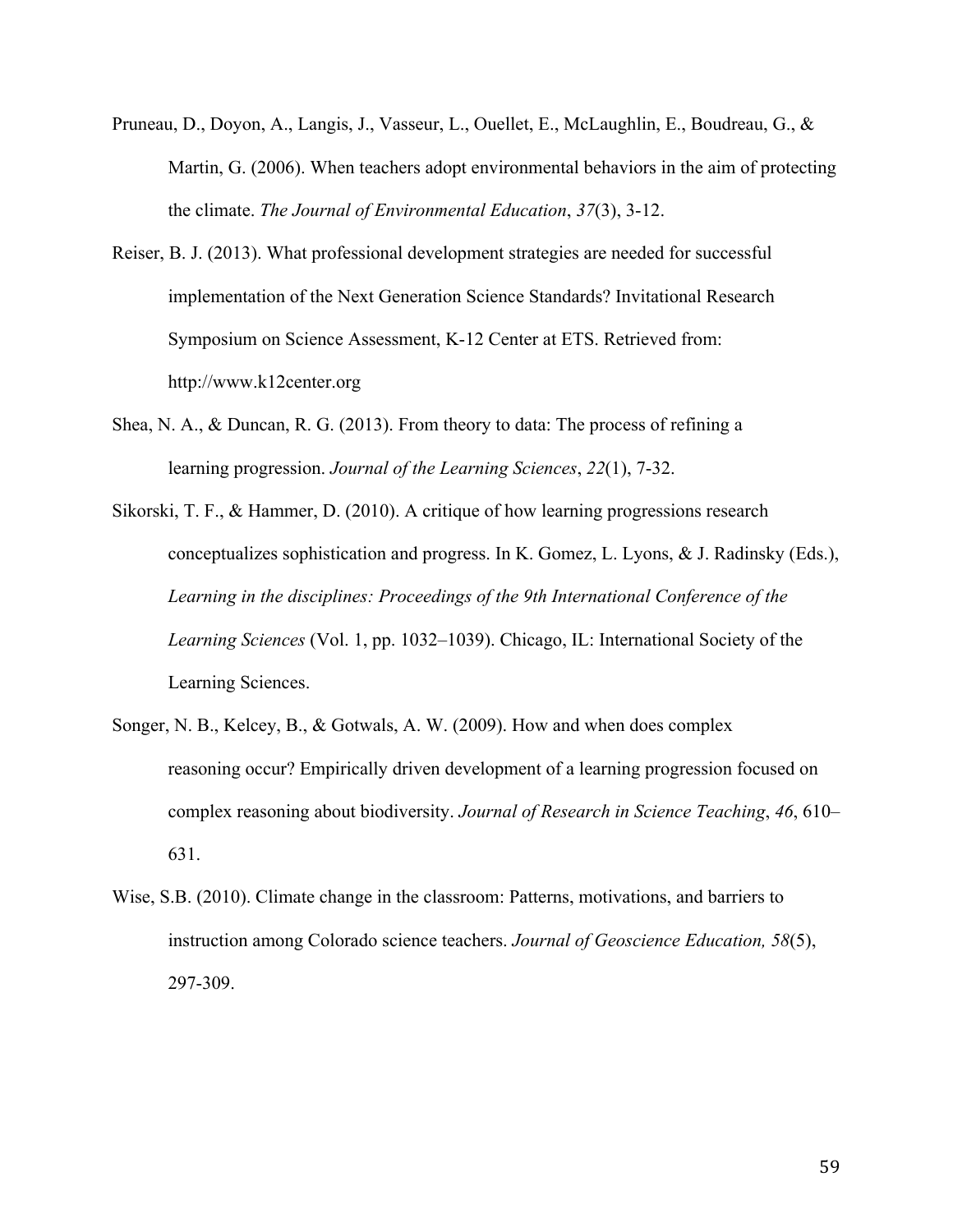Pruneau, D., Doyon, A., Langis, J., Vasseur, L., Ouellet, E., McLaughlin, E., Boudreau, G., & Martin, G. (2006). When teachers adopt environmental behaviors in the aim of protecting the climate. *The Journal of Environmental Education*, *37*(3), 3-12.

Reiser, B. J. (2013). What professional development strategies are needed for successful implementation of the Next Generation Science Standards? Invitational Research Symposium on Science Assessment, K-12 Center at ETS. Retrieved from: http://www.k12center.org

Shea, N. A., & Duncan, R. G. (2013). From theory to data: The process of refining a learning progression. *Journal of the Learning Sciences*, *22*(1), 7-32.

Sikorski, T. F., & Hammer, D. (2010). A critique of how learning progressions research conceptualizes sophistication and progress. In K. Gomez, L. Lyons, & J. Radinsky (Eds.), *Learning in the disciplines: Proceedings of the 9th International Conference of the Learning Sciences* (Vol. 1, pp. 1032–1039). Chicago, IL: International Society of the Learning Sciences.

Songer, N. B., Kelcey, B., & Gotwals, A. W. (2009). How and when does complex reasoning occur? Empirically driven development of a learning progression focused on complex reasoning about biodiversity. *Journal of Research in Science Teaching*, *46*, 610–631.

Wise, S.B. (2010). Climate change in the classroom: Patterns, motivations, and barriers to instruction among Colorado science teachers. *Journal of Geoscience Education, 58*(5), 297-309.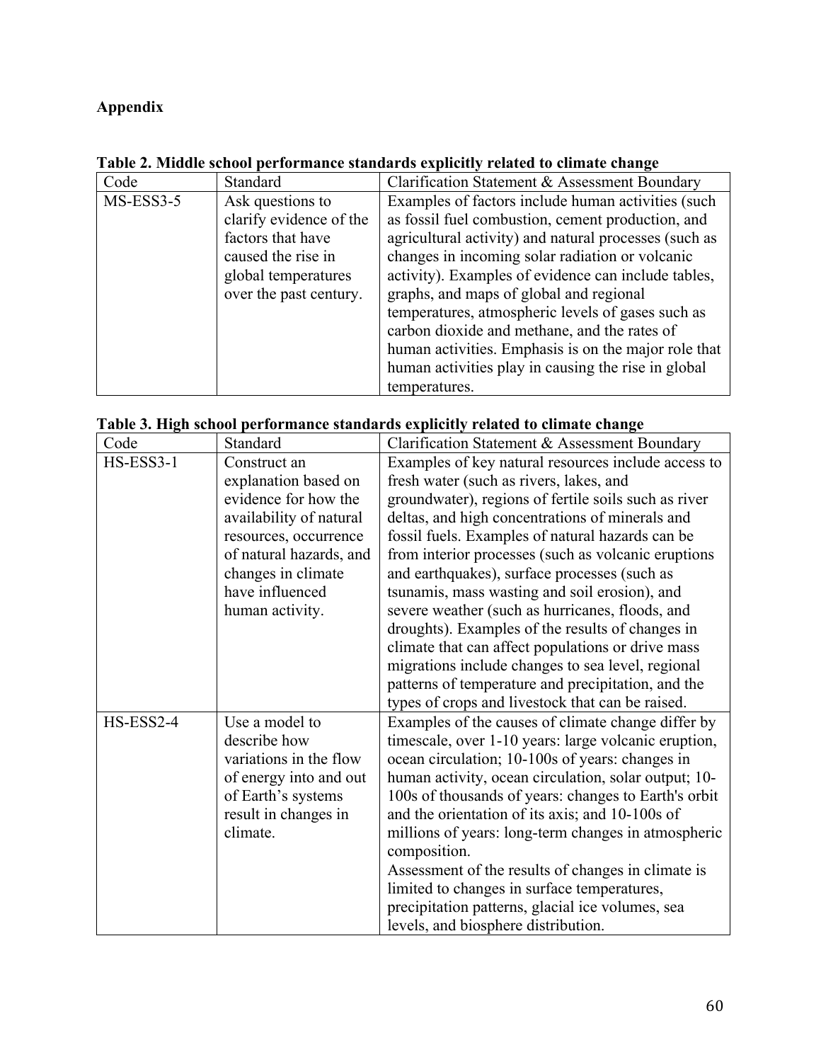## Appendix

**Table 2. Middle school performance standards explicitly related to climate change**

| Code | Standard | Clarification Statement & Assessment Boundary |
|---|---|---|
| MS-ESS3-5 | Ask questions to clarify evidence of the factors that have caused the rise in global temperatures over the past century. | Examples of factors include human activities (such as fossil fuel combustion, cement production, and agricultural activity) and natural processes (such as changes in incoming solar radiation or volcanic activity). Examples of evidence can include tables, graphs, and maps of global and regional temperatures, atmospheric levels of gases such as carbon dioxide and methane, and the rates of human activities. Emphasis is on the major role that human activities play in causing the rise in global temperatures. |

**Table 3. High school performance standards explicitly related to climate change**

| Code | Standard | Clarification Statement & Assessment Boundary |
|---|---|---|
| HS-ESS3-1 | Construct an explanation based on evidence for how the availability of natural resources, occurrence of natural hazards, and changes in climate have influenced human activity. | Examples of key natural resources include access to fresh water (such as rivers, lakes, and groundwater), regions of fertile soils such as river deltas, and high concentrations of minerals and fossil fuels. Examples of natural hazards can be from interior processes (such as volcanic eruptions and earthquakes), surface processes (such as tsunamis, mass wasting and soil erosion), and severe weather (such as hurricanes, floods, and droughts). Examples of the results of changes in climate that can affect populations or drive mass migrations include changes to sea level, regional patterns of temperature and precipitation, and the types of crops and livestock that can be raised. |
| HS-ESS2-4 | Use a model to describe how variations in the flow of energy into and out of Earth's systems result in changes in climate. | Examples of the causes of climate change differ by timescale, over 1-10 years: large volcanic eruption, ocean circulation; 10-100s of years: changes in human activity, ocean circulation, solar output; 10-100s of thousands of years: changes to Earth's orbit and the orientation of its axis; and 10-100s of millions of years: long-term changes in atmospheric composition. Assessment of the results of changes in climate is limited to changes in surface temperatures, precipitation patterns, glacial ice volumes, sea levels, and biosphere distribution. |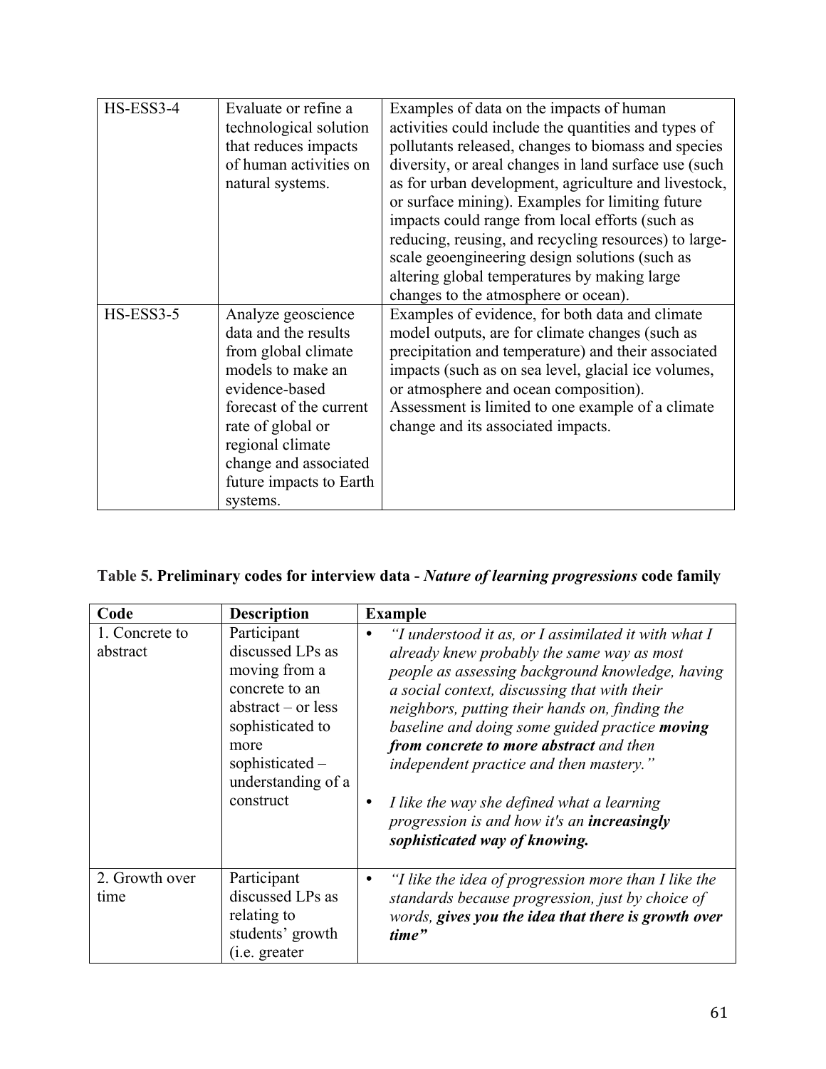| HS-ESS3-4 | Evaluate or refine a technological solution that reduces impacts of human activities on natural systems. | Examples of data on the impacts of human activities could include the quantities and types of pollutants released, changes to biomass and species diversity, or areal changes in land surface use (such as for urban development, agriculture and livestock, or surface mining). Examples for limiting future impacts could range from local efforts (such as reducing, reusing, and recycling resources) to large-scale geoengineering design solutions (such as altering global temperatures by making large changes to the atmosphere or ocean). |
|---|---|---|
| HS-ESS3-5 | Analyze geoscience data and the results from global climate models to make an evidence-based forecast of the current rate of global or regional climate change and associated future impacts to Earth systems. | Examples of evidence, for both data and climate model outputs, are for climate changes (such as precipitation and temperature) and their associated impacts (such as on sea level, glacial ice volumes, or atmosphere and ocean composition). Assessment is limited to one example of a climate change and its associated impacts. |

**Table 5. Preliminary codes for interview data -** ***Nature of learning progressions*** **code family**

| Code | Description | Example |
|---|---|---|
| 1. Concrete to abstract | Participant discussed LPs as moving from a concrete to an abstract – or less sophisticated to more sophisticated – understanding of a construct | • *"I understood it as, or I assimilated it with what I already knew probably the same way as most people as assessing background knowledge, having a social context, discussing that with their neighbors, putting their hands on, finding the baseline and doing some guided practice* ***moving from concrete to more abstract*** *and then independent practice and then mastery."* <br><br> • *I like the way she defined what a learning progression is and how it's an* ***increasingly sophisticated way of knowing.*** |
| 2. Growth over time | Participant discussed LPs as relating to students' growth (i.e. greater | • *"I like the idea of progression more than I like the standards because progression, just by choice of words,* ***gives you the idea that there is growth over time"*** |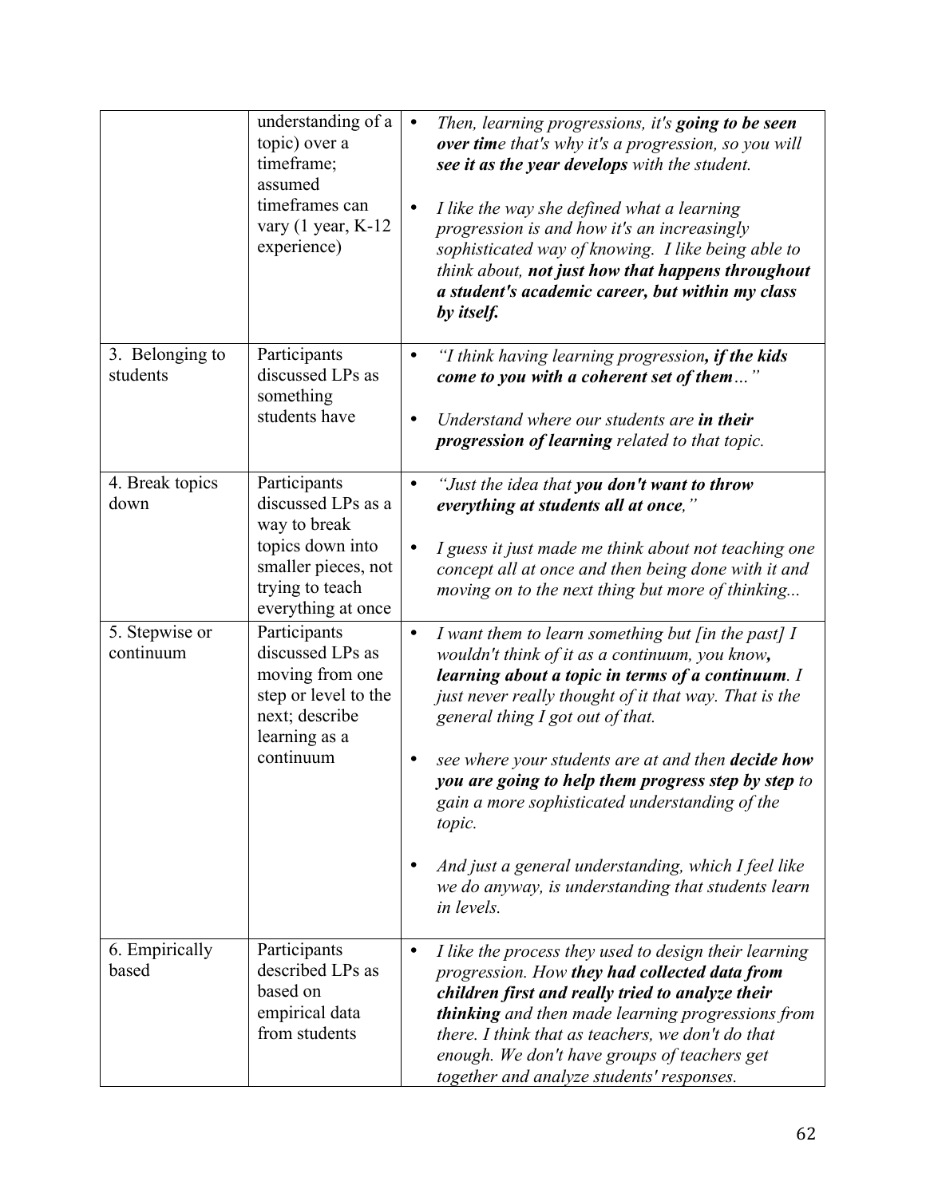| | | |
|---|---|---|
| | understanding of a topic) over a timeframe; assumed timeframes can vary (1 year, K-12 experience) | • *Then, learning progressions, it's **going to be seen over tim**e that's why it's a progression, so you will **see it as the year develops** with the student.*<br><br>• *I like the way she defined what a learning progression is and how it's an increasingly sophisticated way of knowing. I like being able to think about, **not just how that happens throughout a student's academic career, but within my class by itself.*** |
| 3. Belonging to students | Participants discussed LPs as something students have | • *"I think having learning progression**, if the kids come to you with a coherent set of them**…"*<br><br>• *Understand where our students are **in their progression of learning** related to that topic.* |
| 4. Break topics down | Participants discussed LPs as a way to break topics down into smaller pieces, not trying to teach everything at once | • *"Just the idea that **you don't want to throw everything at students all at once**,"*<br><br>• *I guess it just made me think about not teaching one concept all at once and then being done with it and moving on to the next thing but more of thinking...* |
| 5. Stepwise or continuum | Participants discussed LPs as moving from one step or level to the next; describe learning as a continuum | • *I want them to learn something but [in the past] I wouldn't think of it as a continuum, you know**, learning about a topic in terms of a continuum**. I just never really thought of it that way. That is the general thing I got out of that.*<br><br>• *see where your students are at and then **decide how you are going to help them progress step by step** to gain a more sophisticated understanding of the topic.*<br><br>• *And just a general understanding, which I feel like we do anyway, is understanding that students learn in levels.* |
| 6. Empirically based | Participants described LPs as based on empirical data from students | • *I like the process they used to design their learning progression. How **they had collected data from children first and really tried to analyze their thinking** and then made learning progressions from there. I think that as teachers, we don't do that enough. We don't have groups of teachers get together and analyze students' responses.* |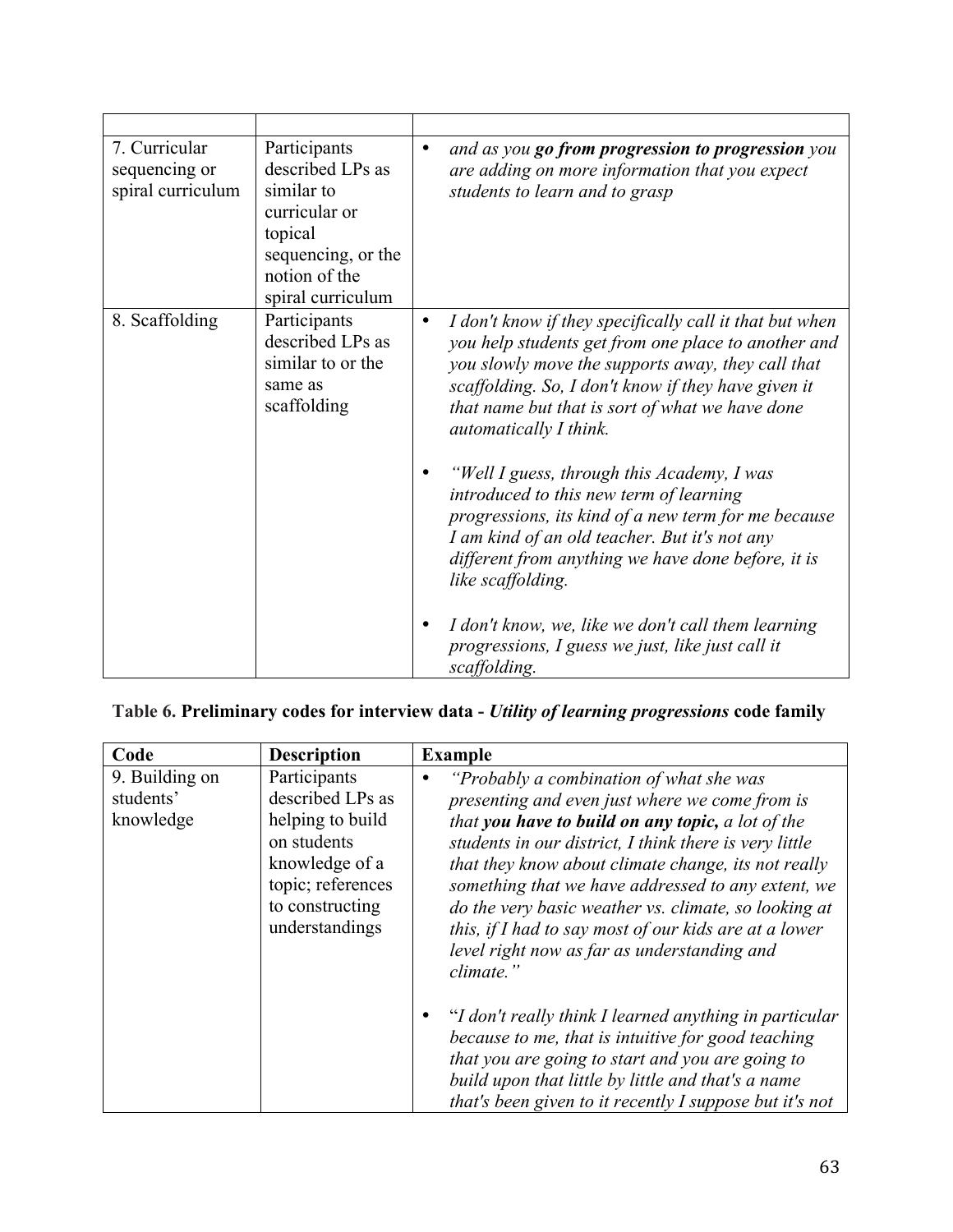| | | |
|---|---|---|
| 7. Curricular sequencing or spiral curriculum | Participants described LPs as similar to curricular or topical sequencing, or the notion of the spiral curriculum | • *and as you* ***go from progression to progression*** *you are adding on more information that you expect students to learn and to grasp* |
| 8. Scaffolding | Participants described LPs as similar to or the same as scaffolding | • *I don't know if they specifically call it that but when you help students get from one place to another and you slowly move the supports away, they call that scaffolding. So, I don't know if they have given it that name but that is sort of what we have done automatically I think.*<br><br>• *"Well I guess, through this Academy, I was introduced to this new term of learning progressions, its kind of a new term for me because I am kind of an old teacher. But it's not any different from anything we have done before, it is like scaffolding.*<br><br>• *I don't know, we, like we don't call them learning progressions, I guess we just, like just call it scaffolding.* |

**Table 6. Preliminary codes for interview data -** ***Utility of learning progressions*** **code family**

| Code | Description | Example |
|---|---|---|
| 9. Building on students' knowledge | Participants described LPs as helping to build on students knowledge of a topic; references to constructing understandings | • *"Probably a combination of what she was presenting and even just where we come from is that* ***you have to build on any topic,*** *a lot of the students in our district, I think there is very little that they know about climate change, its not really something that we have addressed to any extent, we do the very basic weather vs. climate, so looking at this, if I had to say most of our kids are at a lower level right now as far as understanding and climate."*<br><br>• "*I don't really think I learned anything in particular because to me, that is intuitive for good teaching that you are going to start and you are going to build upon that little by little and that's a name that's been given to it recently I suppose but it's not* |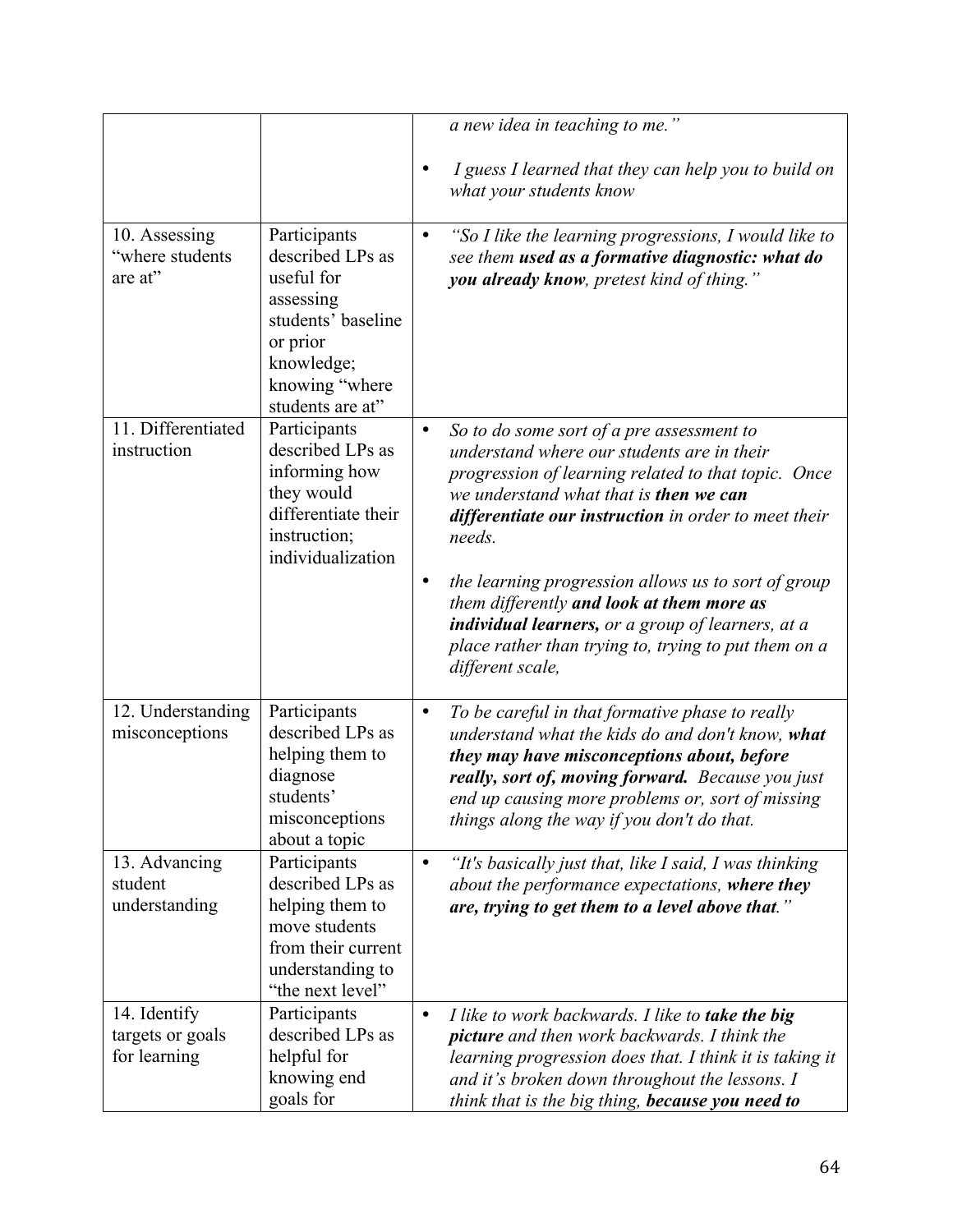| | | |
|---|---|---|
| | | *a new idea in teaching to me."*<br><br>• *I guess I learned that they can help you to build on what your students know* |
| 10. Assessing "where students are at" | Participants described LPs as useful for assessing students' baseline or prior knowledge; knowing "where students are at" | • *"So I like the learning progressions, I would like to see them* ***used as a formative diagnostic: what do you already know****, pretest kind of thing."* |
| 11. Differentiated instruction | Participants described LPs as informing how they would differentiate their instruction; individualization | • *So to do some sort of a pre assessment to understand where our students are in their progression of learning related to that topic. Once we understand what that is* ***then we can differentiate our instruction*** *in order to meet their needs.*<br><br>• *the learning progression allows us to sort of group them differently* ***and look at them more as individual learners,*** *or a group of learners, at a place rather than trying to, trying to put them on a different scale,* |
| 12. Understanding misconceptions | Participants described LPs as helping them to diagnose students' misconceptions about a topic | • *To be careful in that formative phase to really understand what the kids do and don't know,* ***what they may have misconceptions about, before really, sort of, moving forward.*** *Because you just end up causing more problems or, sort of missing things along the way if you don't do that.* |
| 13. Advancing student understanding | Participants described LPs as helping them to move students from their current understanding to "the next level" | • *"It's basically just that, like I said, I was thinking about the performance expectations,* ***where they are, trying to get them to a level above that****."* |
| 14. Identify targets or goals for learning | Participants described LPs as helpful for knowing end goals for | • *I like to work backwards. I like to* ***take the big picture*** *and then work backwards. I think the learning progression does that. I think it is taking it and it's broken down throughout the lessons. I think that is the big thing,* ***because you need to*** |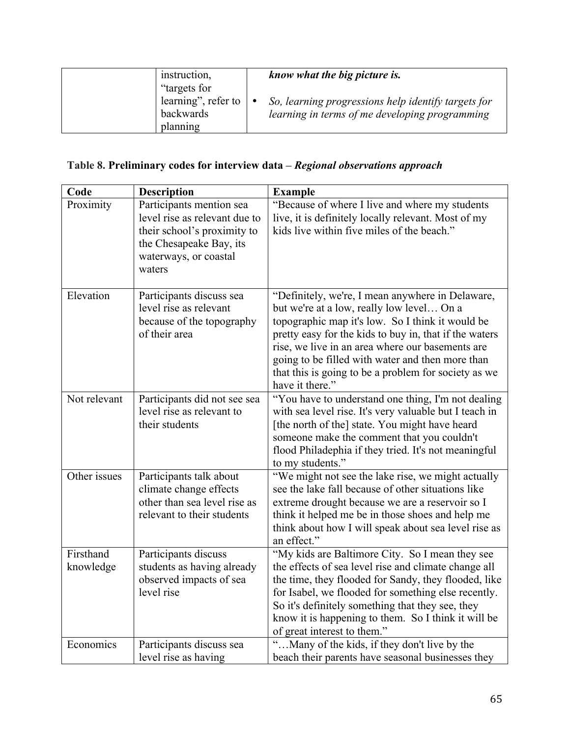| | | |
|---|---|---|
| | instruction, "targets for learning", refer to backwards planning | ***know what the big picture is.*** <br> • *So, learning progressions help identify targets for learning in terms of me developing programming* |

**Table 8. Preliminary codes for interview data –** ***Regional observations approach***

| Code | Description | Example |
|---|---|---|
| Proximity | Participants mention sea level rise as relevant due to their school's proximity to the Chesapeake Bay, its waterways, or coastal waters | "Because of where I live and where my students live, it is definitely locally relevant. Most of my kids live within five miles of the beach." |
| Elevation | Participants discuss sea level rise as relevant because of the topography of their area | "Definitely, we're, I mean anywhere in Delaware, but we're at a low, really low level… On a topographic map it's low. So I think it would be pretty easy for the kids to buy in, that if the waters rise, we live in an area where our basements are going to be filled with water and then more than that this is going to be a problem for society as we have it there." |
| Not relevant | Participants did not see sea level rise as relevant to their students | "You have to understand one thing, I'm not dealing with sea level rise. It's very valuable but I teach in [the north of the] state. You might have heard someone make the comment that you couldn't flood Philadephia if they tried. It's not meaningful to my students." |
| Other issues | Participants talk about climate change effects other than sea level rise as relevant to their students | "We might not see the lake rise, we might actually see the lake fall because of other situations like extreme drought because we are a reservoir so I think it helped me be in those shoes and help me think about how I will speak about sea level rise as an effect." |
| Firsthand knowledge | Participants discuss students as having already observed impacts of sea level rise | "My kids are Baltimore City. So I mean they see the effects of sea level rise and climate change all the time, they flooded for Sandy, they flooded, like for Isabel, we flooded for something else recently. So it's definitely something that they see, they know it is happening to them. So I think it will be of great interest to them." |
| Economics | Participants discuss sea level rise as having | "…Many of the kids, if they don't live by the beach their parents have seasonal businesses they |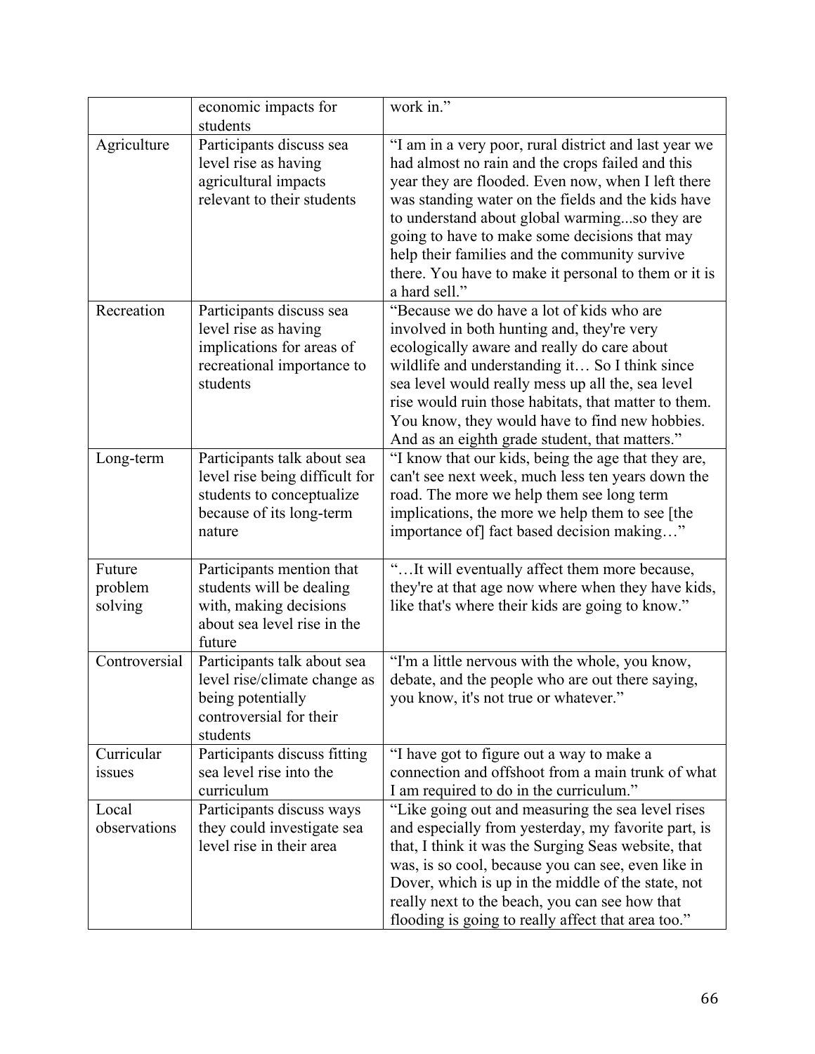| | | |
|---|---|---|
| | economic impacts for students | work in." |
| Agriculture | Participants discuss sea level rise as having agricultural impacts relevant to their students | "I am in a very poor, rural district and last year we had almost no rain and the crops failed and this year they are flooded. Even now, when I left there was standing water on the fields and the kids have to understand about global warming...so they are going to have to make some decisions that may help their families and the community survive there. You have to make it personal to them or it is a hard sell." |
| Recreation | Participants discuss sea level rise as having implications for areas of recreational importance to students | "Because we do have a lot of kids who are involved in both hunting and, they're very ecologically aware and really do care about wildlife and understanding it… So I think since sea level would really mess up all the, sea level rise would ruin those habitats, that matter to them. You know, they would have to find new hobbies. And as an eighth grade student, that matters." |
| Long-term | Participants talk about sea level rise being difficult for students to conceptualize because of its long-term nature | "I know that our kids, being the age that they are, can't see next week, much less ten years down the road. The more we help them see long term implications, the more we help them to see [the importance of] fact based decision making…" |
| Future problem solving | Participants mention that students will be dealing with, making decisions about sea level rise in the future | "…It will eventually affect them more because, they're at that age now where when they have kids, like that's where their kids are going to know." |
| Controversial | Participants talk about sea level rise/climate change as being potentially controversial for their students | "I'm a little nervous with the whole, you know, debate, and the people who are out there saying, you know, it's not true or whatever." |
| Curricular issues | Participants discuss fitting sea level rise into the curriculum | "I have got to figure out a way to make a connection and offshoot from a main trunk of what I am required to do in the curriculum." |
| Local observations | Participants discuss ways they could investigate sea level rise in their area | "Like going out and measuring the sea level rises and especially from yesterday, my favorite part, is that, I think it was the Surging Seas website, that was, is so cool, because you can see, even like in Dover, which is up in the middle of the state, not really next to the beach, you can see how that flooding is going to really affect that area too." |